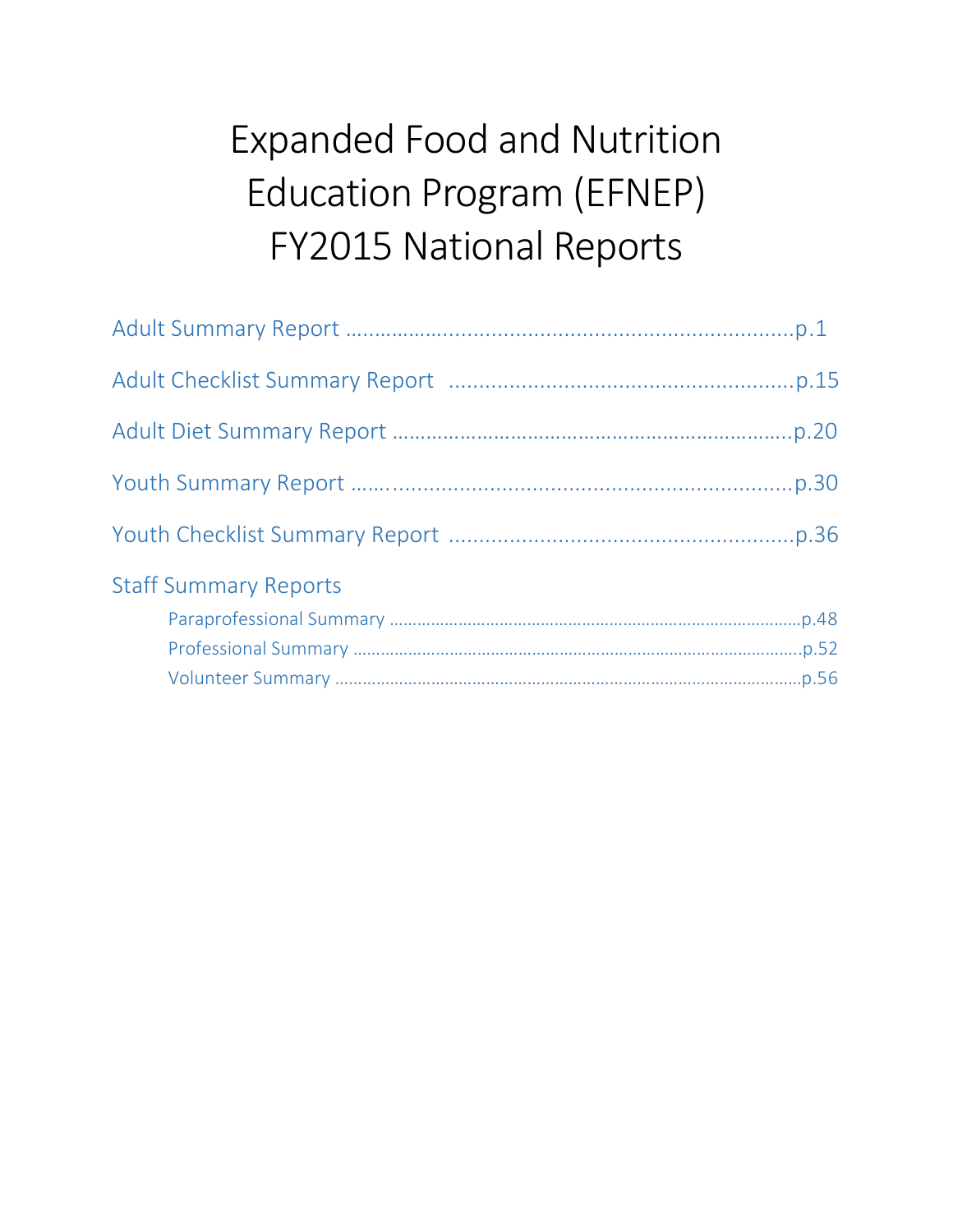# Expanded Food and Nutrition Education Program (EFNEP) FY2015 National Reports

Adult Summary Report ....................................................................p.1

Adult Checklist Summary Report ........................................................p.15

Adult Diet Summary Report ...............................................................p.20

Youth Summary Report ......................................................................p.30

Youth Checklist Summary Report .......................................................p.36

Staff Summary Reports

- Paraprofessional Summary ..................................................................p.48
- Professional Summary ........................................................................p.52
- Volunteer Summary ............................................................................p.56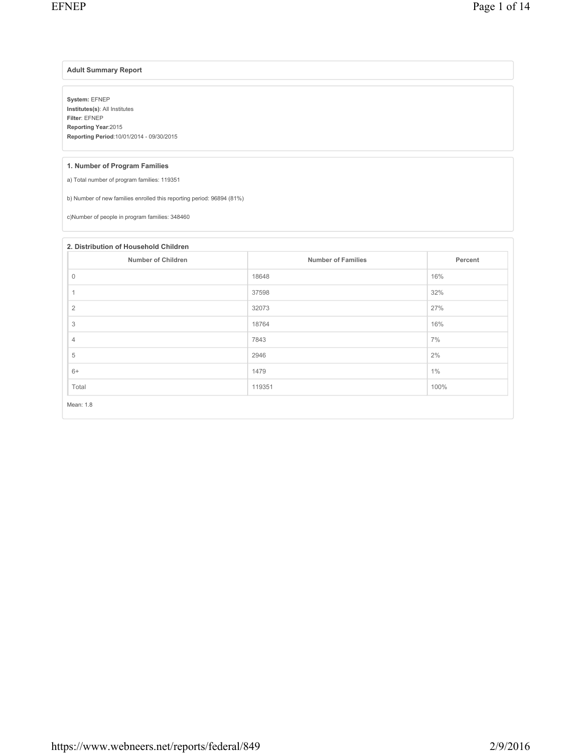## Adult Summary Report

**System:** EFNEP
**Institutes(s)**: All Institutes
**Filter**: EFNEP
**Reporting Year**:2015
**Reporting Period**:10/01/2014 - 09/30/2015

### 1. Number of Program Families

a) Total number of program families: 119351

b) Number of new families enrolled this reporting period: 96894 (81%)

c)Number of people in program families: 348460

### 2. Distribution of Household Children

| Number of Children | Number of Families | Percent |
|---|---|---|
| 0 | 18648 | 16% |
| 1 | 37598 | 32% |
| 2 | 32073 | 27% |
| 3 | 18764 | 16% |
| 4 | 7843 | 7% |
| 5 | 2946 | 2% |
| 6+ | 1479 | 1% |
| Total | 119351 | 100% |

Mean: 1.8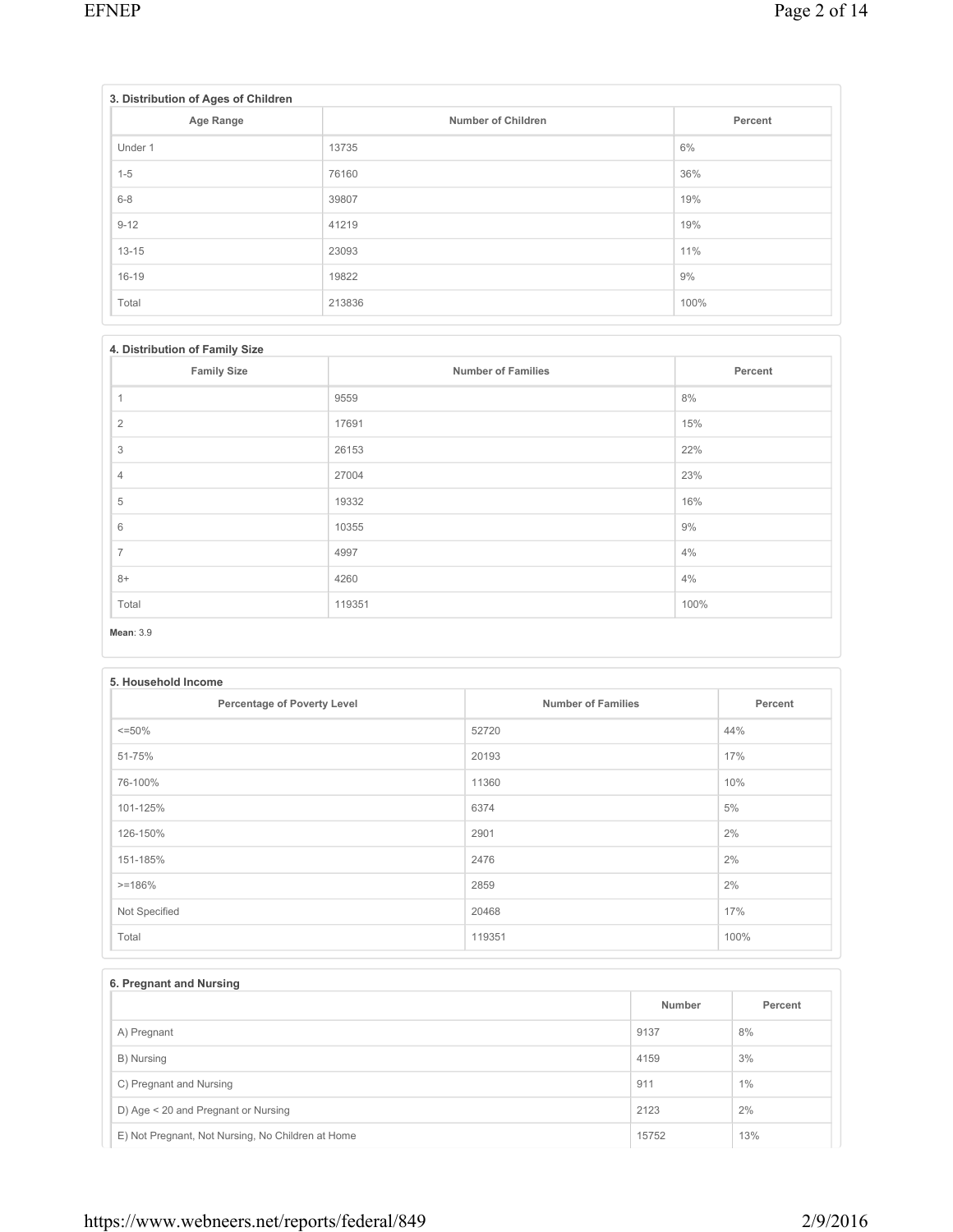### 3. Distribution of Ages of Children

| Age Range | Number of Children | Percent |
|---|---|---|
| Under 1 | 13735 | 6% |
| 1-5 | 76160 | 36% |
| 6-8 | 39807 | 19% |
| 9-12 | 41219 | 19% |
| 13-15 | 23093 | 11% |
| 16-19 | 19822 | 9% |
| Total | 213836 | 100% |

### 4. Distribution of Family Size

| Family Size | Number of Families | Percent |
|---|---|---|
| 1 | 9559 | 8% |
| 2 | 17691 | 15% |
| 3 | 26153 | 22% |
| 4 | 27004 | 23% |
| 5 | 19332 | 16% |
| 6 | 10355 | 9% |
| 7 | 4997 | 4% |
| 8+ | 4260 | 4% |
| Total | 119351 | 100% |

**Mean**: 3.9

### 5. Household Income

| Percentage of Poverty Level | Number of Families | Percent |
|---|---|---|
| <=50% | 52720 | 44% |
| 51-75% | 20193 | 17% |
| 76-100% | 11360 | 10% |
| 101-125% | 6374 | 5% |
| 126-150% | 2901 | 2% |
| 151-185% | 2476 | 2% |
| >=186% | 2859 | 2% |
| Not Specified | 20468 | 17% |
| Total | 119351 | 100% |

### 6. Pregnant and Nursing

| | Number | Percent |
|---|---|---|
| A) Pregnant | 9137 | 8% |
| B) Nursing | 4159 | 3% |
| C) Pregnant and Nursing | 911 | 1% |
| D) Age < 20 and Pregnant or Nursing | 2123 | 2% |
| E) Not Pregnant, Not Nursing, No Children at Home | 15752 | 13% |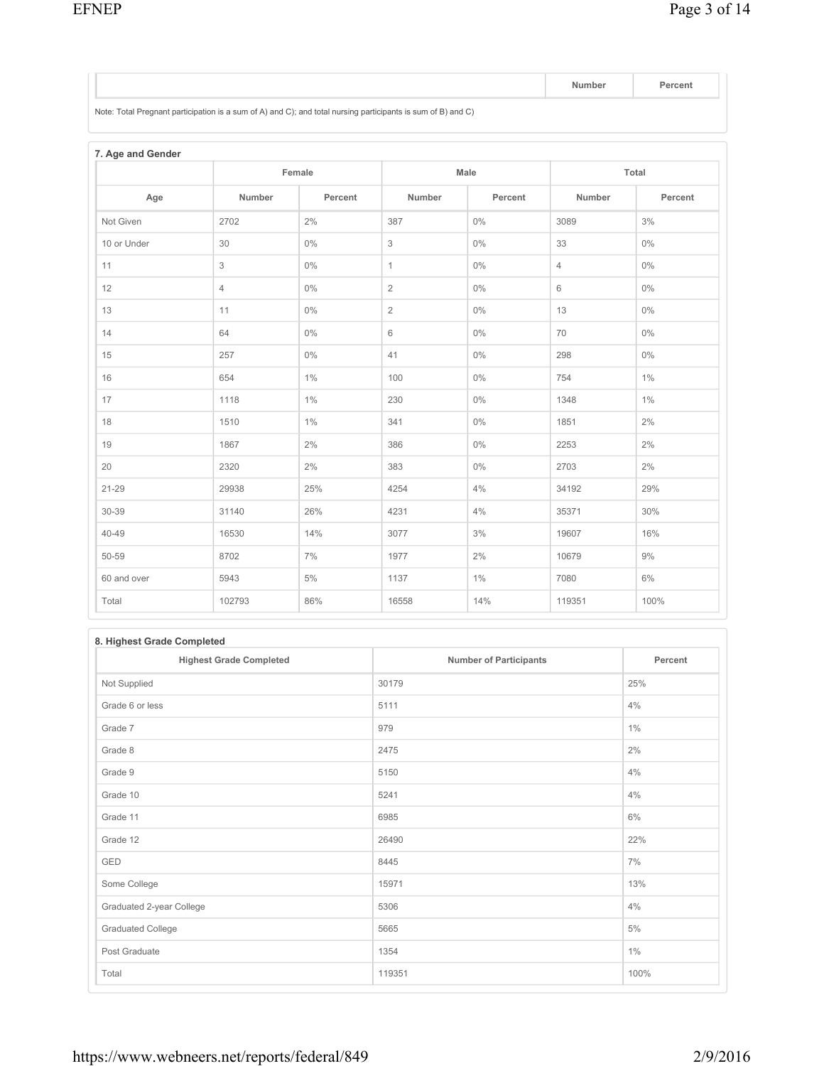| | Number | Percent |
|---|---|---|

Note: Total Pregnant participation is a sum of A) and C); and total nursing participants is sum of B) and C)

### 7. Age and Gender

| | Female | | Male | | Total | |
|---|---|---|---|---|---|---|
| Age | Number | Percent | Number | Percent | Number | Percent |
| Not Given | 2702 | 2% | 387 | 0% | 3089 | 3% |
| 10 or Under | 30 | 0% | 3 | 0% | 33 | 0% |
| 11 | 3 | 0% | 1 | 0% | 4 | 0% |
| 12 | 4 | 0% | 2 | 0% | 6 | 0% |
| 13 | 11 | 0% | 2 | 0% | 13 | 0% |
| 14 | 64 | 0% | 6 | 0% | 70 | 0% |
| 15 | 257 | 0% | 41 | 0% | 298 | 0% |
| 16 | 654 | 1% | 100 | 0% | 754 | 1% |
| 17 | 1118 | 1% | 230 | 0% | 1348 | 1% |
| 18 | 1510 | 1% | 341 | 0% | 1851 | 2% |
| 19 | 1867 | 2% | 386 | 0% | 2253 | 2% |
| 20 | 2320 | 2% | 383 | 0% | 2703 | 2% |
| 21-29 | 29938 | 25% | 4254 | 4% | 34192 | 29% |
| 30-39 | 31140 | 26% | 4231 | 4% | 35371 | 30% |
| 40-49 | 16530 | 14% | 3077 | 3% | 19607 | 16% |
| 50-59 | 8702 | 7% | 1977 | 2% | 10679 | 9% |
| 60 and over | 5943 | 5% | 1137 | 1% | 7080 | 6% |
| Total | 102793 | 86% | 16558 | 14% | 119351 | 100% |

### 8. Highest Grade Completed

| Highest Grade Completed | Number of Participants | Percent |
|---|---|---|
| Not Supplied | 30179 | 25% |
| Grade 6 or less | 5111 | 4% |
| Grade 7 | 979 | 1% |
| Grade 8 | 2475 | 2% |
| Grade 9 | 5150 | 4% |
| Grade 10 | 5241 | 4% |
| Grade 11 | 6985 | 6% |
| Grade 12 | 26490 | 22% |
| GED | 8445 | 7% |
| Some College | 15971 | 13% |
| Graduated 2-year College | 5306 | 4% |
| Graduated College | 5665 | 5% |
| Post Graduate | 1354 | 1% |
| Total | 119351 | 100% |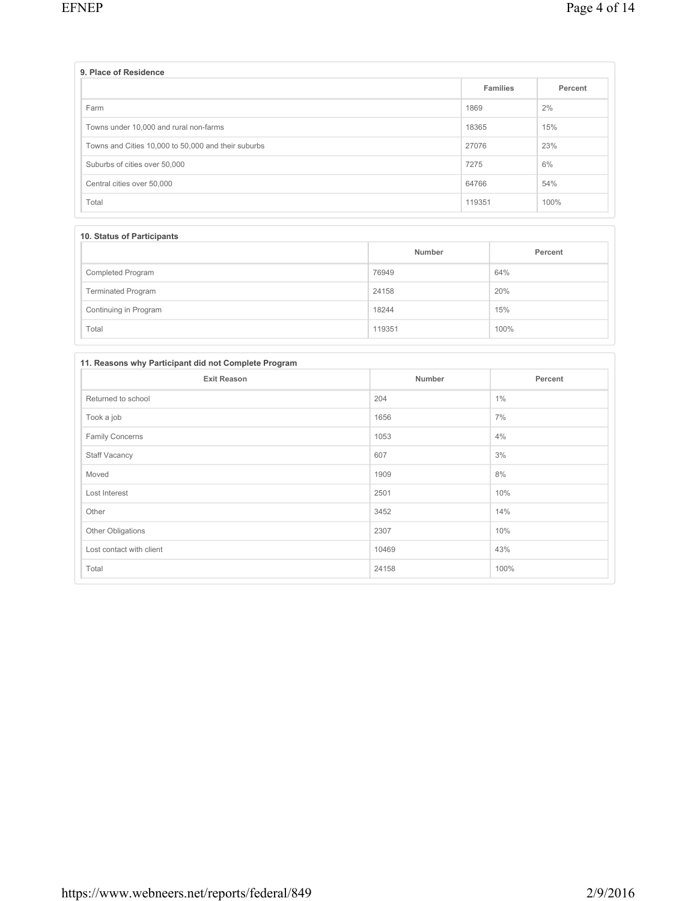### 9. Place of Residence

| | Families | Percent |
|---|---|---|
| Farm | 1869 | 2% |
| Towns under 10,000 and rural non-farms | 18365 | 15% |
| Towns and Cities 10,000 to 50,000 and their suburbs | 27076 | 23% |
| Suburbs of cities over 50,000 | 7275 | 6% |
| Central cities over 50,000 | 64766 | 54% |
| Total | 119351 | 100% |

### 10. Status of Participants

| | Number | Percent |
|---|---|---|
| Completed Program | 76949 | 64% |
| Terminated Program | 24158 | 20% |
| Continuing in Program | 18244 | 15% |
| Total | 119351 | 100% |

### 11. Reasons why Participant did not Complete Program

| Exit Reason | Number | Percent |
|---|---|---|
| Returned to school | 204 | 1% |
| Took a job | 1656 | 7% |
| Family Concerns | 1053 | 4% |
| Staff Vacancy | 607 | 3% |
| Moved | 1909 | 8% |
| Lost Interest | 2501 | 10% |
| Other | 3452 | 14% |
| Other Obligations | 2307 | 10% |
| Lost contact with client | 10469 | 43% |
| Total | 24158 | 100% |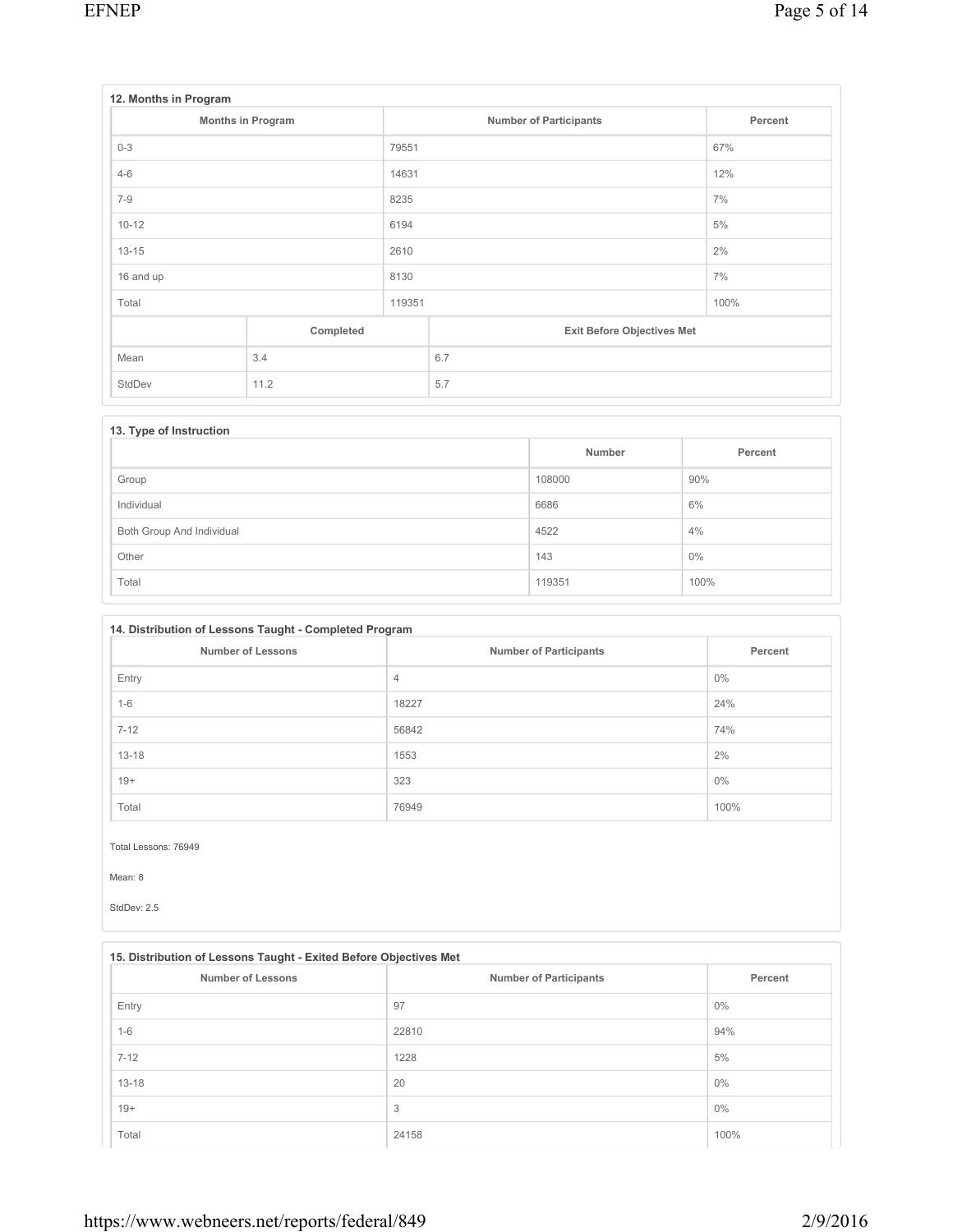### 12. Months in Program

| Months in Program | Number of Participants | Percent |
|---|---|---|
| 0-3 | 79551 | 67% |
| 4-6 | 14631 | 12% |
| 7-9 | 8235 | 7% |
| 10-12 | 6194 | 5% |
| 13-15 | 2610 | 2% |
| 16 and up | 8130 | 7% |
| Total | 119351 | 100% |

| | Completed | Exit Before Objectives Met |
|---|---|---|
| Mean | 3.4 | 6.7 |
| StdDev | 11.2 | 5.7 |

### 13. Type of Instruction

| | Number | Percent |
|---|---|---|
| Group | 108000 | 90% |
| Individual | 6686 | 6% |
| Both Group And Individual | 4522 | 4% |
| Other | 143 | 0% |
| Total | 119351 | 100% |

### 14. Distribution of Lessons Taught - Completed Program

| Number of Lessons | Number of Participants | Percent |
|---|---|---|
| Entry | 4 | 0% |
| 1-6 | 18227 | 24% |
| 7-12 | 56842 | 74% |
| 13-18 | 1553 | 2% |
| 19+ | 323 | 0% |
| Total | 76949 | 100% |

Total Lessons: 76949

Mean: 8

StdDev: 2.5

### 15. Distribution of Lessons Taught - Exited Before Objectives Met

| Number of Lessons | Number of Participants | Percent |
|---|---|---|
| Entry | 97 | 0% |
| 1-6 | 22810 | 94% |
| 7-12 | 1228 | 5% |
| 13-18 | 20 | 0% |
| 19+ | 3 | 0% |
| Total | 24158 | 100% |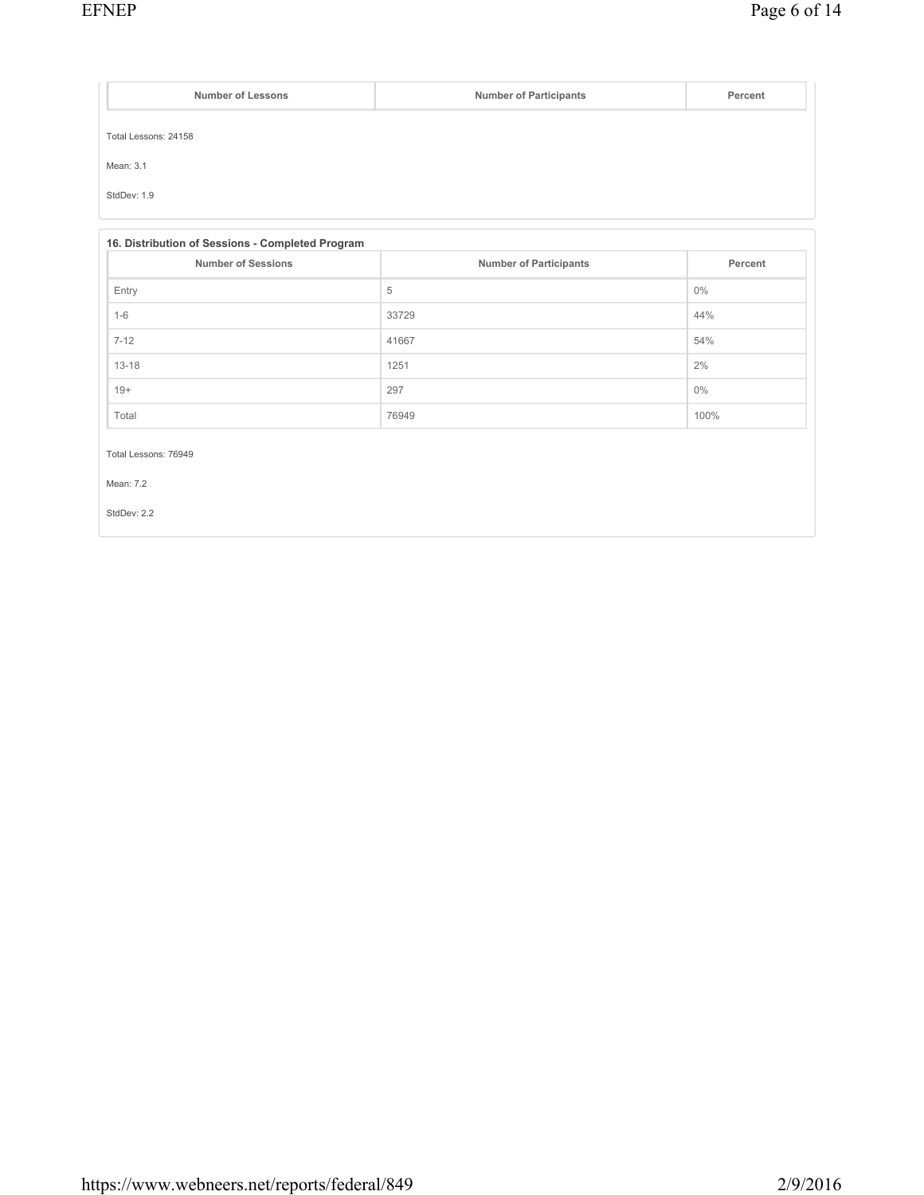| Number of Lessons | Number of Participants | Percent |
| --- | --- | --- |

Total Lessons: 24158

Mean: 3.1

StdDev: 1.9

**16. Distribution of Sessions - Completed Program**

| Number of Sessions | Number of Participants | Percent |
| --- | --- | --- |
| Entry | 5 | 0% |
| 1-6 | 33729 | 44% |
| 7-12 | 41667 | 54% |
| 13-18 | 1251 | 2% |
| 19+ | 297 | 0% |
| Total | 76949 | 100% |

Total Lessons: 76949

Mean: 7.2

StdDev: 2.2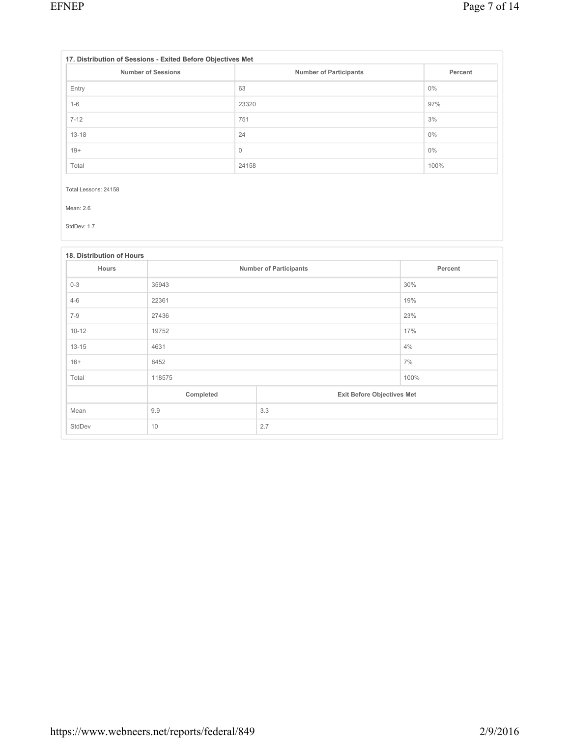### 17. Distribution of Sessions - Exited Before Objectives Met

| Number of Sessions | Number of Participants | Percent |
|---|---|---|
| Entry | 63 | 0% |
| 1-6 | 23320 | 97% |
| 7-12 | 751 | 3% |
| 13-18 | 24 | 0% |
| 19+ | 0 | 0% |
| Total | 24158 | 100% |

Total Lessons: 24158

Mean: 2.6

StdDev: 1.7

### 18. Distribution of Hours

| Hours | Number of Participants | Percent |
|---|---|---|
| 0-3 | 35943 | 30% |
| 4-6 | 22361 | 19% |
| 7-9 | 27436 | 23% |
| 10-12 | 19752 | 17% |
| 13-15 | 4631 | 4% |
| 16+ | 8452 | 7% |
| Total | 118575 | 100% |

| | Completed | Exit Before Objectives Met |
|---|---|---|
| Mean | 9.9 | 3.3 |
| StdDev | 10 | 2.7 |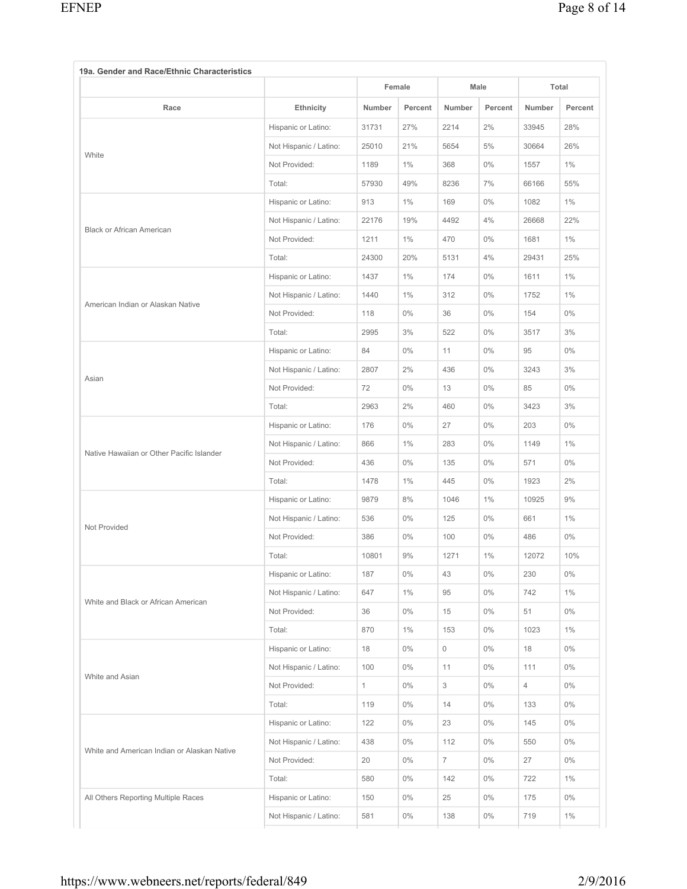### 19a. Gender and Race/Ethnic Characteristics

| | | Female | | Male | | Total | |
|---|---|---|---|---|---|---|---|
| Race | Ethnicity | Number | Percent | Number | Percent | Number | Percent |
| White | Hispanic or Latino: | 31731 | 27% | 2214 | 2% | 33945 | 28% |
| | Not Hispanic / Latino: | 25010 | 21% | 5654 | 5% | 30664 | 26% |
| | Not Provided: | 1189 | 1% | 368 | 0% | 1557 | 1% |
| | Total: | 57930 | 49% | 8236 | 7% | 66166 | 55% |
| Black or African American | Hispanic or Latino: | 913 | 1% | 169 | 0% | 1082 | 1% |
| | Not Hispanic / Latino: | 22176 | 19% | 4492 | 4% | 26668 | 22% |
| | Not Provided: | 1211 | 1% | 470 | 0% | 1681 | 1% |
| | Total: | 24300 | 20% | 5131 | 4% | 29431 | 25% |
| American Indian or Alaskan Native | Hispanic or Latino: | 1437 | 1% | 174 | 0% | 1611 | 1% |
| | Not Hispanic / Latino: | 1440 | 1% | 312 | 0% | 1752 | 1% |
| | Not Provided: | 118 | 0% | 36 | 0% | 154 | 0% |
| | Total: | 2995 | 3% | 522 | 0% | 3517 | 3% |
| Asian | Hispanic or Latino: | 84 | 0% | 11 | 0% | 95 | 0% |
| | Not Hispanic / Latino: | 2807 | 2% | 436 | 0% | 3243 | 3% |
| | Not Provided: | 72 | 0% | 13 | 0% | 85 | 0% |
| | Total: | 2963 | 2% | 460 | 0% | 3423 | 3% |
| Native Hawaiian or Other Pacific Islander | Hispanic or Latino: | 176 | 0% | 27 | 0% | 203 | 0% |
| | Not Hispanic / Latino: | 866 | 1% | 283 | 0% | 1149 | 1% |
| | Not Provided: | 436 | 0% | 135 | 0% | 571 | 0% |
| | Total: | 1478 | 1% | 445 | 0% | 1923 | 2% |
| Not Provided | Hispanic or Latino: | 9879 | 8% | 1046 | 1% | 10925 | 9% |
| | Not Hispanic / Latino: | 536 | 0% | 125 | 0% | 661 | 1% |
| | Not Provided: | 386 | 0% | 100 | 0% | 486 | 0% |
| | Total: | 10801 | 9% | 1271 | 1% | 12072 | 10% |
| White and Black or African American | Hispanic or Latino: | 187 | 0% | 43 | 0% | 230 | 0% |
| | Not Hispanic / Latino: | 647 | 1% | 95 | 0% | 742 | 1% |
| | Not Provided: | 36 | 0% | 15 | 0% | 51 | 0% |
| | Total: | 870 | 1% | 153 | 0% | 1023 | 1% |
| White and Asian | Hispanic or Latino: | 18 | 0% | 0 | 0% | 18 | 0% |
| | Not Hispanic / Latino: | 100 | 0% | 11 | 0% | 111 | 0% |
| | Not Provided: | 1 | 0% | 3 | 0% | 4 | 0% |
| | Total: | 119 | 0% | 14 | 0% | 133 | 0% |
| White and American Indian or Alaskan Native | Hispanic or Latino: | 122 | 0% | 23 | 0% | 145 | 0% |
| | Not Hispanic / Latino: | 438 | 0% | 112 | 0% | 550 | 0% |
| | Not Provided: | 20 | 0% | 7 | 0% | 27 | 0% |
| | Total: | 580 | 0% | 142 | 0% | 722 | 1% |
| All Others Reporting Multiple Races | Hispanic or Latino: | 150 | 0% | 25 | 0% | 175 | 0% |
| | Not Hispanic / Latino: | 581 | 0% | 138 | 0% | 719 | 1% |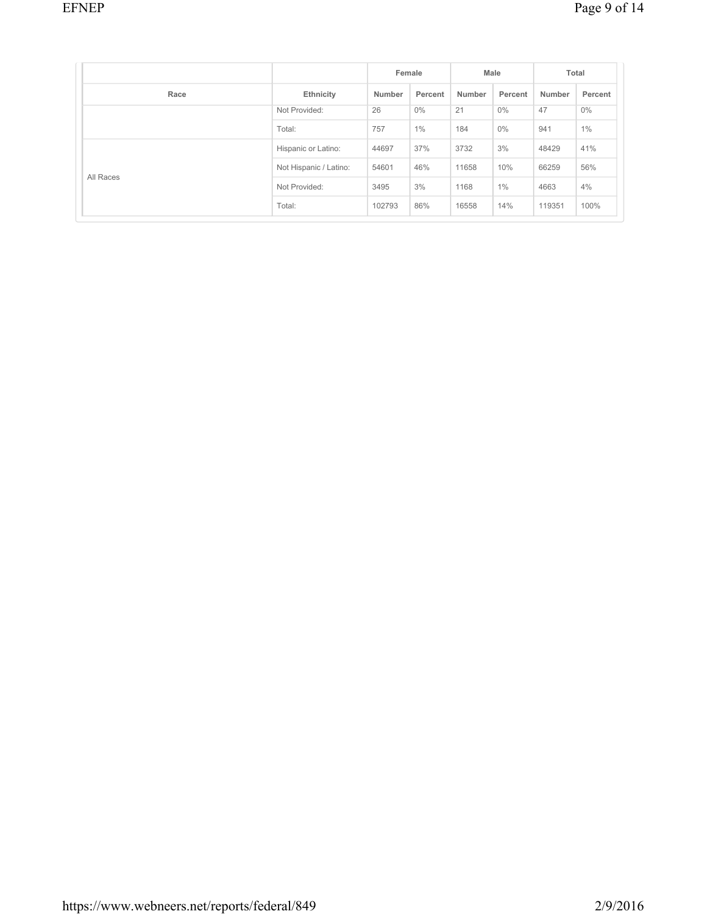| | | Female | | Male | | Total | |
|---|---|---|---|---|---|---|---|
| Race | Ethnicity | Number | Percent | Number | Percent | Number | Percent |
| | Not Provided: | 26 | 0% | 21 | 0% | 47 | 0% |
| | Total: | 757 | 1% | 184 | 0% | 941 | 1% |
| All Races | Hispanic or Latino: | 44697 | 37% | 3732 | 3% | 48429 | 41% |
| | Not Hispanic / Latino: | 54601 | 46% | 11658 | 10% | 66259 | 56% |
| | Not Provided: | 3495 | 3% | 1168 | 1% | 4663 | 4% |
| | Total: | 102793 | 86% | 16558 | 14% | 119351 | 100% |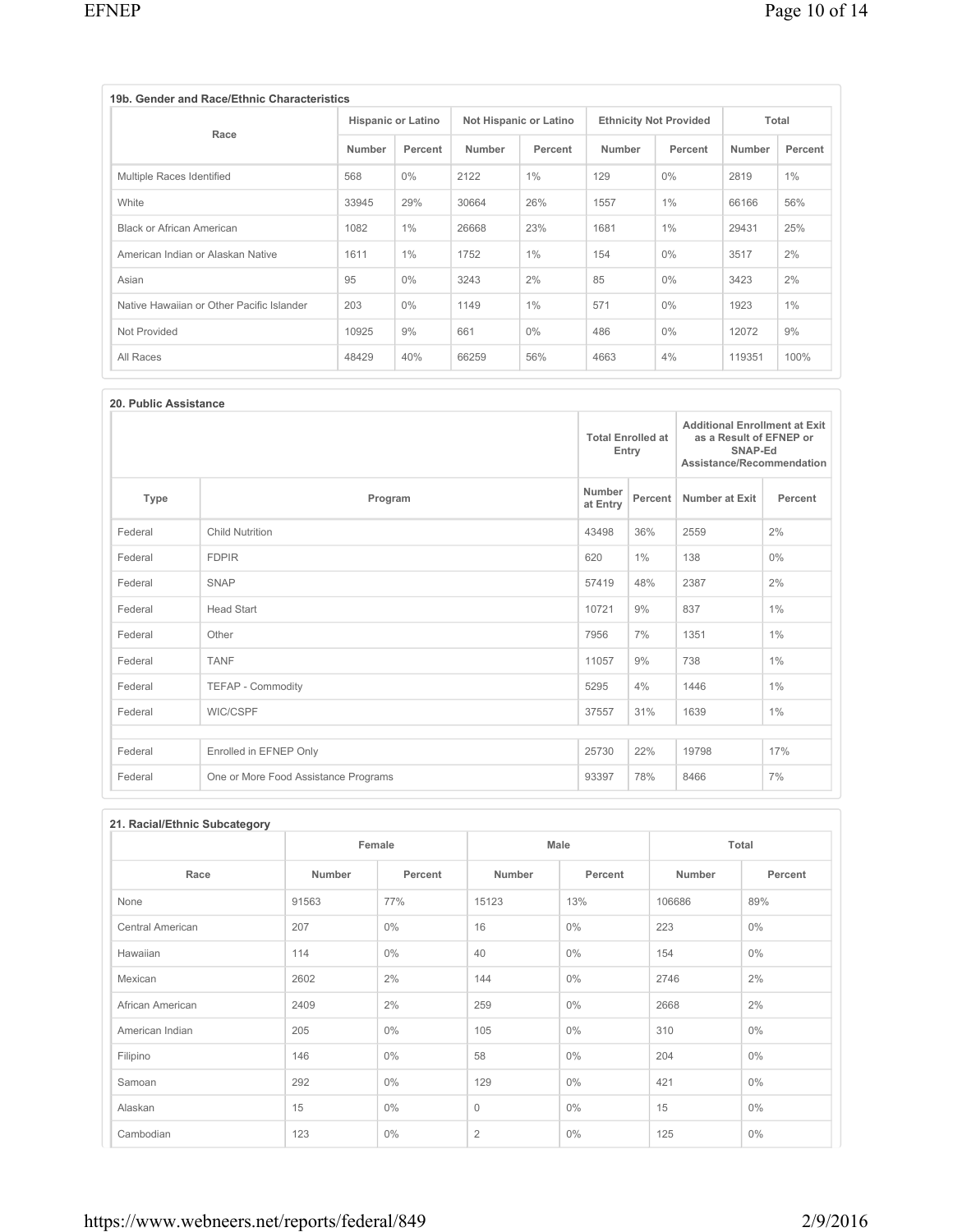### 19b. Gender and Race/Ethnic Characteristics

| Race | Hispanic or Latino | | Not Hispanic or Latino | | Ethnicity Not Provided | | Total | |
|---|---|---|---|---|---|---|---|---|
| | Number | Percent | Number | Percent | Number | Percent | Number | Percent |
| Multiple Races Identified | 568 | 0% | 2122 | 1% | 129 | 0% | 2819 | 1% |
| White | 33945 | 29% | 30664 | 26% | 1557 | 1% | 66166 | 56% |
| Black or African American | 1082 | 1% | 26668 | 23% | 1681 | 1% | 29431 | 25% |
| American Indian or Alaskan Native | 1611 | 1% | 1752 | 1% | 154 | 0% | 3517 | 2% |
| Asian | 95 | 0% | 3243 | 2% | 85 | 0% | 3423 | 2% |
| Native Hawaiian or Other Pacific Islander | 203 | 0% | 1149 | 1% | 571 | 0% | 1923 | 1% |
| Not Provided | 10925 | 9% | 661 | 0% | 486 | 0% | 12072 | 9% |
| All Races | 48429 | 40% | 66259 | 56% | 4663 | 4% | 119351 | 100% |

### 20. Public Assistance

| | | Total Enrolled at Entry | | Additional Enrollment at Exit as a Result of EFNEP or SNAP-Ed Assistance/Recommendation | |
|---|---|---|---|---|---|
| Type | Program | Number at Entry | Percent | Number at Exit | Percent |
| Federal | Child Nutrition | 43498 | 36% | 2559 | 2% |
| Federal | FDPIR | 620 | 1% | 138 | 0% |
| Federal | SNAP | 57419 | 48% | 2387 | 2% |
| Federal | Head Start | 10721 | 9% | 837 | 1% |
| Federal | Other | 7956 | 7% | 1351 | 1% |
| Federal | TANF | 11057 | 9% | 738 | 1% |
| Federal | TEFAP - Commodity | 5295 | 4% | 1446 | 1% |
| Federal | WIC/CSPF | 37557 | 31% | 1639 | 1% |
| | | | | | |
| Federal | Enrolled in EFNEP Only | 25730 | 22% | 19798 | 17% |
| Federal | One or More Food Assistance Programs | 93397 | 78% | 8466 | 7% |

### 21. Racial/Ethnic Subcategory

| | Female | | Male | | Total | |
|---|---|---|---|---|---|---|
| Race | Number | Percent | Number | Percent | Number | Percent |
| None | 91563 | 77% | 15123 | 13% | 106686 | 89% |
| Central American | 207 | 0% | 16 | 0% | 223 | 0% |
| Hawaiian | 114 | 0% | 40 | 0% | 154 | 0% |
| Mexican | 2602 | 2% | 144 | 0% | 2746 | 2% |
| African American | 2409 | 2% | 259 | 0% | 2668 | 2% |
| American Indian | 205 | 0% | 105 | 0% | 310 | 0% |
| Filipino | 146 | 0% | 58 | 0% | 204 | 0% |
| Samoan | 292 | 0% | 129 | 0% | 421 | 0% |
| Alaskan | 15 | 0% | 0 | 0% | 15 | 0% |
| Cambodian | 123 | 0% | 2 | 0% | 125 | 0% |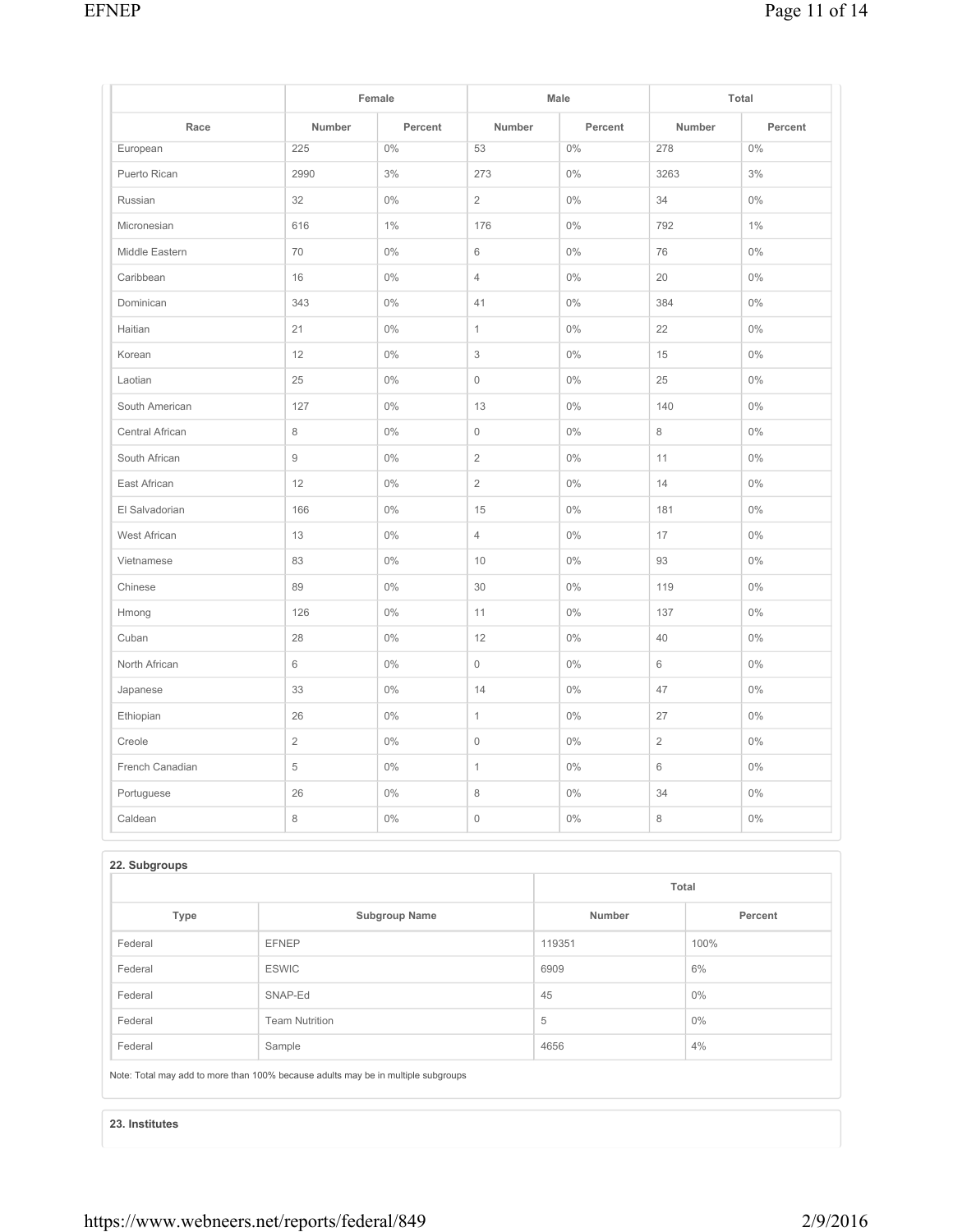| | Female | | Male | | Total | |
|---|---|---|---|---|---|---|
| Race | Number | Percent | Number | Percent | Number | Percent |
| European | 225 | 0% | 53 | 0% | 278 | 0% |
| Puerto Rican | 2990 | 3% | 273 | 0% | 3263 | 3% |
| Russian | 32 | 0% | 2 | 0% | 34 | 0% |
| Micronesian | 616 | 1% | 176 | 0% | 792 | 1% |
| Middle Eastern | 70 | 0% | 6 | 0% | 76 | 0% |
| Caribbean | 16 | 0% | 4 | 0% | 20 | 0% |
| Dominican | 343 | 0% | 41 | 0% | 384 | 0% |
| Haitian | 21 | 0% | 1 | 0% | 22 | 0% |
| Korean | 12 | 0% | 3 | 0% | 15 | 0% |
| Laotian | 25 | 0% | 0 | 0% | 25 | 0% |
| South American | 127 | 0% | 13 | 0% | 140 | 0% |
| Central African | 8 | 0% | 0 | 0% | 8 | 0% |
| South African | 9 | 0% | 2 | 0% | 11 | 0% |
| East African | 12 | 0% | 2 | 0% | 14 | 0% |
| El Salvadorian | 166 | 0% | 15 | 0% | 181 | 0% |
| West African | 13 | 0% | 4 | 0% | 17 | 0% |
| Vietnamese | 83 | 0% | 10 | 0% | 93 | 0% |
| Chinese | 89 | 0% | 30 | 0% | 119 | 0% |
| Hmong | 126 | 0% | 11 | 0% | 137 | 0% |
| Cuban | 28 | 0% | 12 | 0% | 40 | 0% |
| North African | 6 | 0% | 0 | 0% | 6 | 0% |
| Japanese | 33 | 0% | 14 | 0% | 47 | 0% |
| Ethiopian | 26 | 0% | 1 | 0% | 27 | 0% |
| Creole | 2 | 0% | 0 | 0% | 2 | 0% |
| French Canadian | 5 | 0% | 1 | 0% | 6 | 0% |
| Portuguese | 26 | 0% | 8 | 0% | 34 | 0% |
| Caldean | 8 | 0% | 0 | 0% | 8 | 0% |

### 22. Subgroups

| | | Total | |
|---|---|---|---|
| Type | Subgroup Name | Number | Percent |
| Federal | EFNEP | 119351 | 100% |
| Federal | ESWIC | 6909 | 6% |
| Federal | SNAP-Ed | 45 | 0% |
| Federal | Team Nutrition | 5 | 0% |
| Federal | Sample | 4656 | 4% |

Note: Total may add to more than 100% because adults may be in multiple subgroups

### 23. Institutes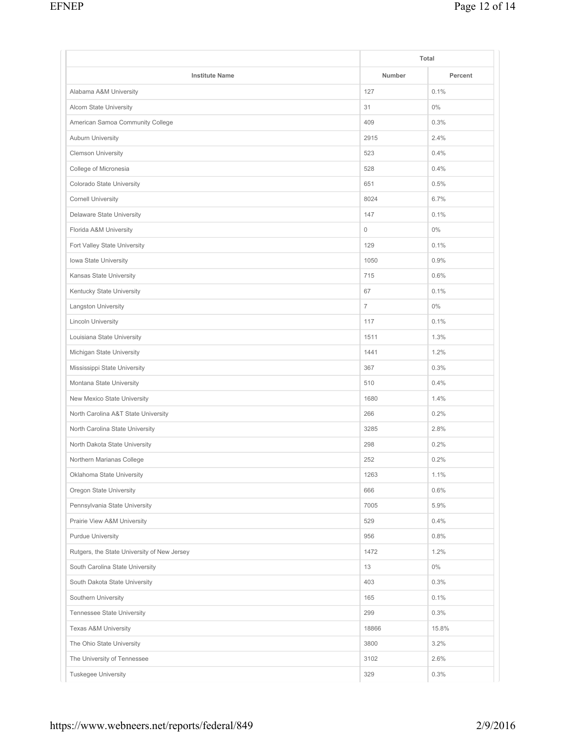| Institute Name | Total | |
|---|---|---|
| | Number | Percent |
| Alabama A&M University | 127 | 0.1% |
| Alcorn State University | 31 | 0% |
| American Samoa Community College | 409 | 0.3% |
| Auburn University | 2915 | 2.4% |
| Clemson University | 523 | 0.4% |
| College of Micronesia | 528 | 0.4% |
| Colorado State University | 651 | 0.5% |
| Cornell University | 8024 | 6.7% |
| Delaware State University | 147 | 0.1% |
| Florida A&M University | 0 | 0% |
| Fort Valley State University | 129 | 0.1% |
| Iowa State University | 1050 | 0.9% |
| Kansas State University | 715 | 0.6% |
| Kentucky State University | 67 | 0.1% |
| Langston University | 7 | 0% |
| Lincoln University | 117 | 0.1% |
| Louisiana State University | 1511 | 1.3% |
| Michigan State University | 1441 | 1.2% |
| Mississippi State University | 367 | 0.3% |
| Montana State University | 510 | 0.4% |
| New Mexico State University | 1680 | 1.4% |
| North Carolina A&T State University | 266 | 0.2% |
| North Carolina State University | 3285 | 2.8% |
| North Dakota State University | 298 | 0.2% |
| Northern Marianas College | 252 | 0.2% |
| Oklahoma State University | 1263 | 1.1% |
| Oregon State University | 666 | 0.6% |
| Pennsylvania State University | 7005 | 5.9% |
| Prairie View A&M University | 529 | 0.4% |
| Purdue University | 956 | 0.8% |
| Rutgers, the State University of New Jersey | 1472 | 1.2% |
| South Carolina State University | 13 | 0% |
| South Dakota State University | 403 | 0.3% |
| Southern University | 165 | 0.1% |
| Tennessee State University | 299 | 0.3% |
| Texas A&M University | 18866 | 15.8% |
| The Ohio State University | 3800 | 3.2% |
| The University of Tennessee | 3102 | 2.6% |
| Tuskegee University | 329 | 0.3% |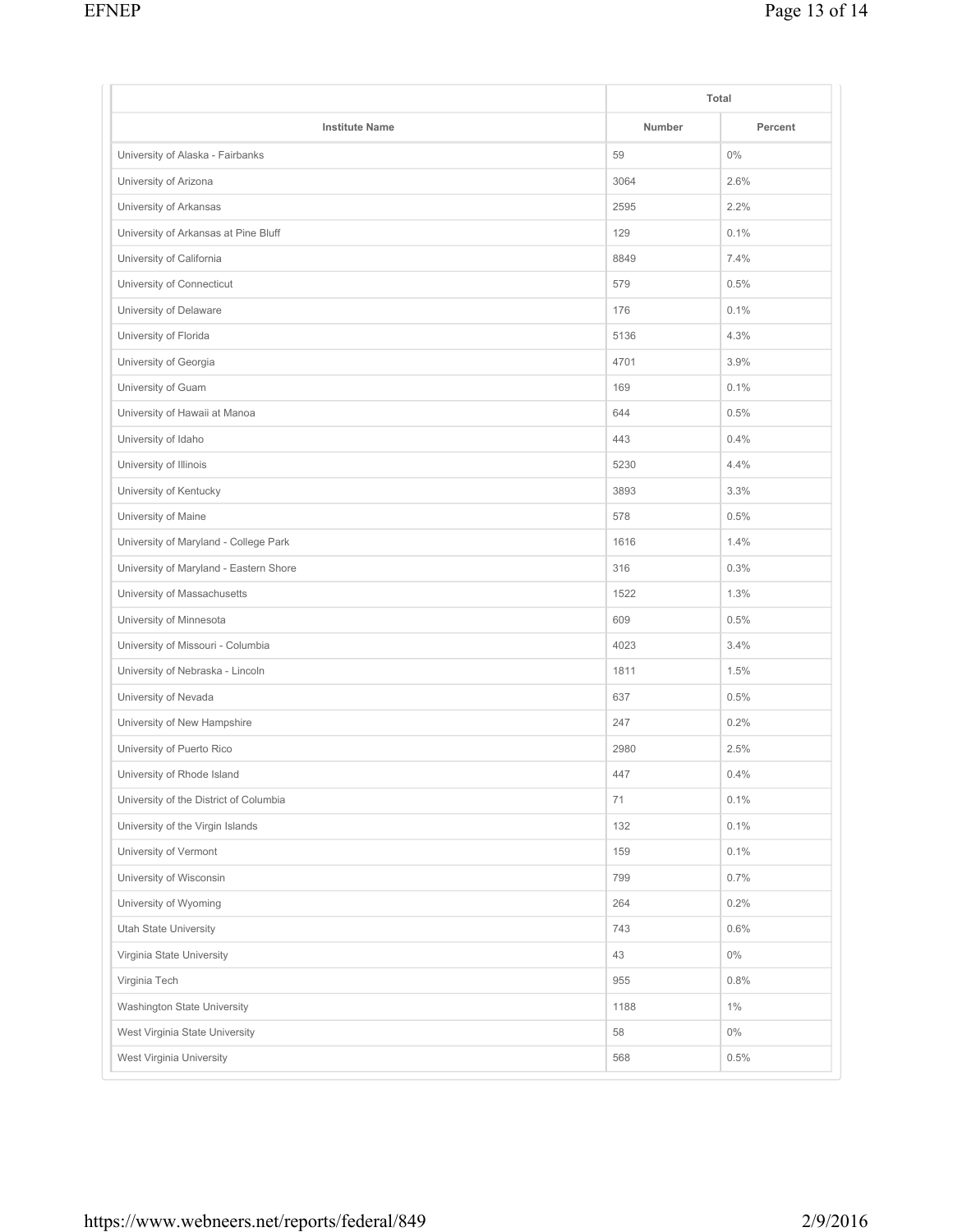| Institute Name | Total | |
|---|---|---|
| | Number | Percent |
| University of Alaska - Fairbanks | 59 | 0% |
| University of Arizona | 3064 | 2.6% |
| University of Arkansas | 2595 | 2.2% |
| University of Arkansas at Pine Bluff | 129 | 0.1% |
| University of California | 8849 | 7.4% |
| University of Connecticut | 579 | 0.5% |
| University of Delaware | 176 | 0.1% |
| University of Florida | 5136 | 4.3% |
| University of Georgia | 4701 | 3.9% |
| University of Guam | 169 | 0.1% |
| University of Hawaii at Manoa | 644 | 0.5% |
| University of Idaho | 443 | 0.4% |
| University of Illinois | 5230 | 4.4% |
| University of Kentucky | 3893 | 3.3% |
| University of Maine | 578 | 0.5% |
| University of Maryland - College Park | 1616 | 1.4% |
| University of Maryland - Eastern Shore | 316 | 0.3% |
| University of Massachusetts | 1522 | 1.3% |
| University of Minnesota | 609 | 0.5% |
| University of Missouri - Columbia | 4023 | 3.4% |
| University of Nebraska - Lincoln | 1811 | 1.5% |
| University of Nevada | 637 | 0.5% |
| University of New Hampshire | 247 | 0.2% |
| University of Puerto Rico | 2980 | 2.5% |
| University of Rhode Island | 447 | 0.4% |
| University of the District of Columbia | 71 | 0.1% |
| University of the Virgin Islands | 132 | 0.1% |
| University of Vermont | 159 | 0.1% |
| University of Wisconsin | 799 | 0.7% |
| University of Wyoming | 264 | 0.2% |
| Utah State University | 743 | 0.6% |
| Virginia State University | 43 | 0% |
| Virginia Tech | 955 | 0.8% |
| Washington State University | 1188 | 1% |
| West Virginia State University | 58 | 0% |
| West Virginia University | 568 | 0.5% |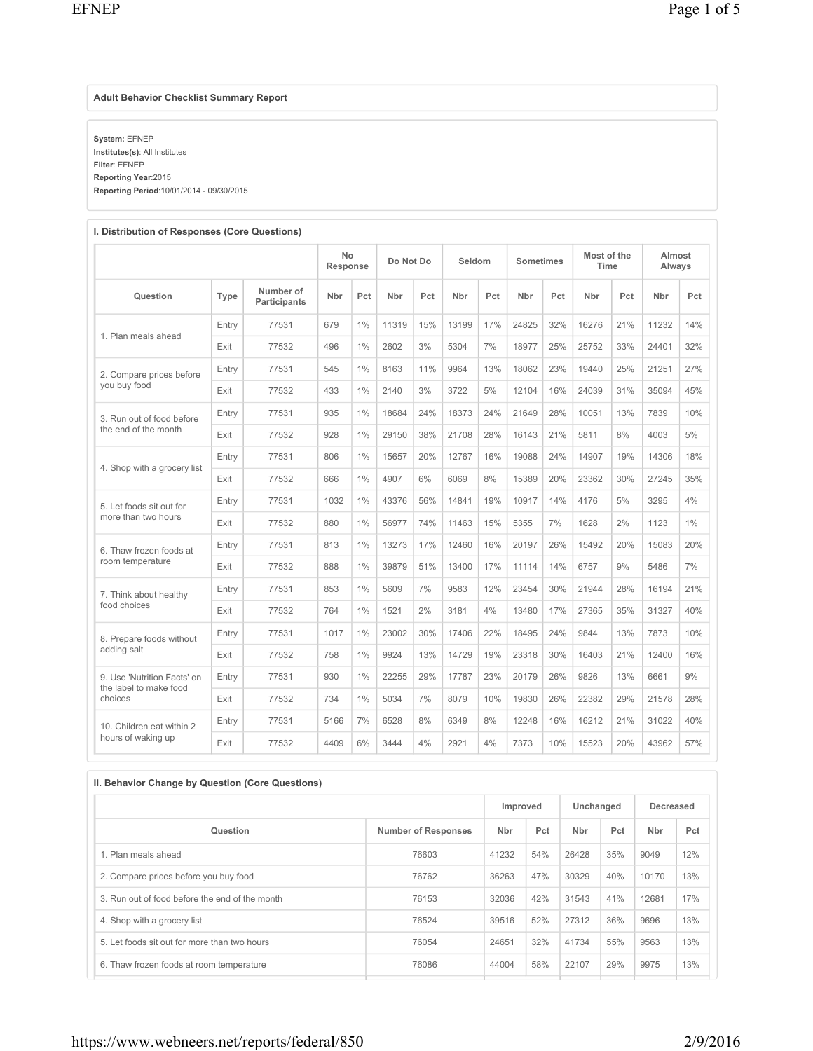## Adult Behavior Checklist Summary Report

**System:** EFNEP
**Institutes(s)**: All Institutes
**Filter**: EFNEP
**Reporting Year**:2015
**Reporting Period**:10/01/2014 - 09/30/2015

### I. Distribution of Responses (Core Questions)

| | | | No Response | | Do Not Do | | Seldom | | Sometimes | | Most of the Time | | Almost Always | |
|---|---|---|---|---|---|---|---|---|---|---|---|---|---|---|
| Question | Type | Number of Participants | Nbr | Pct | Nbr | Pct | Nbr | Pct | Nbr | Pct | Nbr | Pct | Nbr | Pct |
| 1. Plan meals ahead | Entry | 77531 | 679 | 1% | 11319 | 15% | 13199 | 17% | 24825 | 32% | 16276 | 21% | 11232 | 14% |
| | Exit | 77532 | 496 | 1% | 2602 | 3% | 5304 | 7% | 18977 | 25% | 25752 | 33% | 24401 | 32% |
| 2. Compare prices before you buy food | Entry | 77531 | 545 | 1% | 8163 | 11% | 9964 | 13% | 18062 | 23% | 19440 | 25% | 21251 | 27% |
| | Exit | 77532 | 433 | 1% | 2140 | 3% | 3722 | 5% | 12104 | 16% | 24039 | 31% | 35094 | 45% |
| 3. Run out of food before the end of the month | Entry | 77531 | 935 | 1% | 18684 | 24% | 18373 | 24% | 21649 | 28% | 10051 | 13% | 7839 | 10% |
| | Exit | 77532 | 928 | 1% | 29150 | 38% | 21708 | 28% | 16143 | 21% | 5811 | 8% | 4003 | 5% |
| 4. Shop with a grocery list | Entry | 77531 | 806 | 1% | 15657 | 20% | 12767 | 16% | 19088 | 24% | 14907 | 19% | 14306 | 18% |
| | Exit | 77532 | 666 | 1% | 4907 | 6% | 6069 | 8% | 15389 | 20% | 23362 | 30% | 27245 | 35% |
| 5. Let foods sit out for more than two hours | Entry | 77531 | 1032 | 1% | 43376 | 56% | 14841 | 19% | 10917 | 14% | 4176 | 5% | 3295 | 4% |
| | Exit | 77532 | 880 | 1% | 56977 | 74% | 11463 | 15% | 5355 | 7% | 1628 | 2% | 1123 | 1% |
| 6. Thaw frozen foods at room temperature | Entry | 77531 | 813 | 1% | 13273 | 17% | 12460 | 16% | 20197 | 26% | 15492 | 20% | 15083 | 20% |
| | Exit | 77532 | 888 | 1% | 39879 | 51% | 13400 | 17% | 11114 | 14% | 6757 | 9% | 5486 | 7% |
| 7. Think about healthy food choices | Entry | 77531 | 853 | 1% | 5609 | 7% | 9583 | 12% | 23454 | 30% | 21944 | 28% | 16194 | 21% |
| | Exit | 77532 | 764 | 1% | 1521 | 2% | 3181 | 4% | 13480 | 17% | 27365 | 35% | 31327 | 40% |
| 8. Prepare foods without adding salt | Entry | 77531 | 1017 | 1% | 23002 | 30% | 17406 | 22% | 18495 | 24% | 9844 | 13% | 7873 | 10% |
| | Exit | 77532 | 758 | 1% | 9924 | 13% | 14729 | 19% | 23318 | 30% | 16403 | 21% | 12400 | 16% |
| 9. Use 'Nutrition Facts' on the label to make food choices | Entry | 77531 | 930 | 1% | 22255 | 29% | 17787 | 23% | 20179 | 26% | 9826 | 13% | 6661 | 9% |
| | Exit | 77532 | 734 | 1% | 5034 | 7% | 8079 | 10% | 19830 | 26% | 22382 | 29% | 21578 | 28% |
| 10. Children eat within 2 hours of waking up | Entry | 77531 | 5166 | 7% | 6528 | 8% | 6349 | 8% | 12248 | 16% | 16212 | 21% | 31022 | 40% |
| | Exit | 77532 | 4409 | 6% | 3444 | 4% | 2921 | 4% | 7373 | 10% | 15523 | 20% | 43962 | 57% |

### II. Behavior Change by Question (Core Questions)

| | | Improved | | Unchanged | | Decreased | |
|---|---|---|---|---|---|---|---|
| Question | Number of Responses | Nbr | Pct | Nbr | Pct | Nbr | Pct |
| 1. Plan meals ahead | 76603 | 41232 | 54% | 26428 | 35% | 9049 | 12% |
| 2. Compare prices before you buy food | 76762 | 36263 | 47% | 30329 | 40% | 10170 | 13% |
| 3. Run out of food before the end of the month | 76153 | 32036 | 42% | 31543 | 41% | 12681 | 17% |
| 4. Shop with a grocery list | 76524 | 39516 | 52% | 27312 | 36% | 9696 | 13% |
| 5. Let foods sit out for more than two hours | 76054 | 24651 | 32% | 41734 | 55% | 9563 | 13% |
| 6. Thaw frozen foods at room temperature | 76086 | 44004 | 58% | 22107 | 29% | 9975 | 13% |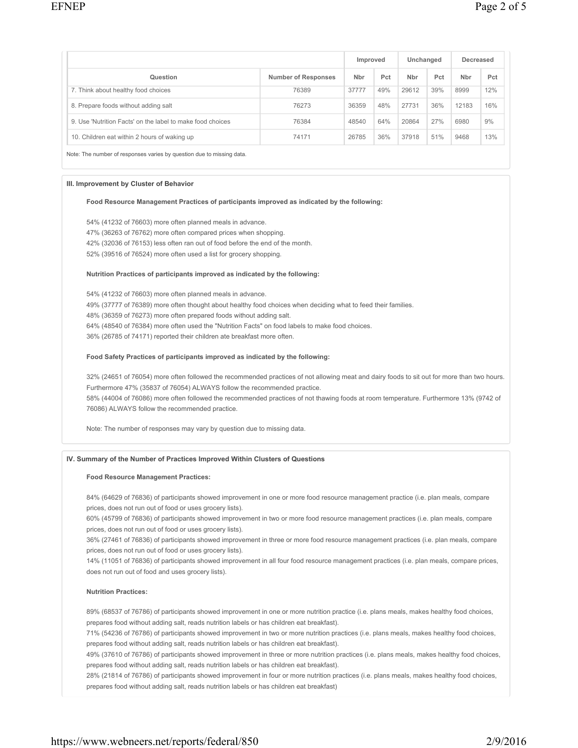| Question | Number of Responses | Improved | | Unchanged | | Decreased | |
|---|---|---|---|---|---|---|---|
| | | Nbr | Pct | Nbr | Pct | Nbr | Pct |
| 7. Think about healthy food choices | 76389 | 37777 | 49% | 29612 | 39% | 8999 | 12% |
| 8. Prepare foods without adding salt | 76273 | 36359 | 48% | 27731 | 36% | 12183 | 16% |
| 9. Use 'Nutrition Facts' on the label to make food choices | 76384 | 48540 | 64% | 20864 | 27% | 6980 | 9% |
| 10. Children eat within 2 hours of waking up | 74171 | 26785 | 36% | 37918 | 51% | 9468 | 13% |

Note: The number of responses varies by question due to missing data.

### III. Improvement by Cluster of Behavior

**Food Resource Management Practices of participants improved as indicated by the following:**

54% (41232 of 76603) more often planned meals in advance.
47% (36263 of 76762) more often compared prices when shopping.
42% (32036 of 76153) less often ran out of food before the end of the month.
52% (39516 of 76524) more often used a list for grocery shopping.

**Nutrition Practices of participants improved as indicated by the following:**

54% (41232 of 76603) more often planned meals in advance.
49% (37777 of 76389) more often thought about healthy food choices when deciding what to feed their families.
48% (36359 of 76273) more often prepared foods without adding salt.
64% (48540 of 76384) more often used the "Nutrition Facts" on food labels to make food choices.
36% (26785 of 74171) reported their children ate breakfast more often.

**Food Safety Practices of participants improved as indicated by the following:**

32% (24651 of 76054) more often followed the recommended practices of not allowing meat and dairy foods to sit out for more than two hours. Furthermore 47% (35837 of 76054) ALWAYS follow the recommended practice.
58% (44004 of 76086) more often followed the recommended practices of not thawing foods at room temperature. Furthermore 13% (9742 of 76086) ALWAYS follow the recommended practice.

Note: The number of responses may vary by question due to missing data.

### IV. Summary of the Number of Practices Improved Within Clusters of Questions

**Food Resource Management Practices:**

84% (64629 of 76836) of participants showed improvement in one or more food resource management practice (i.e. plan meals, compare prices, does not run out of food or uses grocery lists).
60% (45799 of 76836) of participants showed improvement in two or more food resource management practices (i.e. plan meals, compare prices, does not run out of food or uses grocery lists).
36% (27461 of 76836) of participants showed improvement in three or more food resource management practices (i.e. plan meals, compare prices, does not run out of food or uses grocery lists).
14% (11051 of 76836) of participants showed improvement in all four food resource management practices (i.e. plan meals, compare prices, does not run out of food and uses grocery lists).

**Nutrition Practices:**

89% (68537 of 76786) of participants showed improvement in one or more nutrition practice (i.e. plans meals, makes healthy food choices, prepares food without adding salt, reads nutrition labels or has children eat breakfast).
71% (54236 of 76786) of participants showed improvement in two or more nutrition practices (i.e. plans meals, makes healthy food choices, prepares food without adding salt, reads nutrition labels or has children eat breakfast).
49% (37610 of 76786) of participants showed improvement in three or more nutrition practices (i.e. plans meals, makes healthy food choices, prepares food without adding salt, reads nutrition labels or has children eat breakfast).
28% (21814 of 76786) of participants showed improvement in four or more nutrition practices (i.e. plans meals, makes healthy food choices, prepares food without adding salt, reads nutrition labels or has children eat breakfast)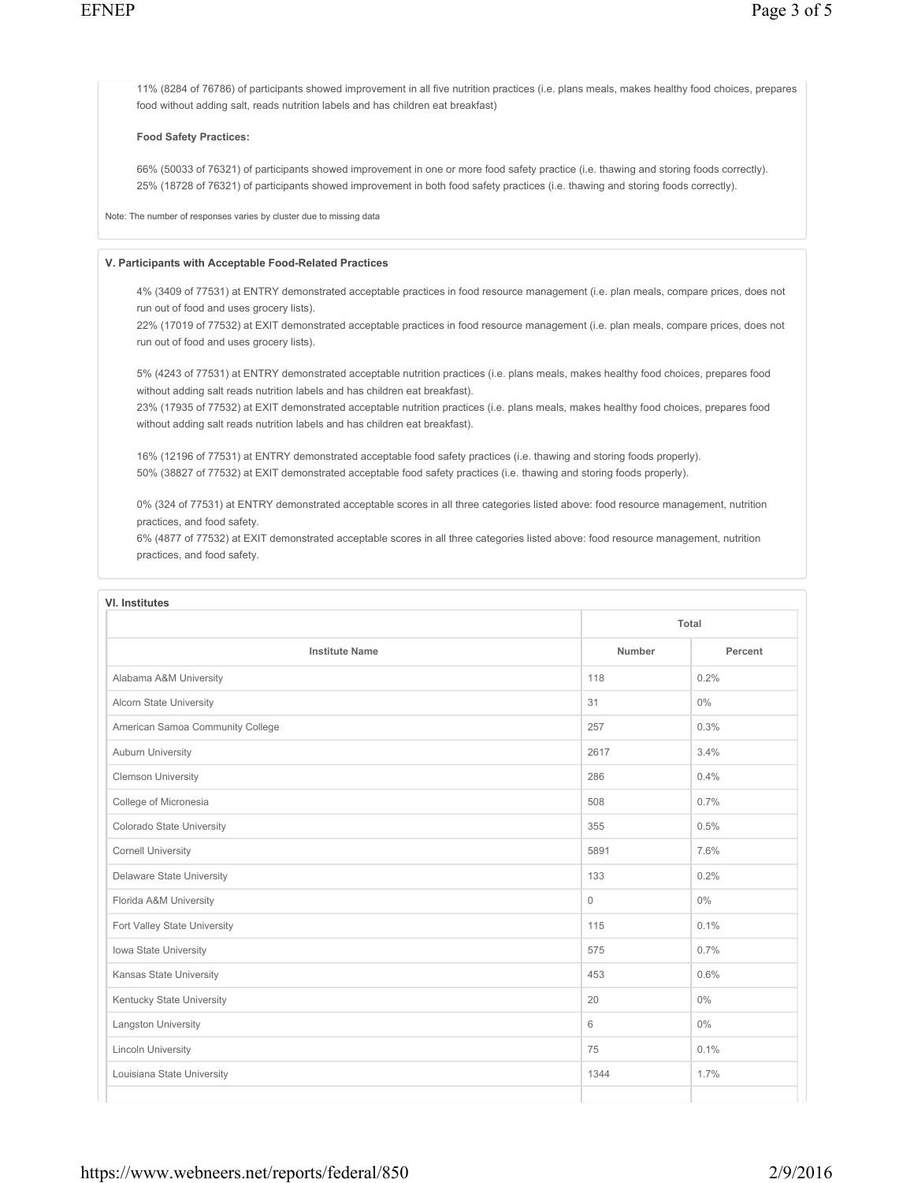11% (8284 of 76786) of participants showed improvement in all five nutrition practices (i.e. plans meals, makes healthy food choices, prepares food without adding salt, reads nutrition labels and has children eat breakfast)

**Food Safety Practices:**

66% (50033 of 76321) of participants showed improvement in one or more food safety practice (i.e. thawing and storing foods correctly).
25% (18728 of 76321) of participants showed improvement in both food safety practices (i.e. thawing and storing foods correctly).

Note: The number of responses varies by cluster due to missing data

### V. Participants with Acceptable Food-Related Practices

4% (3409 of 77531) at ENTRY demonstrated acceptable practices in food resource management (i.e. plan meals, compare prices, does not run out of food and uses grocery lists).
22% (17019 of 77532) at EXIT demonstrated acceptable practices in food resource management (i.e. plan meals, compare prices, does not run out of food and uses grocery lists).

5% (4243 of 77531) at ENTRY demonstrated acceptable nutrition practices (i.e. plans meals, makes healthy food choices, prepares food without adding salt reads nutrition labels and has children eat breakfast).
23% (17935 of 77532) at EXIT demonstrated acceptable nutrition practices (i.e. plans meals, makes healthy food choices, prepares food without adding salt reads nutrition labels and has children eat breakfast).

16% (12196 of 77531) at ENTRY demonstrated acceptable food safety practices (i.e. thawing and storing foods properly).
50% (38827 of 77532) at EXIT demonstrated acceptable food safety practices (i.e. thawing and storing foods properly).

0% (324 of 77531) at ENTRY demonstrated acceptable scores in all three categories listed above: food resource management, nutrition practices, and food safety.
6% (4877 of 77532) at EXIT demonstrated acceptable scores in all three categories listed above: food resource management, nutrition practices, and food safety.

### VI. Institutes

| | Total | |
|---|---|---|
| Institute Name | Number | Percent |
| Alabama A&M University | 118 | 0.2% |
| Alcorn State University | 31 | 0% |
| American Samoa Community College | 257 | 0.3% |
| Auburn University | 2617 | 3.4% |
| Clemson University | 286 | 0.4% |
| College of Micronesia | 508 | 0.7% |
| Colorado State University | 355 | 0.5% |
| Cornell University | 5891 | 7.6% |
| Delaware State University | 133 | 0.2% |
| Florida A&M University | 0 | 0% |
| Fort Valley State University | 115 | 0.1% |
| Iowa State University | 575 | 0.7% |
| Kansas State University | 453 | 0.6% |
| Kentucky State University | 20 | 0% |
| Langston University | 6 | 0% |
| Lincoln University | 75 | 0.1% |
| Louisiana State University | 1344 | 1.7% |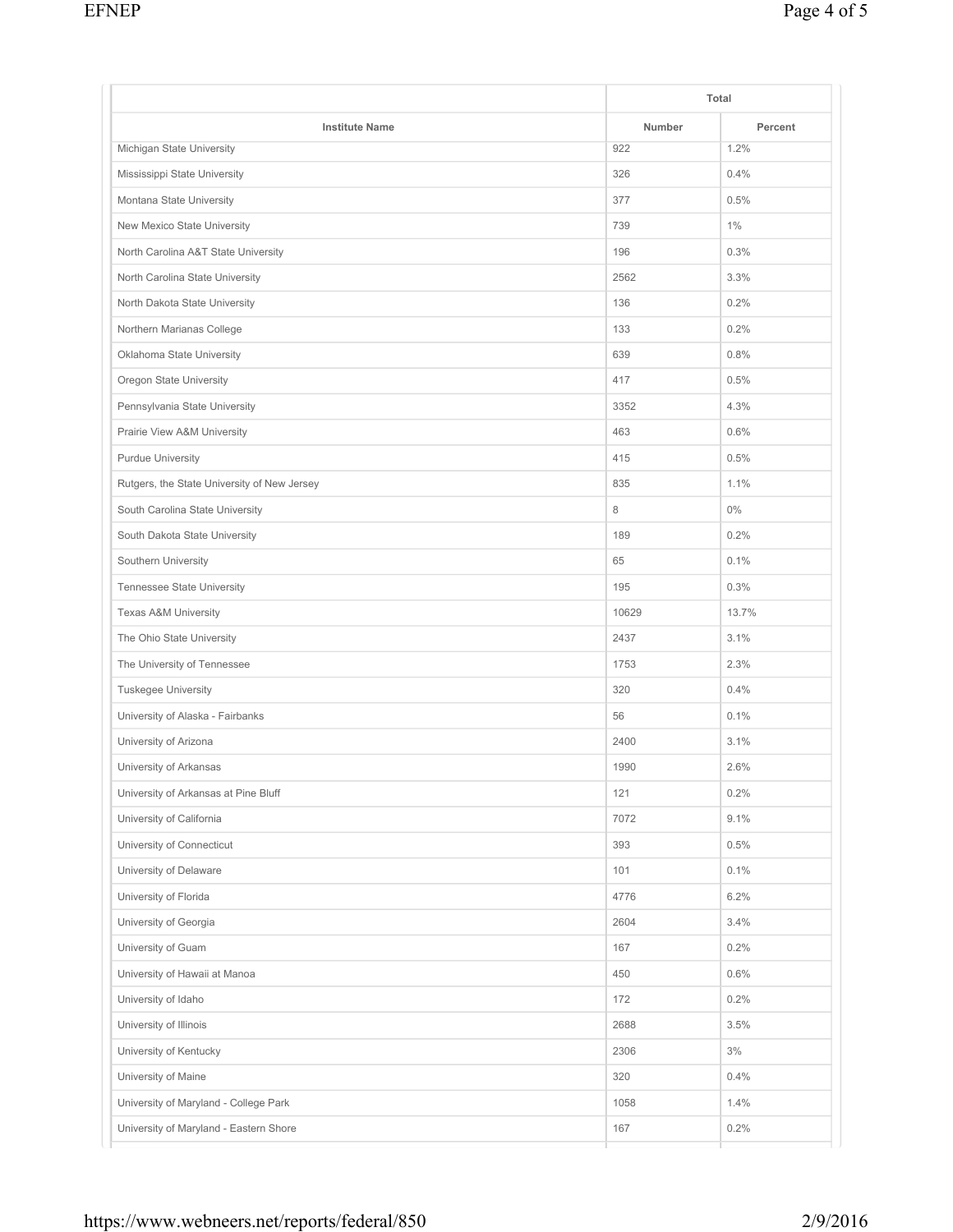| Institute Name | Total | |
|---|---|---|
| | Number | Percent |
| Michigan State University | 922 | 1.2% |
| Mississippi State University | 326 | 0.4% |
| Montana State University | 377 | 0.5% |
| New Mexico State University | 739 | 1% |
| North Carolina A&T State University | 196 | 0.3% |
| North Carolina State University | 2562 | 3.3% |
| North Dakota State University | 136 | 0.2% |
| Northern Marianas College | 133 | 0.2% |
| Oklahoma State University | 639 | 0.8% |
| Oregon State University | 417 | 0.5% |
| Pennsylvania State University | 3352 | 4.3% |
| Prairie View A&M University | 463 | 0.6% |
| Purdue University | 415 | 0.5% |
| Rutgers, the State University of New Jersey | 835 | 1.1% |
| South Carolina State University | 8 | 0% |
| South Dakota State University | 189 | 0.2% |
| Southern University | 65 | 0.1% |
| Tennessee State University | 195 | 0.3% |
| Texas A&M University | 10629 | 13.7% |
| The Ohio State University | 2437 | 3.1% |
| The University of Tennessee | 1753 | 2.3% |
| Tuskegee University | 320 | 0.4% |
| University of Alaska - Fairbanks | 56 | 0.1% |
| University of Arizona | 2400 | 3.1% |
| University of Arkansas | 1990 | 2.6% |
| University of Arkansas at Pine Bluff | 121 | 0.2% |
| University of California | 7072 | 9.1% |
| University of Connecticut | 393 | 0.5% |
| University of Delaware | 101 | 0.1% |
| University of Florida | 4776 | 6.2% |
| University of Georgia | 2604 | 3.4% |
| University of Guam | 167 | 0.2% |
| University of Hawaii at Manoa | 450 | 0.6% |
| University of Idaho | 172 | 0.2% |
| University of Illinois | 2688 | 3.5% |
| University of Kentucky | 2306 | 3% |
| University of Maine | 320 | 0.4% |
| University of Maryland - College Park | 1058 | 1.4% |
| University of Maryland - Eastern Shore | 167 | 0.2% |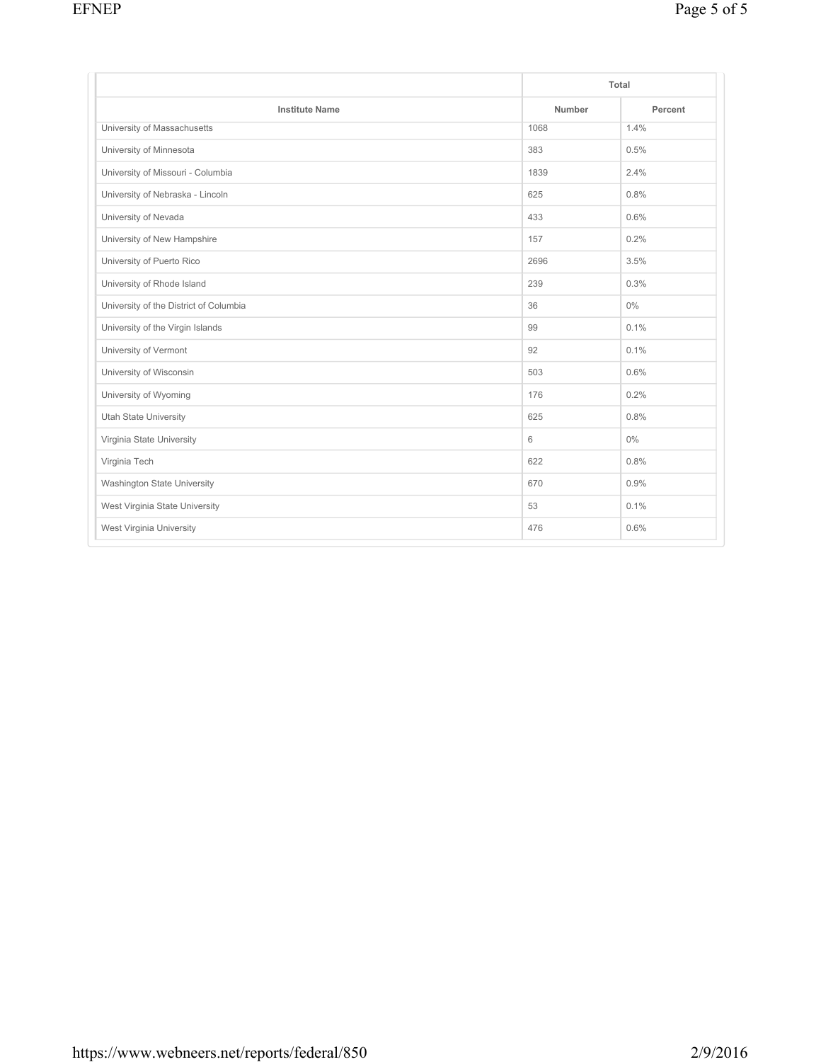| | Total | |
|---|---|---|
| Institute Name | Number | Percent |
| University of Massachusetts | 1068 | 1.4% |
| University of Minnesota | 383 | 0.5% |
| University of Missouri - Columbia | 1839 | 2.4% |
| University of Nebraska - Lincoln | 625 | 0.8% |
| University of Nevada | 433 | 0.6% |
| University of New Hampshire | 157 | 0.2% |
| University of Puerto Rico | 2696 | 3.5% |
| University of Rhode Island | 239 | 0.3% |
| University of the District of Columbia | 36 | 0% |
| University of the Virgin Islands | 99 | 0.1% |
| University of Vermont | 92 | 0.1% |
| University of Wisconsin | 503 | 0.6% |
| University of Wyoming | 176 | 0.2% |
| Utah State University | 625 | 0.8% |
| Virginia State University | 6 | 0% |
| Virginia Tech | 622 | 0.8% |
| Washington State University | 670 | 0.9% |
| West Virginia State University | 53 | 0.1% |
| West Virginia University | 476 | 0.6% |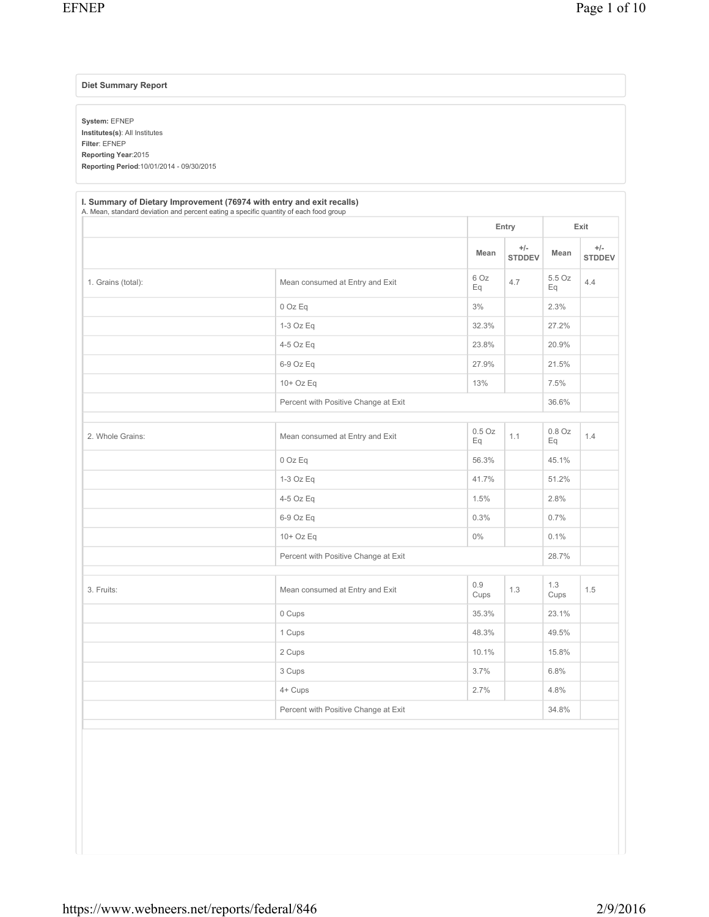**Diet Summary Report**

**System:** EFNEP
**Institutes(s)**: All Institutes
**Filter**: EFNEP
**Reporting Year**:2015
**Reporting Period**:10/01/2014 - 09/30/2015

**I. Summary of Dietary Improvement (76974 with entry and exit recalls)**
A. Mean, standard deviation and percent eating a specific quantity of each food group

| | | Entry | | Exit | |
|---|---|---|---|---|---|
| | | Mean | +/- STDDEV | Mean | +/- STDDEV |
| 1. Grains (total): | Mean consumed at Entry and Exit | 6 Oz Eq | 4.7 | 5.5 Oz Eq | 4.4 |
| | 0 Oz Eq | 3% | | 2.3% | |
| | 1-3 Oz Eq | 32.3% | | 27.2% | |
| | 4-5 Oz Eq | 23.8% | | 20.9% | |
| | 6-9 Oz Eq | 27.9% | | 21.5% | |
| | 10+ Oz Eq | 13% | | 7.5% | |
| | Percent with Positive Change at Exit | | | 36.6% | |
| 2. Whole Grains: | Mean consumed at Entry and Exit | 0.5 Oz Eq | 1.1 | 0.8 Oz Eq | 1.4 |
| | 0 Oz Eq | 56.3% | | 45.1% | |
| | 1-3 Oz Eq | 41.7% | | 51.2% | |
| | 4-5 Oz Eq | 1.5% | | 2.8% | |
| | 6-9 Oz Eq | 0.3% | | 0.7% | |
| | 10+ Oz Eq | 0% | | 0.1% | |
| | Percent with Positive Change at Exit | | | 28.7% | |
| 3. Fruits: | Mean consumed at Entry and Exit | 0.9 Cups | 1.3 | 1.3 Cups | 1.5 |
| | 0 Cups | 35.3% | | 23.1% | |
| | 1 Cups | 48.3% | | 49.5% | |
| | 2 Cups | 10.1% | | 15.8% | |
| | 3 Cups | 3.7% | | 6.8% | |
| | 4+ Cups | 2.7% | | 4.8% | |
| | Percent with Positive Change at Exit | | | 34.8% | |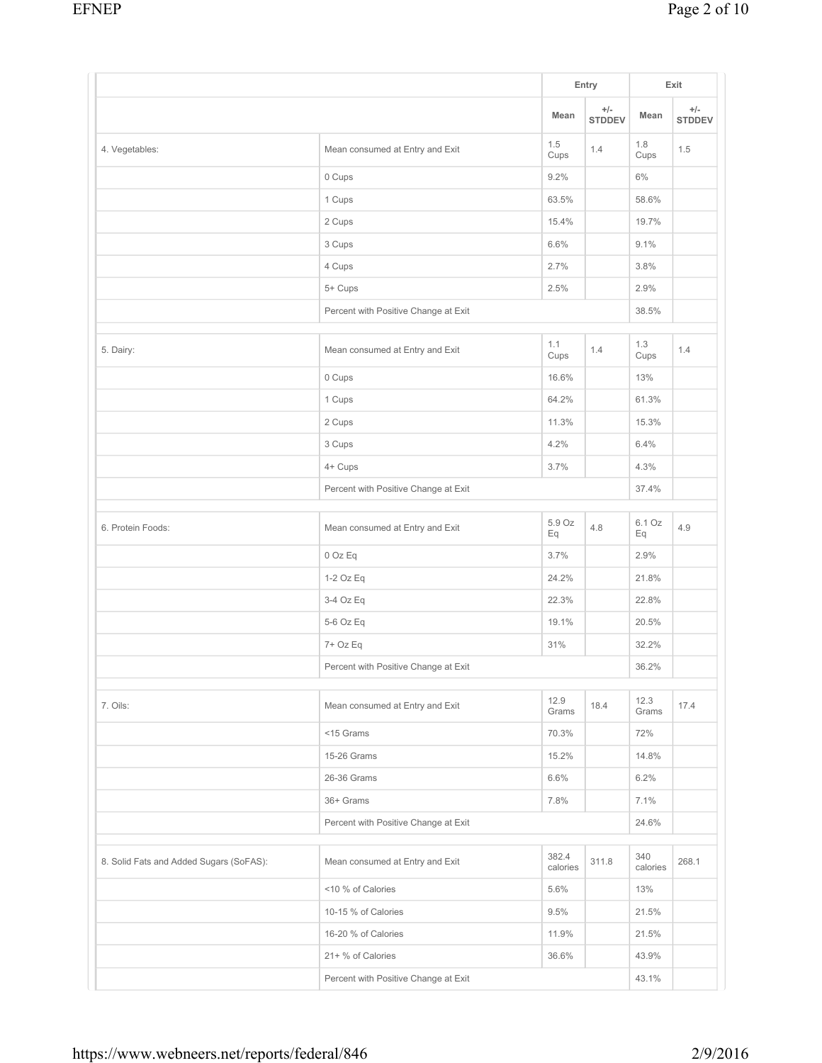| | | Entry | | Exit | |
|---|---|---|---|---|---|
| | | Mean | +/- STDDEV | Mean | +/- STDDEV |
| 4. Vegetables: | Mean consumed at Entry and Exit | 1.5 Cups | 1.4 | 1.8 Cups | 1.5 |
| | 0 Cups | 9.2% | | 6% | |
| | 1 Cups | 63.5% | | 58.6% | |
| | 2 Cups | 15.4% | | 19.7% | |
| | 3 Cups | 6.6% | | 9.1% | |
| | 4 Cups | 2.7% | | 3.8% | |
| | 5+ Cups | 2.5% | | 2.9% | |
| | Percent with Positive Change at Exit | | | 38.5% | |
| 5. Dairy: | Mean consumed at Entry and Exit | 1.1 Cups | 1.4 | 1.3 Cups | 1.4 |
| | 0 Cups | 16.6% | | 13% | |
| | 1 Cups | 64.2% | | 61.3% | |
| | 2 Cups | 11.3% | | 15.3% | |
| | 3 Cups | 4.2% | | 6.4% | |
| | 4+ Cups | 3.7% | | 4.3% | |
| | Percent with Positive Change at Exit | | | 37.4% | |
| 6. Protein Foods: | Mean consumed at Entry and Exit | 5.9 Oz Eq | 4.8 | 6.1 Oz Eq | 4.9 |
| | 0 Oz Eq | 3.7% | | 2.9% | |
| | 1-2 Oz Eq | 24.2% | | 21.8% | |
| | 3-4 Oz Eq | 22.3% | | 22.8% | |
| | 5-6 Oz Eq | 19.1% | | 20.5% | |
| | 7+ Oz Eq | 31% | | 32.2% | |
| | Percent with Positive Change at Exit | | | 36.2% | |
| 7. Oils: | Mean consumed at Entry and Exit | 12.9 Grams | 18.4 | 12.3 Grams | 17.4 |
| | <15 Grams | 70.3% | | 72% | |
| | 15-26 Grams | 15.2% | | 14.8% | |
| | 26-36 Grams | 6.6% | | 6.2% | |
| | 36+ Grams | 7.8% | | 7.1% | |
| | Percent with Positive Change at Exit | | | 24.6% | |
| 8. Solid Fats and Added Sugars (SoFAS): | Mean consumed at Entry and Exit | 382.4 calories | 311.8 | 340 calories | 268.1 |
| | <10 % of Calories | 5.6% | | 13% | |
| | 10-15 % of Calories | 9.5% | | 21.5% | |
| | 16-20 % of Calories | 11.9% | | 21.5% | |
| | 21+ % of Calories | 36.6% | | 43.9% | |
| | Percent with Positive Change at Exit | | | 43.1% | |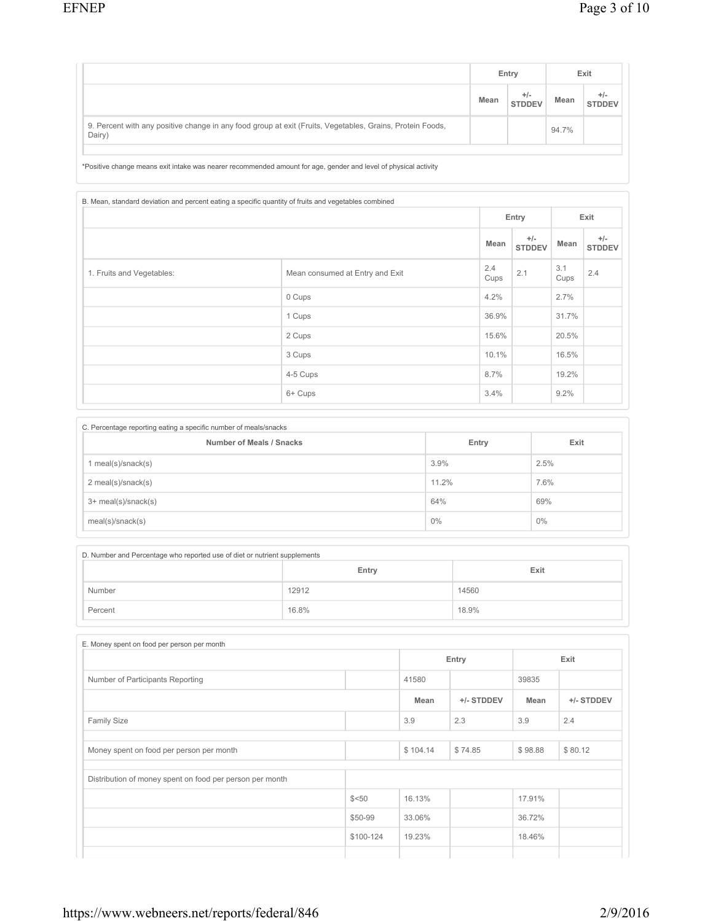| | Entry | | Exit | |
|---|---|---|---|---|
| | Mean | +/- STDDEV | Mean | +/- STDDEV |
| 9. Percent with any positive change in any food group at exit (Fruits, Vegetables, Grains, Protein Foods, Dairy) | | | 94.7% | |

*Positive change means exit intake was nearer recommended amount for age, gender and level of physical activity

B. Mean, standard deviation and percent eating a specific quantity of fruits and vegetables combined

| | | Entry | | Exit | |
|---|---|---|---|---|---|
| | | Mean | +/- STDDEV | Mean | +/- STDDEV |
| 1. Fruits and Vegetables: | Mean consumed at Entry and Exit | 2.4 Cups | 2.1 | 3.1 Cups | 2.4 |
| | 0 Cups | 4.2% | | 2.7% | |
| | 1 Cups | 36.9% | | 31.7% | |
| | 2 Cups | 15.6% | | 20.5% | |
| | 3 Cups | 10.1% | | 16.5% | |
| | 4-5 Cups | 8.7% | | 19.2% | |
| | 6+ Cups | 3.4% | | 9.2% | |

C. Percentage reporting eating a specific number of meals/snacks

| Number of Meals / Snacks | Entry | Exit |
|---|---|---|
| 1 meal(s)/snack(s) | 3.9% | 2.5% |
| 2 meal(s)/snack(s) | 11.2% | 7.6% |
| 3+ meal(s)/snack(s) | 64% | 69% |
| meal(s)/snack(s) | 0% | 0% |

D. Number and Percentage who reported use of diet or nutrient supplements

| | Entry | Exit |
|---|---|---|
| Number | 12912 | 14560 |
| Percent | 16.8% | 18.9% |

E. Money spent on food per person per month

| | | Entry | | Exit | |
|---|---|---|---|---|---|
| Number of Participants Reporting | | 41580 | | 39835 | |
| | | Mean | +/- STDDEV | Mean | +/- STDDEV |
| Family Size | | 3.9 | 2.3 | 3.9 | 2.4 |
| Money spent on food per person per month | | $ 104.14 | $ 74.85 | $ 98.88 | $ 80.12 |
| Distribution of money spent on food per person per month | | | | | |
| | $<50 | 16.13% | | 17.91% | |
| | $50-99 | 33.06% | | 36.72% | |
| | $100-124 | 19.23% | | 18.46% | |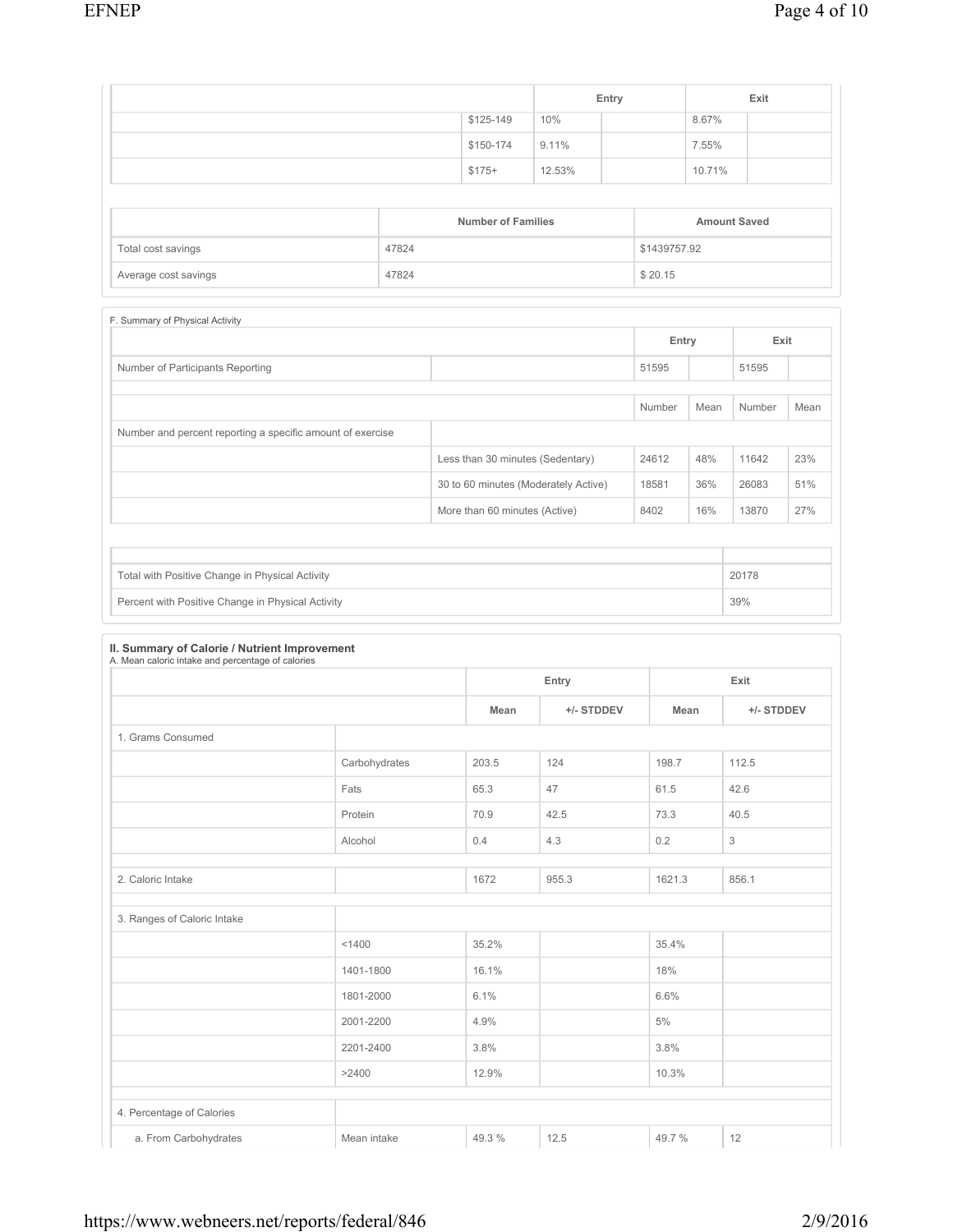| | | Entry | | Exit | |
|---|---|---|---|---|---|
| | $125-149 | 10% | | 8.67% | |
| | $150-174 | 9.11% | | 7.55% | |
| | $175+ | 12.53% | | 10.71% | |

| | Number of Families | Amount Saved |
|---|---|---|
| Total cost savings | 47824 | $1439757.92 |
| Average cost savings | 47824 | $ 20.15 |

F. Summary of Physical Activity

| | | Entry | | Exit | |
|---|---|---|---|---|---|
| Number of Participants Reporting | | 51595 | | 51595 | |
| | | Number | Mean | Number | Mean |
| Number and percent reporting a specific amount of exercise | | | | | |
| | Less than 30 minutes (Sedentary) | 24612 | 48% | 11642 | 23% |
| | 30 to 60 minutes (Moderately Active) | 18581 | 36% | 26083 | 51% |
| | More than 60 minutes (Active) | 8402 | 16% | 13870 | 27% |

| | |
|---|---|
| Total with Positive Change in Physical Activity | 20178 |
| Percent with Positive Change in Physical Activity | 39% |

**II. Summary of Calorie / Nutrient Improvement**

A. Mean caloric intake and percentage of calories

| | | Entry | | Exit | |
|---|---|---|---|---|---|
| | | Mean | +/- STDDEV | Mean | +/- STDDEV |
| 1. Grams Consumed | | | | | |
| | Carbohydrates | 203.5 | 124 | 198.7 | 112.5 |
| | Fats | 65.3 | 47 | 61.5 | 42.6 |
| | Protein | 70.9 | 42.5 | 73.3 | 40.5 |
| | Alcohol | 0.4 | 4.3 | 0.2 | 3 |
| 2. Caloric Intake | | 1672 | 955.3 | 1621.3 | 856.1 |
| 3. Ranges of Caloric Intake | | | | | |
| | <1400 | 35.2% | | 35.4% | |
| | 1401-1800 | 16.1% | | 18% | |
| | 1801-2000 | 6.1% | | 6.6% | |
| | 2001-2200 | 4.9% | | 5% | |
| | 2201-2400 | 3.8% | | 3.8% | |
| | >2400 | 12.9% | | 10.3% | |
| 4. Percentage of Calories | | | | | |
| a. From Carbohydrates | Mean intake | 49.3 % | 12.5 | 49.7 % | 12 |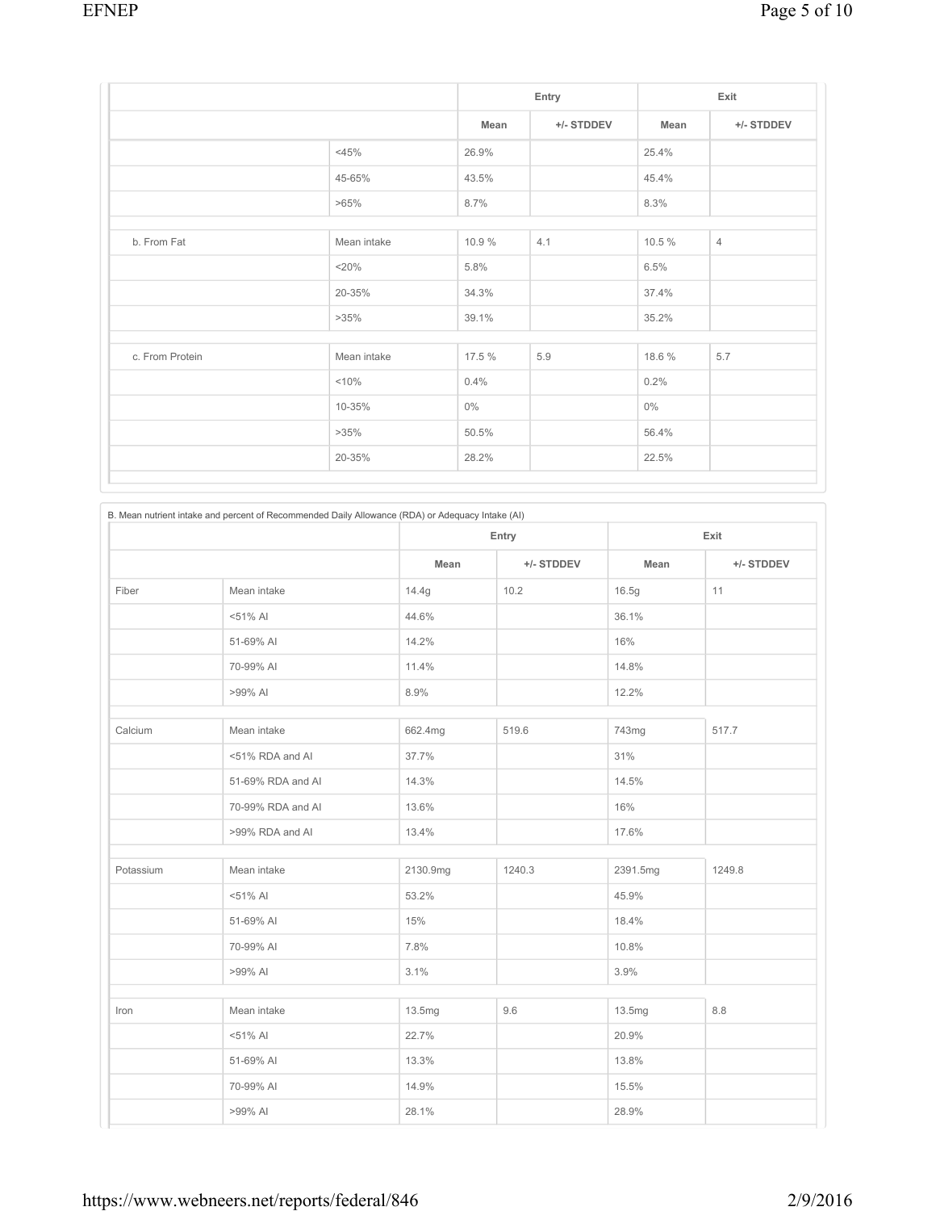| | | Entry | | Exit | |
|---|---|---|---|---|---|
| | | Mean | +/- STDDEV | Mean | +/- STDDEV |
| | <45% | 26.9% | | 25.4% | |
| | 45-65% | 43.5% | | 45.4% | |
| | >65% | 8.7% | | 8.3% | |
| b. From Fat | Mean intake | 10.9 % | 4.1 | 10.5 % | 4 |
| | <20% | 5.8% | | 6.5% | |
| | 20-35% | 34.3% | | 37.4% | |
| | >35% | 39.1% | | 35.2% | |
| c. From Protein | Mean intake | 17.5 % | 5.9 | 18.6 % | 5.7 |
| | <10% | 0.4% | | 0.2% | |
| | 10-35% | 0% | | 0% | |
| | >35% | 50.5% | | 56.4% | |
| | 20-35% | 28.2% | | 22.5% | |

B. Mean nutrient intake and percent of Recommended Daily Allowance (RDA) or Adequacy Intake (AI)

| | | Entry | | Exit | |
|---|---|---|---|---|---|
| | | Mean | +/- STDDEV | Mean | +/- STDDEV |
| Fiber | Mean intake | 14.4g | 10.2 | 16.5g | 11 |
| | <51% AI | 44.6% | | 36.1% | |
| | 51-69% AI | 14.2% | | 16% | |
| | 70-99% AI | 11.4% | | 14.8% | |
| | >99% AI | 8.9% | | 12.2% | |
| Calcium | Mean intake | 662.4mg | 519.6 | 743mg | 517.7 |
| | <51% RDA and AI | 37.7% | | 31% | |
| | 51-69% RDA and AI | 14.3% | | 14.5% | |
| | 70-99% RDA and AI | 13.6% | | 16% | |
| | >99% RDA and AI | 13.4% | | 17.6% | |
| Potassium | Mean intake | 2130.9mg | 1240.3 | 2391.5mg | 1249.8 |
| | <51% AI | 53.2% | | 45.9% | |
| | 51-69% AI | 15% | | 18.4% | |
| | 70-99% AI | 7.8% | | 10.8% | |
| | >99% AI | 3.1% | | 3.9% | |
| Iron | Mean intake | 13.5mg | 9.6 | 13.5mg | 8.8 |
| | <51% AI | 22.7% | | 20.9% | |
| | 51-69% AI | 13.3% | | 13.8% | |
| | 70-99% AI | 14.9% | | 15.5% | |
| | >99% AI | 28.1% | | 28.9% | |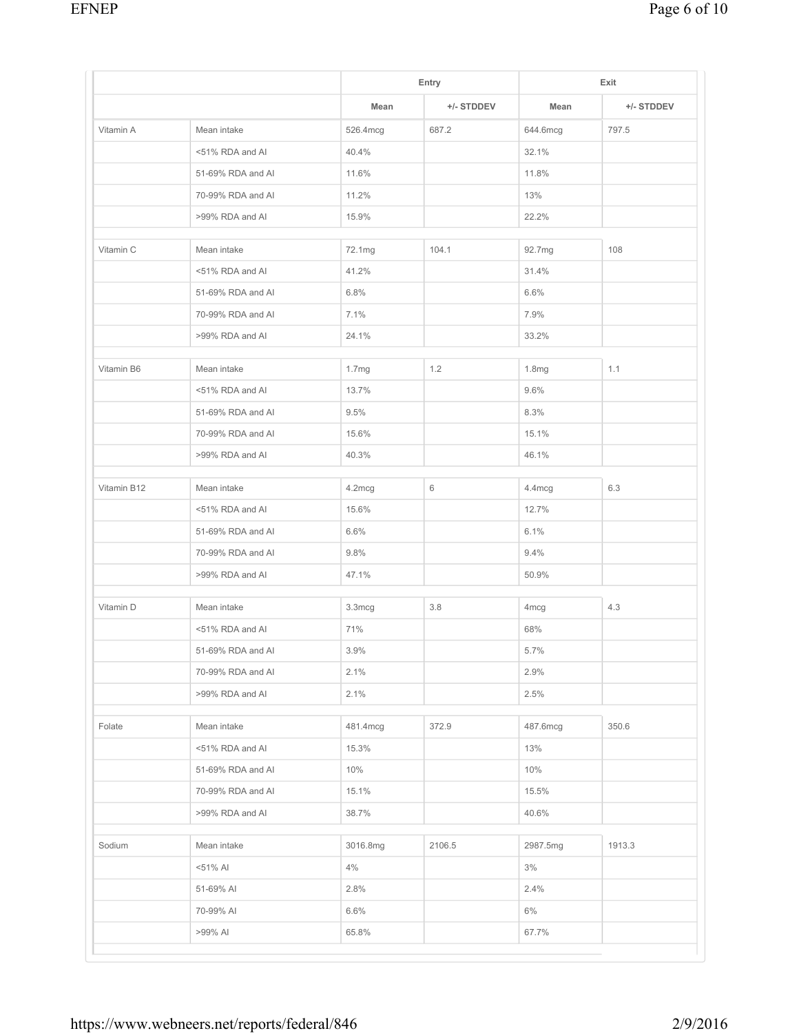| | | Entry | | Exit | |
|---|---|---|---|---|---|
| | | Mean | +/- STDDEV | Mean | +/- STDDEV |
| Vitamin A | Mean intake | 526.4mcg | 687.2 | 644.6mcg | 797.5 |
| | <51% RDA and AI | 40.4% | | 32.1% | |
| | 51-69% RDA and AI | 11.6% | | 11.8% | |
| | 70-99% RDA and AI | 11.2% | | 13% | |
| | >99% RDA and AI | 15.9% | | 22.2% | |
| Vitamin C | Mean intake | 72.1mg | 104.1 | 92.7mg | 108 |
| | <51% RDA and AI | 41.2% | | 31.4% | |
| | 51-69% RDA and AI | 6.8% | | 6.6% | |
| | 70-99% RDA and AI | 7.1% | | 7.9% | |
| | >99% RDA and AI | 24.1% | | 33.2% | |
| Vitamin B6 | Mean intake | 1.7mg | 1.2 | 1.8mg | 1.1 |
| | <51% RDA and AI | 13.7% | | 9.6% | |
| | 51-69% RDA and AI | 9.5% | | 8.3% | |
| | 70-99% RDA and AI | 15.6% | | 15.1% | |
| | >99% RDA and AI | 40.3% | | 46.1% | |
| Vitamin B12 | Mean intake | 4.2mcg | 6 | 4.4mcg | 6.3 |
| | <51% RDA and AI | 15.6% | | 12.7% | |
| | 51-69% RDA and AI | 6.6% | | 6.1% | |
| | 70-99% RDA and AI | 9.8% | | 9.4% | |
| | >99% RDA and AI | 47.1% | | 50.9% | |
| Vitamin D | Mean intake | 3.3mcg | 3.8 | 4mcg | 4.3 |
| | <51% RDA and AI | 71% | | 68% | |
| | 51-69% RDA and AI | 3.9% | | 5.7% | |
| | 70-99% RDA and AI | 2.1% | | 2.9% | |
| | >99% RDA and AI | 2.1% | | 2.5% | |
| Folate | Mean intake | 481.4mcg | 372.9 | 487.6mcg | 350.6 |
| | <51% RDA and AI | 15.3% | | 13% | |
| | 51-69% RDA and AI | 10% | | 10% | |
| | 70-99% RDA and AI | 15.1% | | 15.5% | |
| | >99% RDA and AI | 38.7% | | 40.6% | |
| Sodium | Mean intake | 3016.8mg | 2106.5 | 2987.5mg | 1913.3 |
| | <51% AI | 4% | | 3% | |
| | 51-69% AI | 2.8% | | 2.4% | |
| | 70-99% AI | 6.6% | | 6% | |
| | >99% AI | 65.8% | | 67.7% | |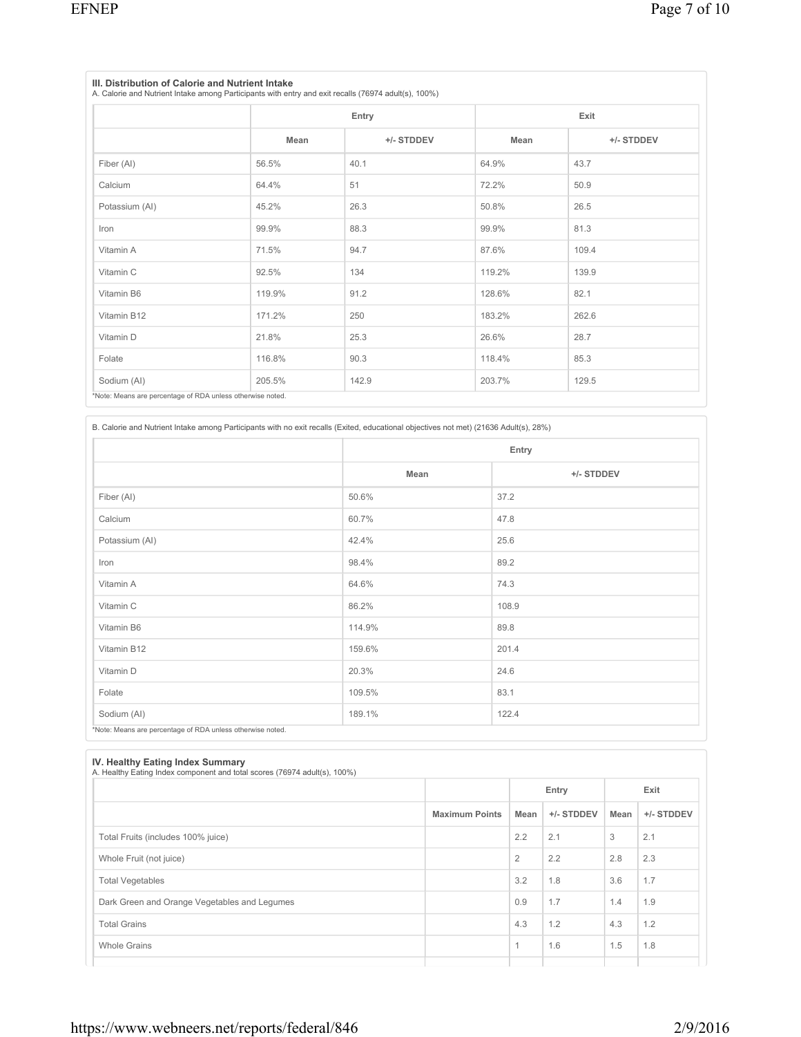### III. Distribution of Calorie and Nutrient Intake

A. Calorie and Nutrient Intake among Participants with entry and exit recalls (76974 adult(s), 100%)

| | Entry | | Exit | |
|---|---|---|---|---|
| | Mean | +/- STDDEV | Mean | +/- STDDEV |
| Fiber (AI) | 56.5% | 40.1 | 64.9% | 43.7 |
| Calcium | 64.4% | 51 | 72.2% | 50.9 |
| Potassium (AI) | 45.2% | 26.3 | 50.8% | 26.5 |
| Iron | 99.9% | 88.3 | 99.9% | 81.3 |
| Vitamin A | 71.5% | 94.7 | 87.6% | 109.4 |
| Vitamin C | 92.5% | 134 | 119.2% | 139.9 |
| Vitamin B6 | 119.9% | 91.2 | 128.6% | 82.1 |
| Vitamin B12 | 171.2% | 250 | 183.2% | 262.6 |
| Vitamin D | 21.8% | 25.3 | 26.6% | 28.7 |
| Folate | 116.8% | 90.3 | 118.4% | 85.3 |
| Sodium (AI) | 205.5% | 142.9 | 203.7% | 129.5 |

*Note: Means are percentage of RDA unless otherwise noted.

B. Calorie and Nutrient Intake among Participants with no exit recalls (Exited, educational objectives not met) (21636 Adult(s), 28%)

| | Entry | |
|---|---|---|
| | Mean | +/- STDDEV |
| Fiber (AI) | 50.6% | 37.2 |
| Calcium | 60.7% | 47.8 |
| Potassium (AI) | 42.4% | 25.6 |
| Iron | 98.4% | 89.2 |
| Vitamin A | 64.6% | 74.3 |
| Vitamin C | 86.2% | 108.9 |
| Vitamin B6 | 114.9% | 89.8 |
| Vitamin B12 | 159.6% | 201.4 |
| Vitamin D | 20.3% | 24.6 |
| Folate | 109.5% | 83.1 |
| Sodium (AI) | 189.1% | 122.4 |

*Note: Means are percentage of RDA unless otherwise noted.

### IV. Healthy Eating Index Summary

A. Healthy Eating Index component and total scores (76974 adult(s), 100%)

| | | Entry | | Exit | |
|---|---|---|---|---|---|
| | Maximum Points | Mean | +/- STDDEV | Mean | +/- STDDEV |
| Total Fruits (includes 100% juice) | | 2.2 | 2.1 | 3 | 2.1 |
| Whole Fruit (not juice) | | 2 | 2.2 | 2.8 | 2.3 |
| Total Vegetables | | 3.2 | 1.8 | 3.6 | 1.7 |
| Dark Green and Orange Vegetables and Legumes | | 0.9 | 1.7 | 1.4 | 1.9 |
| Total Grains | | 4.3 | 1.2 | 4.3 | 1.2 |
| Whole Grains | | 1 | 1.6 | 1.5 | 1.8 |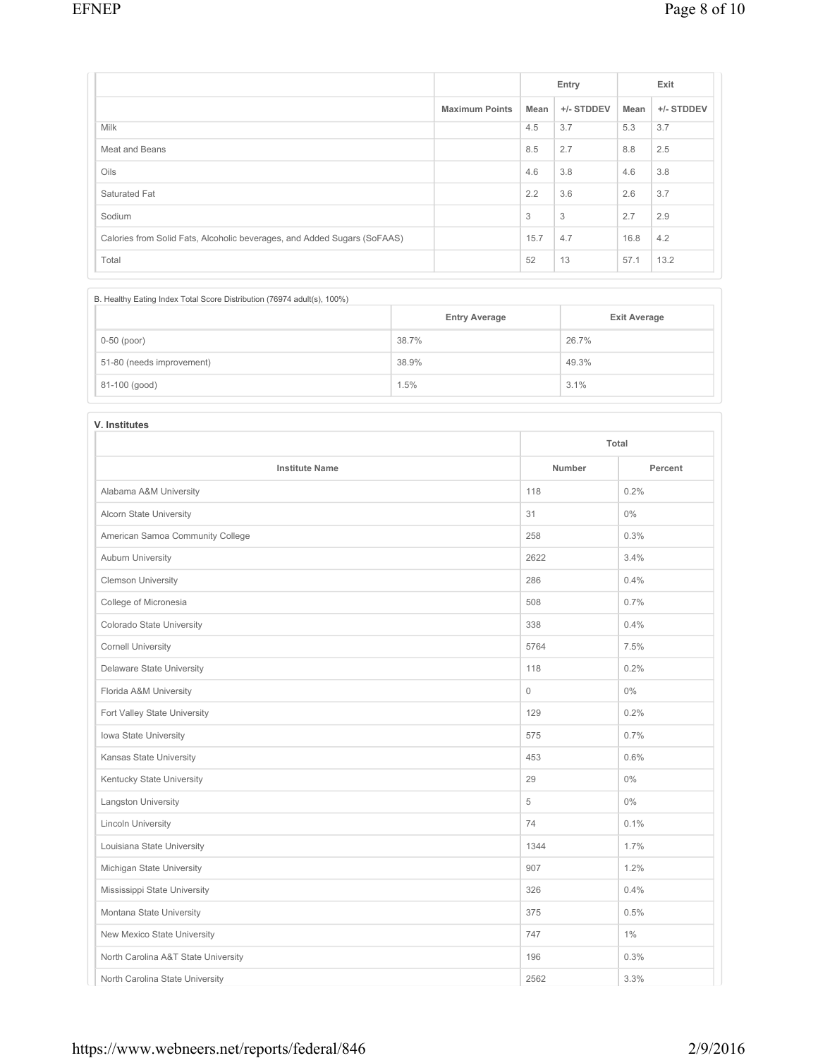| | Maximum Points | Entry | | Exit | |
|---|---|---|---|---|---|
| | | Mean | +/- STDDEV | Mean | +/- STDDEV |
| Milk | | 4.5 | 3.7 | 5.3 | 3.7 |
| Meat and Beans | | 8.5 | 2.7 | 8.8 | 2.5 |
| Oils | | 4.6 | 3.8 | 4.6 | 3.8 |
| Saturated Fat | | 2.2 | 3.6 | 2.6 | 3.7 |
| Sodium | | 3 | 3 | 2.7 | 2.9 |
| Calories from Solid Fats, Alcoholic beverages, and Added Sugars (SoFAAS) | | 15.7 | 4.7 | 16.8 | 4.2 |
| Total | | 52 | 13 | 57.1 | 13.2 |

B. Healthy Eating Index Total Score Distribution (76974 adult(s), 100%)

| | Entry Average | Exit Average |
|---|---|---|
| 0-50 (poor) | 38.7% | 26.7% |
| 51-80 (needs improvement) | 38.9% | 49.3% |
| 81-100 (good) | 1.5% | 3.1% |

### V. Institutes

| | Total | |
|---|---|---|
| Institute Name | Number | Percent |
| Alabama A&M University | 118 | 0.2% |
| Alcorn State University | 31 | 0% |
| American Samoa Community College | 258 | 0.3% |
| Auburn University | 2622 | 3.4% |
| Clemson University | 286 | 0.4% |
| College of Micronesia | 508 | 0.7% |
| Colorado State University | 338 | 0.4% |
| Cornell University | 5764 | 7.5% |
| Delaware State University | 118 | 0.2% |
| Florida A&M University | 0 | 0% |
| Fort Valley State University | 129 | 0.2% |
| Iowa State University | 575 | 0.7% |
| Kansas State University | 453 | 0.6% |
| Kentucky State University | 29 | 0% |
| Langston University | 5 | 0% |
| Lincoln University | 74 | 0.1% |
| Louisiana State University | 1344 | 1.7% |
| Michigan State University | 907 | 1.2% |
| Mississippi State University | 326 | 0.4% |
| Montana State University | 375 | 0.5% |
| New Mexico State University | 747 | 1% |
| North Carolina A&T State University | 196 | 0.3% |
| North Carolina State University | 2562 | 3.3% |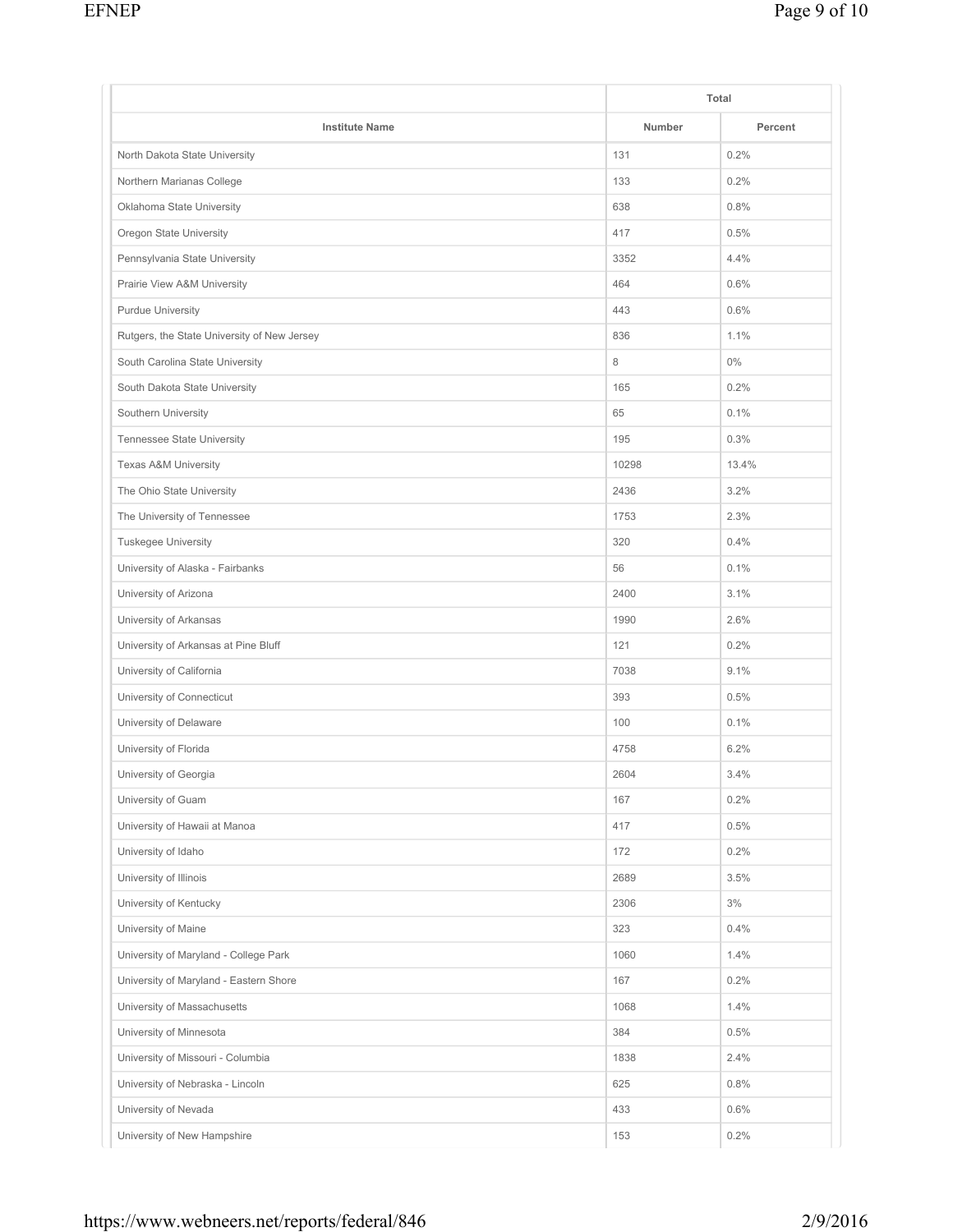| Institute Name | Total | |
|---|---|---|
| | Number | Percent |
| North Dakota State University | 131 | 0.2% |
| Northern Marianas College | 133 | 0.2% |
| Oklahoma State University | 638 | 0.8% |
| Oregon State University | 417 | 0.5% |
| Pennsylvania State University | 3352 | 4.4% |
| Prairie View A&M University | 464 | 0.6% |
| Purdue University | 443 | 0.6% |
| Rutgers, the State University of New Jersey | 836 | 1.1% |
| South Carolina State University | 8 | 0% |
| South Dakota State University | 165 | 0.2% |
| Southern University | 65 | 0.1% |
| Tennessee State University | 195 | 0.3% |
| Texas A&M University | 10298 | 13.4% |
| The Ohio State University | 2436 | 3.2% |
| The University of Tennessee | 1753 | 2.3% |
| Tuskegee University | 320 | 0.4% |
| University of Alaska - Fairbanks | 56 | 0.1% |
| University of Arizona | 2400 | 3.1% |
| University of Arkansas | 1990 | 2.6% |
| University of Arkansas at Pine Bluff | 121 | 0.2% |
| University of California | 7038 | 9.1% |
| University of Connecticut | 393 | 0.5% |
| University of Delaware | 100 | 0.1% |
| University of Florida | 4758 | 6.2% |
| University of Georgia | 2604 | 3.4% |
| University of Guam | 167 | 0.2% |
| University of Hawaii at Manoa | 417 | 0.5% |
| University of Idaho | 172 | 0.2% |
| University of Illinois | 2689 | 3.5% |
| University of Kentucky | 2306 | 3% |
| University of Maine | 323 | 0.4% |
| University of Maryland - College Park | 1060 | 1.4% |
| University of Maryland - Eastern Shore | 167 | 0.2% |
| University of Massachusetts | 1068 | 1.4% |
| University of Minnesota | 384 | 0.5% |
| University of Missouri - Columbia | 1838 | 2.4% |
| University of Nebraska - Lincoln | 625 | 0.8% |
| University of Nevada | 433 | 0.6% |
| University of New Hampshire | 153 | 0.2% |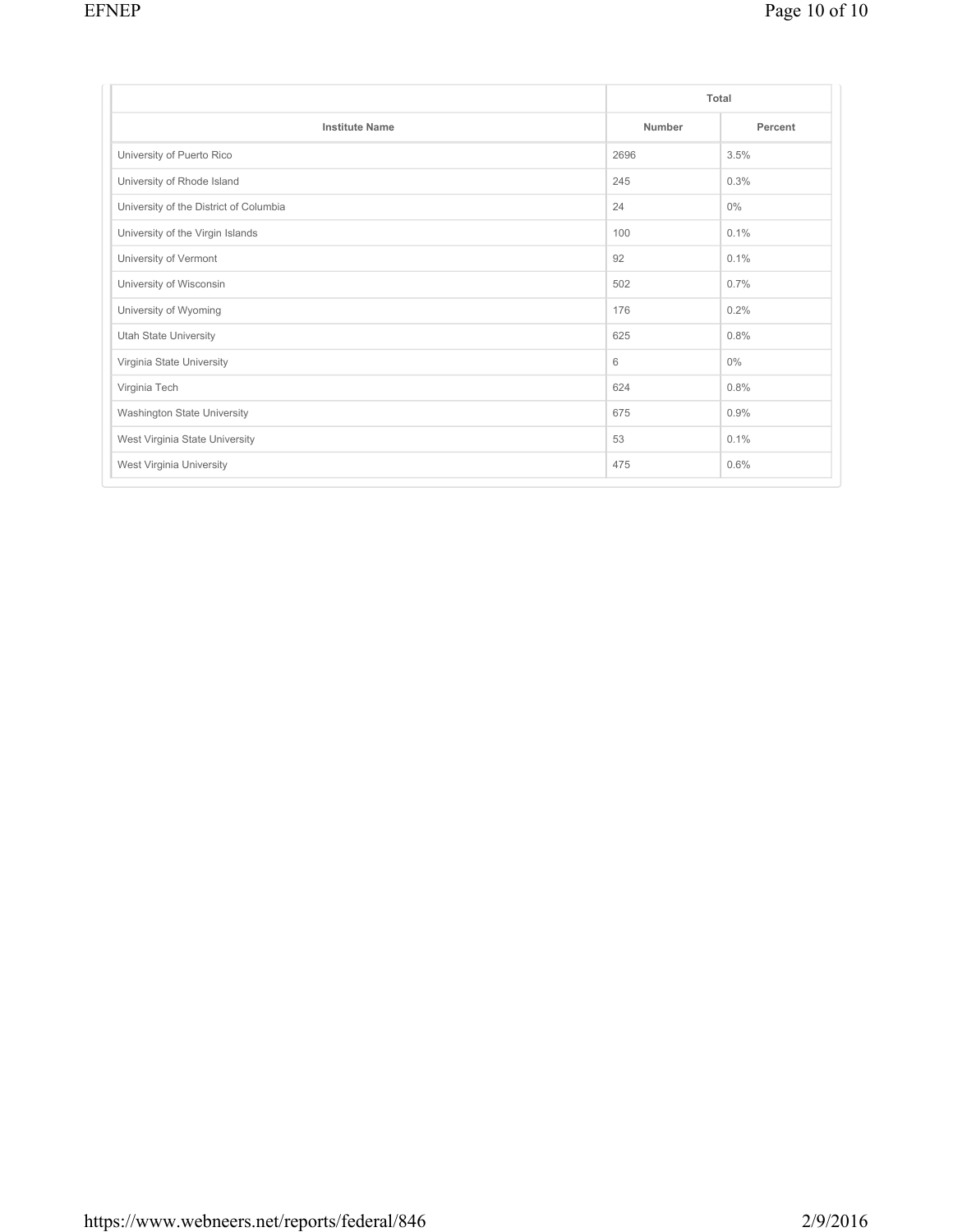| | Total | |
|---|---|---|
| Institute Name | Number | Percent |
| University of Puerto Rico | 2696 | 3.5% |
| University of Rhode Island | 245 | 0.3% |
| University of the District of Columbia | 24 | 0% |
| University of the Virgin Islands | 100 | 0.1% |
| University of Vermont | 92 | 0.1% |
| University of Wisconsin | 502 | 0.7% |
| University of Wyoming | 176 | 0.2% |
| Utah State University | 625 | 0.8% |
| Virginia State University | 6 | 0% |
| Virginia Tech | 624 | 0.8% |
| Washington State University | 675 | 0.9% |
| West Virginia State University | 53 | 0.1% |
| West Virginia University | 475 | 0.6% |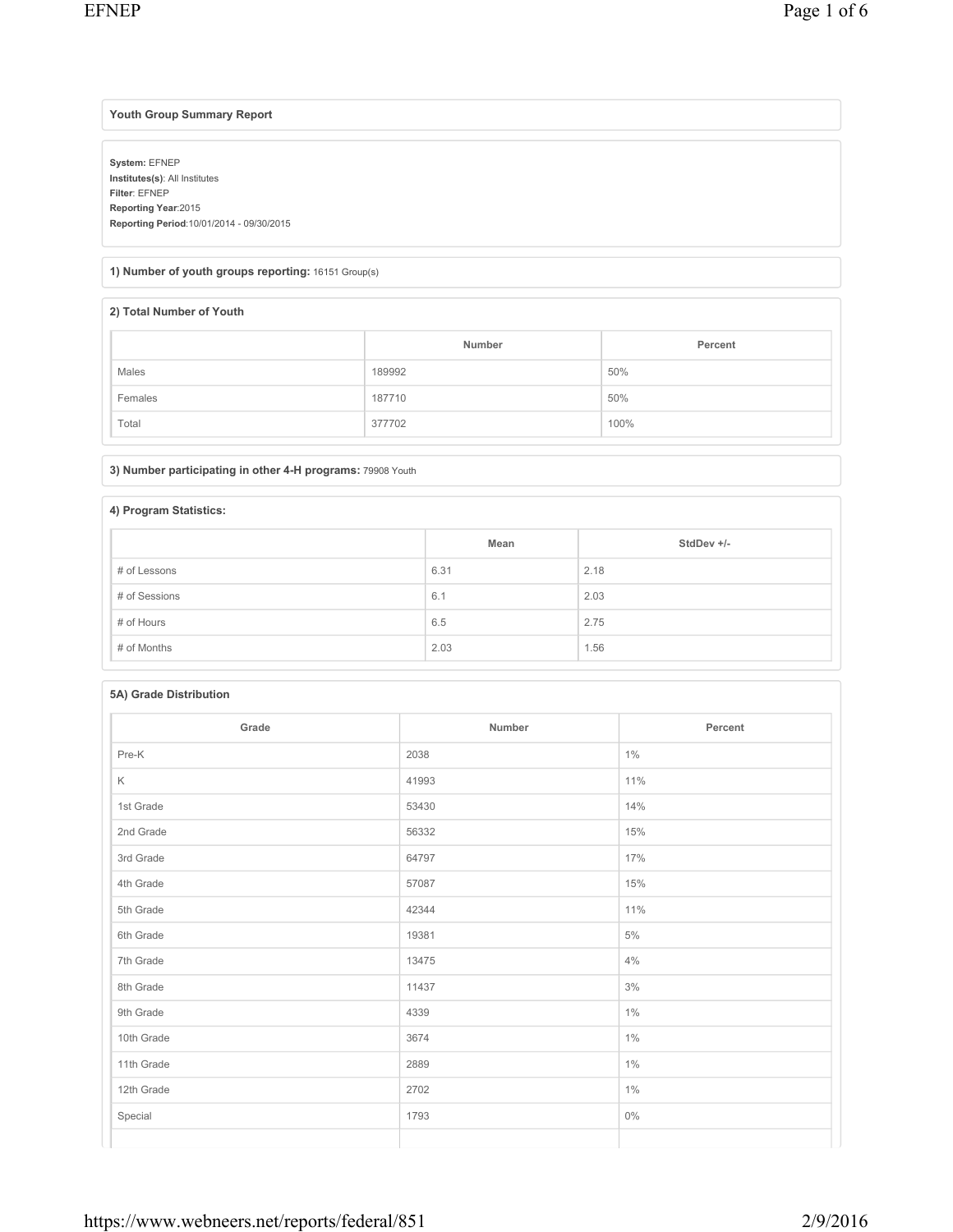## Youth Group Summary Report

**System:** EFNEP
**Institutes(s)**: All Institutes
**Filter**: EFNEP
**Reporting Year**:2015
**Reporting Period**:10/01/2014 - 09/30/2015

### 1) Number of youth groups reporting: 16151 Group(s)

### 2) Total Number of Youth

| | Number | Percent |
|---|---|---|
| Males | 189992 | 50% |
| Females | 187710 | 50% |
| Total | 377702 | 100% |

### 3) Number participating in other 4-H programs: 79908 Youth

### 4) Program Statistics:

| | Mean | StdDev +/- |
|---|---|---|
| # of Lessons | 6.31 | 2.18 |
| # of Sessions | 6.1 | 2.03 |
| # of Hours | 6.5 | 2.75 |
| # of Months | 2.03 | 1.56 |

### 5A) Grade Distribution

| Grade | Number | Percent |
|---|---|---|
| Pre-K | 2038 | 1% |
| K | 41993 | 11% |
| 1st Grade | 53430 | 14% |
| 2nd Grade | 56332 | 15% |
| 3rd Grade | 64797 | 17% |
| 4th Grade | 57087 | 15% |
| 5th Grade | 42344 | 11% |
| 6th Grade | 19381 | 5% |
| 7th Grade | 13475 | 4% |
| 8th Grade | 11437 | 3% |
| 9th Grade | 4339 | 1% |
| 10th Grade | 3674 | 1% |
| 11th Grade | 2889 | 1% |
| 12th Grade | 2702 | 1% |
| Special | 1793 | 0% |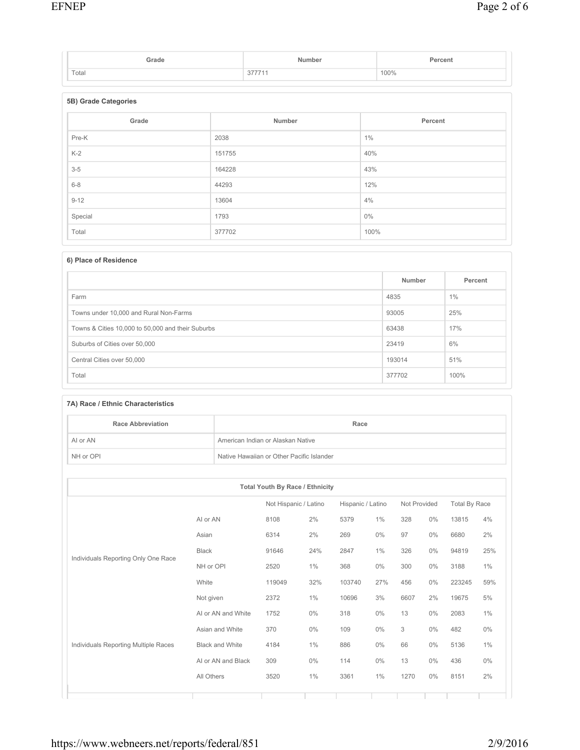| Grade | Number | Percent |
|---|---|---|
| Total | 377711 | 100% |

### 5B) Grade Categories

| Grade | Number | Percent |
|---|---|---|
| Pre-K | 2038 | 1% |
| K-2 | 151755 | 40% |
| 3-5 | 164228 | 43% |
| 6-8 | 44293 | 12% |
| 9-12 | 13604 | 4% |
| Special | 1793 | 0% |
| Total | 377702 | 100% |

### 6) Place of Residence

| | Number | Percent |
|---|---|---|
| Farm | 4835 | 1% |
| Towns under 10,000 and Rural Non-Farms | 93005 | 25% |
| Towns & Cities 10,000 to 50,000 and their Suburbs | 63438 | 17% |
| Suburbs of Cities over 50,000 | 23419 | 6% |
| Central Cities over 50,000 | 193014 | 51% |
| Total | 377702 | 100% |

### 7A) Race / Ethnic Characteristics

| Race Abbreviation | Race |
|---|---|
| AI or AN | American Indian or Alaskan Native |
| NH or OPI | Native Hawaiian or Other Pacific Islander |

| Total Youth By Race / Ethnicity | | | | | | | | | |
|---|---|---|---|---|---|---|---|---|---|
| | | Not Hispanic / Latino | | Hispanic / Latino | | Not Provided | | Total By Race | |
| Individuals Reporting Only One Race | AI or AN | 8108 | 2% | 5379 | 1% | 328 | 0% | 13815 | 4% |
| | Asian | 6314 | 2% | 269 | 0% | 97 | 0% | 6680 | 2% |
| | Black | 91646 | 24% | 2847 | 1% | 326 | 0% | 94819 | 25% |
| | NH or OPI | 2520 | 1% | 368 | 0% | 300 | 0% | 3188 | 1% |
| | White | 119049 | 32% | 103740 | 27% | 456 | 0% | 223245 | 59% |
| | Not given | 2372 | 1% | 10696 | 3% | 6607 | 2% | 19675 | 5% |
| Individuals Reporting Multiple Races | AI or AN and White | 1752 | 0% | 318 | 0% | 13 | 0% | 2083 | 1% |
| | Asian and White | 370 | 0% | 109 | 0% | 3 | 0% | 482 | 0% |
| | Black and White | 4184 | 1% | 886 | 0% | 66 | 0% | 5136 | 1% |
| | AI or AN and Black | 309 | 0% | 114 | 0% | 13 | 0% | 436 | 0% |
| | All Others | 3520 | 1% | 3361 | 1% | 1270 | 0% | 8151 | 2% |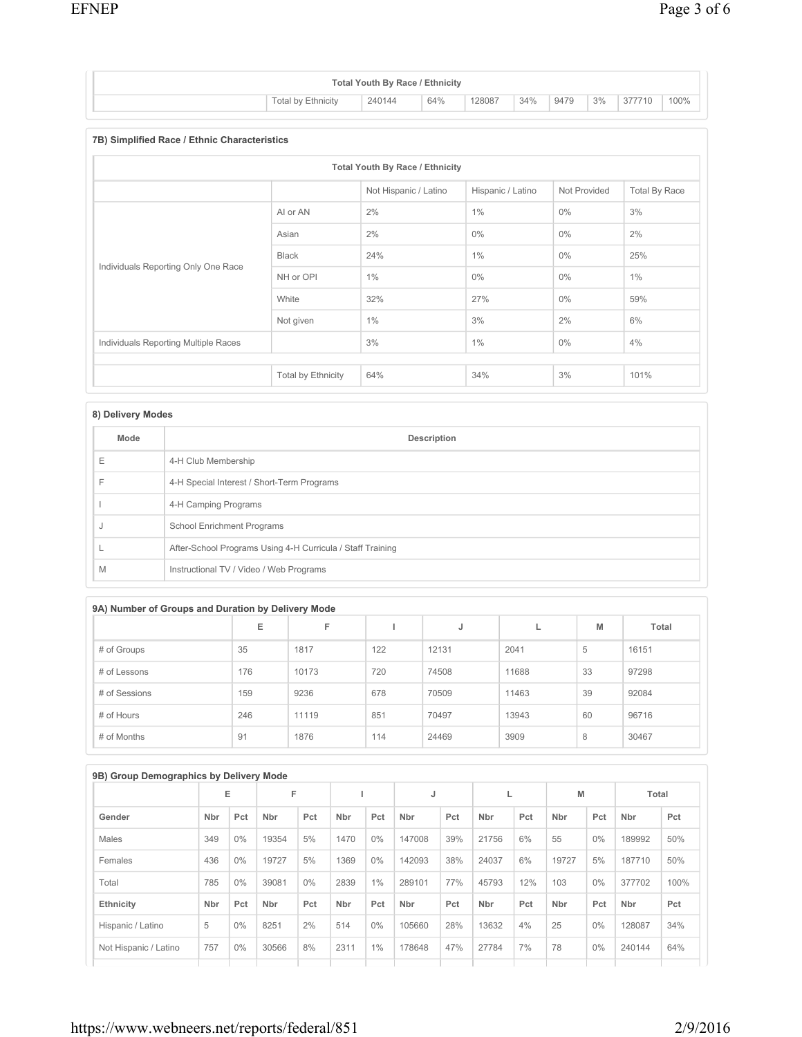| Total Youth By Race / Ethnicity | | | | | | | | | |
|---|---|---|---|---|---|---|---|---|---|
| | Total by Ethnicity | 240144 | 64% | 128087 | 34% | 9479 | 3% | 377710 | 100% |

### 7B) Simplified Race / Ethnic Characteristics

| Total Youth By Race / Ethnicity | | | | | |
|---|---|---|---|---|---|
| | | Not Hispanic / Latino | Hispanic / Latino | Not Provided | Total By Race |
| Individuals Reporting Only One Race | AI or AN | 2% | 1% | 0% | 3% |
| | Asian | 2% | 0% | 0% | 2% |
| | Black | 24% | 1% | 0% | 25% |
| | NH or OPI | 1% | 0% | 0% | 1% |
| | White | 32% | 27% | 0% | 59% |
| | Not given | 1% | 3% | 2% | 6% |
| Individuals Reporting Multiple Races | | 3% | 1% | 0% | 4% |
| | | | | | |
| | Total by Ethnicity | 64% | 34% | 3% | 101% |

### 8) Delivery Modes

| Mode | Description |
|---|---|
| E | 4-H Club Membership |
| F | 4-H Special Interest / Short-Term Programs |
| I | 4-H Camping Programs |
| J | School Enrichment Programs |
| L | After-School Programs Using 4-H Curricula / Staff Training |
| M | Instructional TV / Video / Web Programs |

### 9A) Number of Groups and Duration by Delivery Mode

| | E | F | I | J | L | M | Total |
|---|---|---|---|---|---|---|---|
| # of Groups | 35 | 1817 | 122 | 12131 | 2041 | 5 | 16151 |
| # of Lessons | 176 | 10173 | 720 | 74508 | 11688 | 33 | 97298 |
| # of Sessions | 159 | 9236 | 678 | 70509 | 11463 | 39 | 92084 |
| # of Hours | 246 | 11119 | 851 | 70497 | 13943 | 60 | 96716 |
| # of Months | 91 | 1876 | 114 | 24469 | 3909 | 8 | 30467 |

### 9B) Group Demographics by Delivery Mode

| | E | | F | | I | | J | | L | | M | | Total | |
|---|---|---|---|---|---|---|---|---|---|---|---|---|---|---|
| **Gender** | **Nbr** | **Pct** | **Nbr** | **Pct** | **Nbr** | **Pct** | **Nbr** | **Pct** | **Nbr** | **Pct** | **Nbr** | **Pct** | **Nbr** | **Pct** |
| Males | 349 | 0% | 19354 | 5% | 1470 | 0% | 147008 | 39% | 21756 | 6% | 55 | 0% | 189992 | 50% |
| Females | 436 | 0% | 19727 | 5% | 1369 | 0% | 142093 | 38% | 24037 | 6% | 19727 | 5% | 187710 | 50% |
| Total | 785 | 0% | 39081 | 0% | 2839 | 1% | 289101 | 77% | 45793 | 12% | 103 | 0% | 377702 | 100% |
| **Ethnicity** | **Nbr** | **Pct** | **Nbr** | **Pct** | **Nbr** | **Pct** | **Nbr** | **Pct** | **Nbr** | **Pct** | **Nbr** | **Pct** | **Nbr** | **Pct** |
| Hispanic / Latino | 5 | 0% | 8251 | 2% | 514 | 0% | 105660 | 28% | 13632 | 4% | 25 | 0% | 128087 | 34% |
| Not Hispanic / Latino | 757 | 0% | 30566 | 8% | 2311 | 1% | 178648 | 47% | 27784 | 7% | 78 | 0% | 240144 | 64% |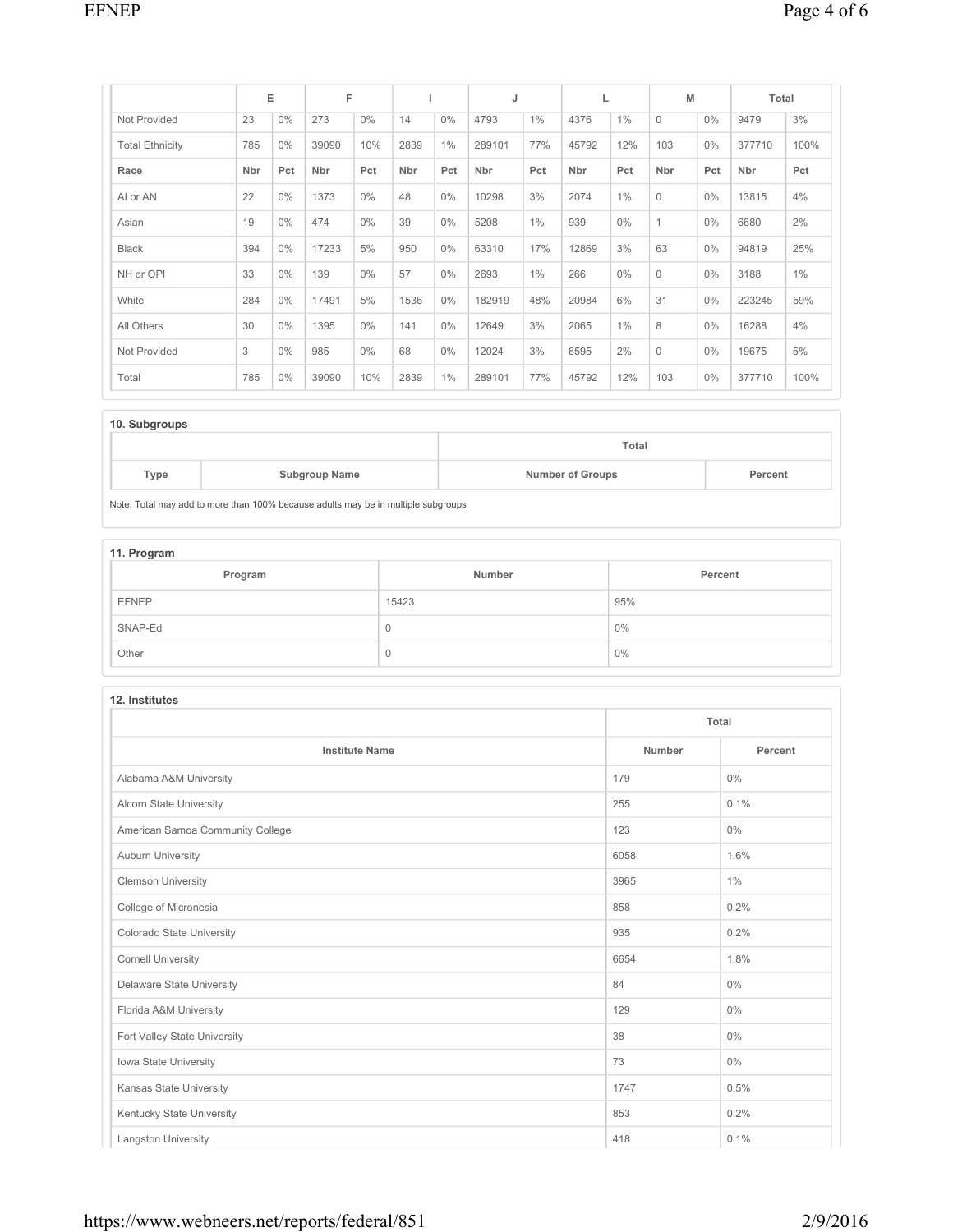| | E | | F | | I | | J | | L | | M | | Total | |
|---|---|---|---|---|---|---|---|---|---|---|---|---|---|---|
| Not Provided | 23 | 0% | 273 | 0% | 14 | 0% | 4793 | 1% | 4376 | 1% | 0 | 0% | 9479 | 3% |
| Total Ethnicity | 785 | 0% | 39090 | 10% | 2839 | 1% | 289101 | 77% | 45792 | 12% | 103 | 0% | 377710 | 100% |
| **Race** | **Nbr** | **Pct** | **Nbr** | **Pct** | **Nbr** | **Pct** | **Nbr** | **Pct** | **Nbr** | **Pct** | **Nbr** | **Pct** | **Nbr** | **Pct** |
| AI or AN | 22 | 0% | 1373 | 0% | 48 | 0% | 10298 | 3% | 2074 | 1% | 0 | 0% | 13815 | 4% |
| Asian | 19 | 0% | 474 | 0% | 39 | 0% | 5208 | 1% | 939 | 0% | 1 | 0% | 6680 | 2% |
| Black | 394 | 0% | 17233 | 5% | 950 | 0% | 63310 | 17% | 12869 | 3% | 63 | 0% | 94819 | 25% |
| NH or OPI | 33 | 0% | 139 | 0% | 57 | 0% | 2693 | 1% | 266 | 0% | 0 | 0% | 3188 | 1% |
| White | 284 | 0% | 17491 | 5% | 1536 | 0% | 182919 | 48% | 20984 | 6% | 31 | 0% | 223245 | 59% |
| All Others | 30 | 0% | 1395 | 0% | 141 | 0% | 12649 | 3% | 2065 | 1% | 8 | 0% | 16288 | 4% |
| Not Provided | 3 | 0% | 985 | 0% | 68 | 0% | 12024 | 3% | 6595 | 2% | 0 | 0% | 19675 | 5% |
| Total | 785 | 0% | 39090 | 10% | 2839 | 1% | 289101 | 77% | 45792 | 12% | 103 | 0% | 377710 | 100% |

### 10. Subgroups

| | | Total | |
|---|---|---|---|
| Type | Subgroup Name | Number of Groups | Percent |

Note: Total may add to more than 100% because adults may be in multiple subgroups

### 11. Program

| Program | Number | Percent |
|---|---|---|
| EFNEP | 15423 | 95% |
| SNAP-Ed | 0 | 0% |
| Other | 0 | 0% |

### 12. Institutes

| | Total | |
|---|---|---|
| Institute Name | Number | Percent |
| Alabama A&M University | 179 | 0% |
| Alcorn State University | 255 | 0.1% |
| American Samoa Community College | 123 | 0% |
| Auburn University | 6058 | 1.6% |
| Clemson University | 3965 | 1% |
| College of Micronesia | 858 | 0.2% |
| Colorado State University | 935 | 0.2% |
| Cornell University | 6654 | 1.8% |
| Delaware State University | 84 | 0% |
| Florida A&M University | 129 | 0% |
| Fort Valley State University | 38 | 0% |
| Iowa State University | 73 | 0% |
| Kansas State University | 1747 | 0.5% |
| Kentucky State University | 853 | 0.2% |
| Langston University | 418 | 0.1% |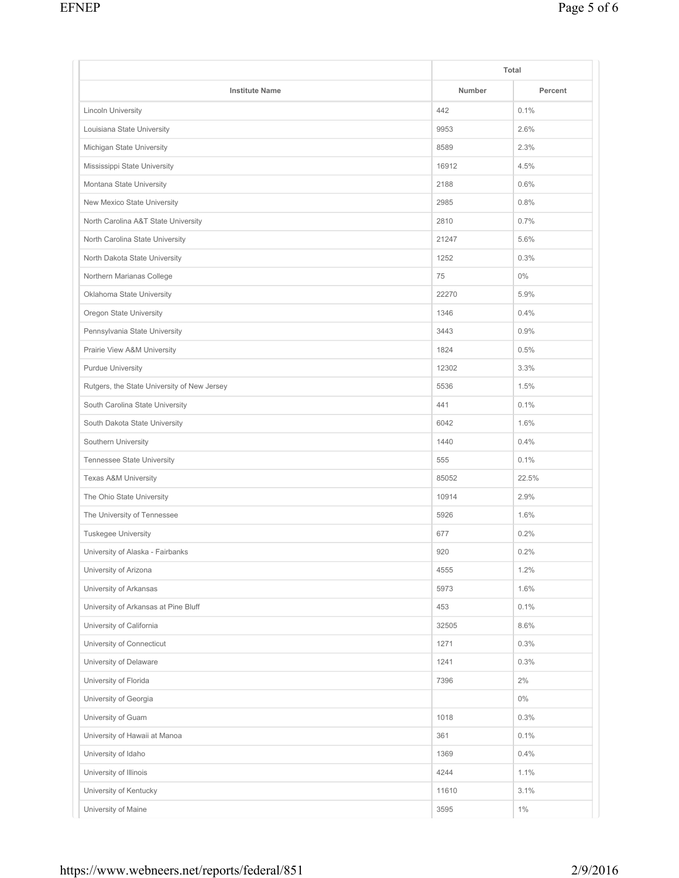| Institute Name | Total | |
|---|---|---|
| | Number | Percent |
| Lincoln University | 442 | 0.1% |
| Louisiana State University | 9953 | 2.6% |
| Michigan State University | 8589 | 2.3% |
| Mississippi State University | 16912 | 4.5% |
| Montana State University | 2188 | 0.6% |
| New Mexico State University | 2985 | 0.8% |
| North Carolina A&T State University | 2810 | 0.7% |
| North Carolina State University | 21247 | 5.6% |
| North Dakota State University | 1252 | 0.3% |
| Northern Marianas College | 75 | 0% |
| Oklahoma State University | 22270 | 5.9% |
| Oregon State University | 1346 | 0.4% |
| Pennsylvania State University | 3443 | 0.9% |
| Prairie View A&M University | 1824 | 0.5% |
| Purdue University | 12302 | 3.3% |
| Rutgers, the State University of New Jersey | 5536 | 1.5% |
| South Carolina State University | 441 | 0.1% |
| South Dakota State University | 6042 | 1.6% |
| Southern University | 1440 | 0.4% |
| Tennessee State University | 555 | 0.1% |
| Texas A&M University | 85052 | 22.5% |
| The Ohio State University | 10914 | 2.9% |
| The University of Tennessee | 5926 | 1.6% |
| Tuskegee University | 677 | 0.2% |
| University of Alaska - Fairbanks | 920 | 0.2% |
| University of Arizona | 4555 | 1.2% |
| University of Arkansas | 5973 | 1.6% |
| University of Arkansas at Pine Bluff | 453 | 0.1% |
| University of California | 32505 | 8.6% |
| University of Connecticut | 1271 | 0.3% |
| University of Delaware | 1241 | 0.3% |
| University of Florida | 7396 | 2% |
| University of Georgia | | 0% |
| University of Guam | 1018 | 0.3% |
| University of Hawaii at Manoa | 361 | 0.1% |
| University of Idaho | 1369 | 0.4% |
| University of Illinois | 4244 | 1.1% |
| University of Kentucky | 11610 | 3.1% |
| University of Maine | 3595 | 1% |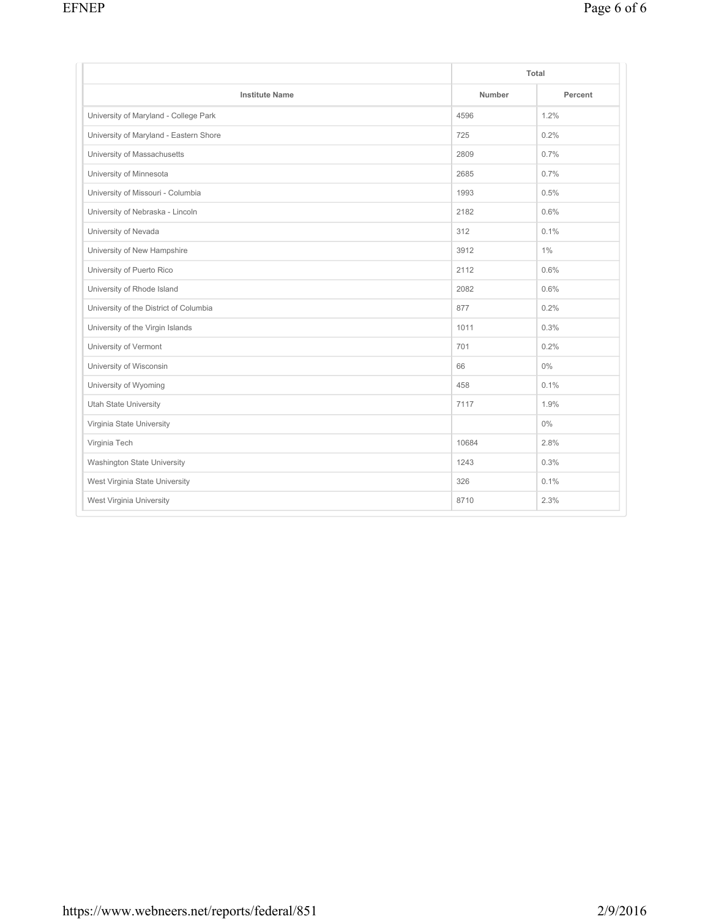| | Total | |
|---|---|---|
| Institute Name | Number | Percent |
| University of Maryland - College Park | 4596 | 1.2% |
| University of Maryland - Eastern Shore | 725 | 0.2% |
| University of Massachusetts | 2809 | 0.7% |
| University of Minnesota | 2685 | 0.7% |
| University of Missouri - Columbia | 1993 | 0.5% |
| University of Nebraska - Lincoln | 2182 | 0.6% |
| University of Nevada | 312 | 0.1% |
| University of New Hampshire | 3912 | 1% |
| University of Puerto Rico | 2112 | 0.6% |
| University of Rhode Island | 2082 | 0.6% |
| University of the District of Columbia | 877 | 0.2% |
| University of the Virgin Islands | 1011 | 0.3% |
| University of Vermont | 701 | 0.2% |
| University of Wisconsin | 66 | 0% |
| University of Wyoming | 458 | 0.1% |
| Utah State University | 7117 | 1.9% |
| Virginia State University | | 0% |
| Virginia Tech | 10684 | 2.8% |
| Washington State University | 1243 | 0.3% |
| West Virginia State University | 326 | 0.1% |
| West Virginia University | 8710 | 2.3% |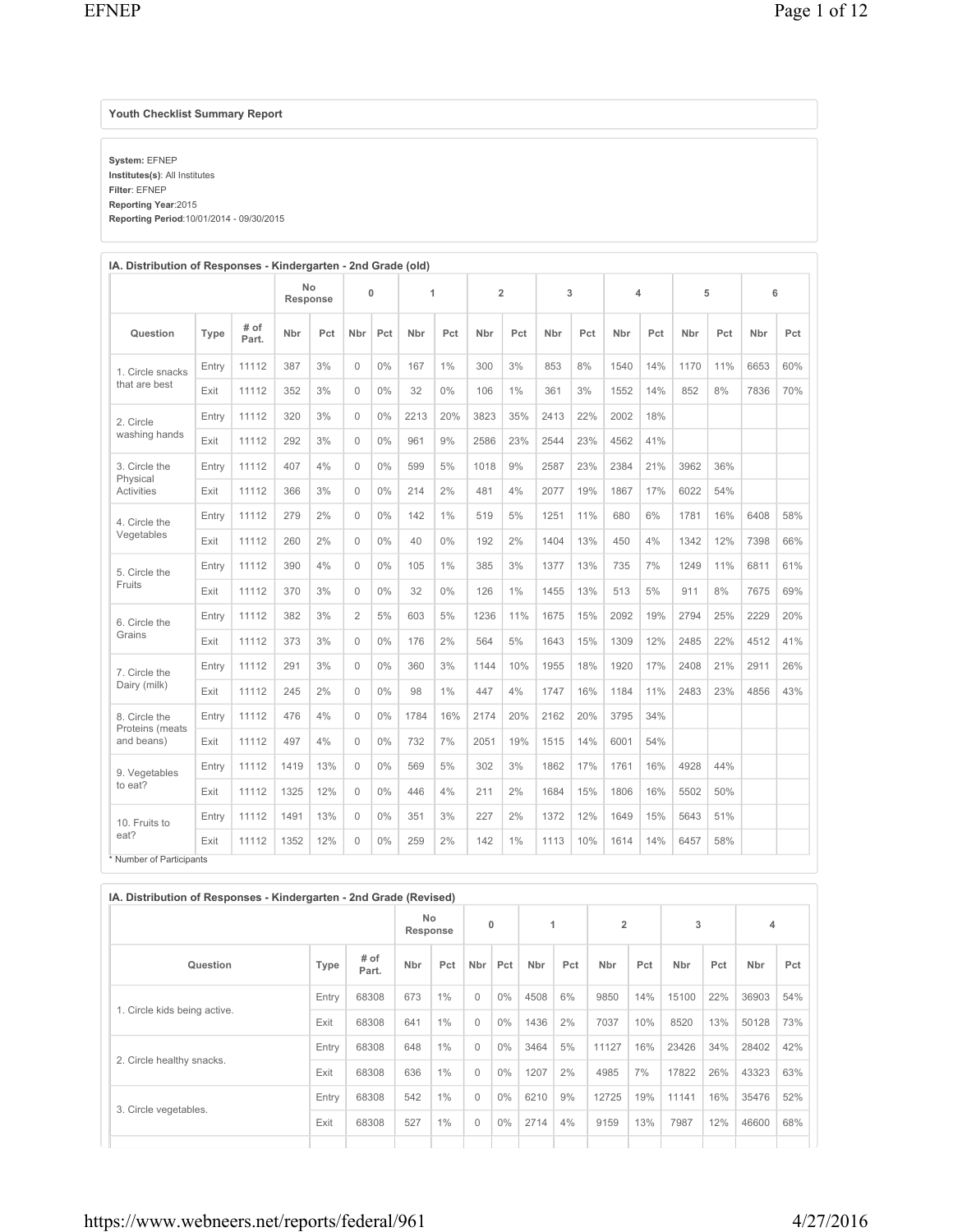## Youth Checklist Summary Report

**System:** EFNEP
**Institutes(s)**: All Institutes
**Filter**: EFNEP
**Reporting Year**:2015
**Reporting Period**:10/01/2014 - 09/30/2015

### IA. Distribution of Responses - Kindergarten - 2nd Grade (old)

| | | | No Response | | 0 | | 1 | | 2 | | 3 | | 4 | | 5 | | 6 | |
|---|---|---|---|---|---|---|---|---|---|---|---|---|---|---|---|---|---|---|
| Question | Type | # of Part. | Nbr | Pct | Nbr | Pct | Nbr | Pct | Nbr | Pct | Nbr | Pct | Nbr | Pct | Nbr | Pct | Nbr | Pct |
| 1. Circle snacks that are best | Entry | 11112 | 387 | 3% | 0 | 0% | 167 | 1% | 300 | 3% | 853 | 8% | 1540 | 14% | 1170 | 11% | 6653 | 60% |
| | Exit | 11112 | 352 | 3% | 0 | 0% | 32 | 0% | 106 | 1% | 361 | 3% | 1552 | 14% | 852 | 8% | 7836 | 70% |
| 2. Circle washing hands | Entry | 11112 | 320 | 3% | 0 | 0% | 2213 | 20% | 3823 | 35% | 2413 | 22% | 2002 | 18% | | | | |
| | Exit | 11112 | 292 | 3% | 0 | 0% | 961 | 9% | 2586 | 23% | 2544 | 23% | 4562 | 41% | | | | |
| 3. Circle the Physical Activities | Entry | 11112 | 407 | 4% | 0 | 0% | 599 | 5% | 1018 | 9% | 2587 | 23% | 2384 | 21% | 3962 | 36% | | |
| | Exit | 11112 | 366 | 3% | 0 | 0% | 214 | 2% | 481 | 4% | 2077 | 19% | 1867 | 17% | 6022 | 54% | | |
| 4. Circle the Vegetables | Entry | 11112 | 279 | 2% | 0 | 0% | 142 | 1% | 519 | 5% | 1251 | 11% | 680 | 6% | 1781 | 16% | 6408 | 58% |
| | Exit | 11112 | 260 | 2% | 0 | 0% | 40 | 0% | 192 | 2% | 1404 | 13% | 450 | 4% | 1342 | 12% | 7398 | 66% |
| 5. Circle the Fruits | Entry | 11112 | 390 | 4% | 0 | 0% | 105 | 1% | 385 | 3% | 1377 | 13% | 735 | 7% | 1249 | 11% | 6811 | 61% |
| | Exit | 11112 | 370 | 3% | 0 | 0% | 32 | 0% | 126 | 1% | 1455 | 13% | 513 | 5% | 911 | 8% | 7675 | 69% |
| 6. Circle the Grains | Entry | 11112 | 382 | 3% | 2 | 5% | 603 | 5% | 1236 | 11% | 1675 | 15% | 2092 | 19% | 2794 | 25% | 2229 | 20% |
| | Exit | 11112 | 373 | 3% | 0 | 0% | 176 | 2% | 564 | 5% | 1643 | 15% | 1309 | 12% | 2485 | 22% | 4512 | 41% |
| 7. Circle the Dairy (milk) | Entry | 11112 | 291 | 3% | 0 | 0% | 360 | 3% | 1144 | 10% | 1955 | 18% | 1920 | 17% | 2408 | 21% | 2911 | 26% |
| | Exit | 11112 | 245 | 2% | 0 | 0% | 98 | 1% | 447 | 4% | 1747 | 16% | 1184 | 11% | 2483 | 23% | 4856 | 43% |
| 8. Circle the Proteins (meats and beans) | Entry | 11112 | 476 | 4% | 0 | 0% | 1784 | 16% | 2174 | 20% | 2162 | 20% | 3795 | 34% | | | | |
| | Exit | 11112 | 497 | 4% | 0 | 0% | 732 | 7% | 2051 | 19% | 1515 | 14% | 6001 | 54% | | | | |
| 9. Vegetables to eat? | Entry | 11112 | 1419 | 13% | 0 | 0% | 569 | 5% | 302 | 3% | 1862 | 17% | 1761 | 16% | 4928 | 44% | | |
| | Exit | 11112 | 1325 | 12% | 0 | 0% | 446 | 4% | 211 | 2% | 1684 | 15% | 1806 | 16% | 5502 | 50% | | |
| 10. Fruits to eat? | Entry | 11112 | 1491 | 13% | 0 | 0% | 351 | 3% | 227 | 2% | 1372 | 12% | 1649 | 15% | 5643 | 51% | | |
| | Exit | 11112 | 1352 | 12% | 0 | 0% | 259 | 2% | 142 | 1% | 1113 | 10% | 1614 | 14% | 6457 | 58% | | |

\* Number of Participants

### IA. Distribution of Responses - Kindergarten - 2nd Grade (Revised)

| | | | No Response | | 0 | | 1 | | 2 | | 3 | | 4 | |
|---|---|---|---|---|---|---|---|---|---|---|---|---|---|---|
| Question | Type | # of Part. | Nbr | Pct | Nbr | Pct | Nbr | Pct | Nbr | Pct | Nbr | Pct | Nbr | Pct |
| 1. Circle kids being active. | Entry | 68308 | 673 | 1% | 0 | 0% | 4508 | 6% | 9850 | 14% | 15100 | 22% | 36903 | 54% |
| | Exit | 68308 | 641 | 1% | 0 | 0% | 1436 | 2% | 7037 | 10% | 8520 | 13% | 50128 | 73% |
| 2. Circle healthy snacks. | Entry | 68308 | 648 | 1% | 0 | 0% | 3464 | 5% | 11127 | 16% | 23426 | 34% | 28402 | 42% |
| | Exit | 68308 | 636 | 1% | 0 | 0% | 1207 | 2% | 4985 | 7% | 17822 | 26% | 43323 | 63% |
| 3. Circle vegetables. | Entry | 68308 | 542 | 1% | 0 | 0% | 6210 | 9% | 12725 | 19% | 11141 | 16% | 35476 | 52% |
| | Exit | 68308 | 527 | 1% | 0 | 0% | 2714 | 4% | 9159 | 13% | 7987 | 12% | 46600 | 68% |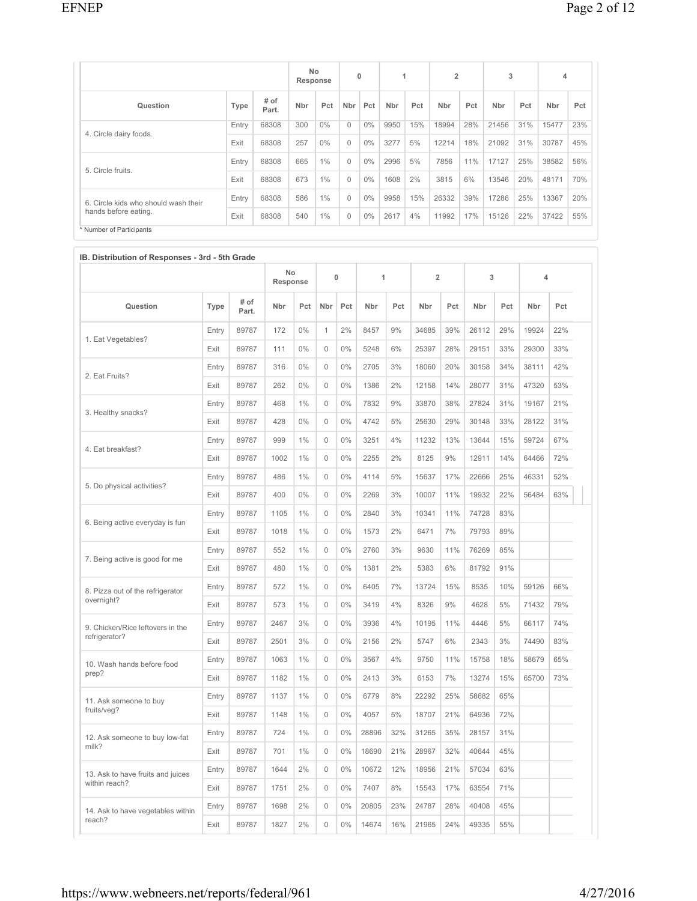| | | | No Response | | 0 | | 1 | | 2 | | 3 | | 4 | |
|---|---|---|---|---|---|---|---|---|---|---|---|---|---|---|
| Question | Type | # of Part. | Nbr | Pct | Nbr | Pct | Nbr | Pct | Nbr | Pct | Nbr | Pct | Nbr | Pct |
| 4. Circle dairy foods. | Entry | 68308 | 300 | 0% | 0 | 0% | 9950 | 15% | 18994 | 28% | 21456 | 31% | 15477 | 23% |
| | Exit | 68308 | 257 | 0% | 0 | 0% | 3277 | 5% | 12214 | 18% | 21092 | 31% | 30787 | 45% |
| 5. Circle fruits. | Entry | 68308 | 665 | 1% | 0 | 0% | 2996 | 5% | 7856 | 11% | 17127 | 25% | 38582 | 56% |
| | Exit | 68308 | 673 | 1% | 0 | 0% | 1608 | 2% | 3815 | 6% | 13546 | 20% | 48171 | 70% |
| 6. Circle kids who should wash their hands before eating. | Entry | 68308 | 586 | 1% | 0 | 0% | 9958 | 15% | 26332 | 39% | 17286 | 25% | 13367 | 20% |
| | Exit | 68308 | 540 | 1% | 0 | 0% | 2617 | 4% | 11992 | 17% | 15126 | 22% | 37422 | 55% |

* Number of Participants

**IB. Distribution of Responses - 3rd - 5th Grade**

| | | | No Response | | 0 | | 1 | | 2 | | 3 | | 4 | |
|---|---|---|---|---|---|---|---|---|---|---|---|---|---|---|
| Question | Type | # of Part. | Nbr | Pct | Nbr | Pct | Nbr | Pct | Nbr | Pct | Nbr | Pct | Nbr | Pct |
| 1. Eat Vegetables? | Entry | 89787 | 172 | 0% | 1 | 2% | 8457 | 9% | 34685 | 39% | 26112 | 29% | 19924 | 22% |
| | Exit | 89787 | 111 | 0% | 0 | 0% | 5248 | 6% | 25397 | 28% | 29151 | 33% | 29300 | 33% |
| 2. Eat Fruits? | Entry | 89787 | 316 | 0% | 0 | 0% | 2705 | 3% | 18060 | 20% | 30158 | 34% | 38111 | 42% |
| | Exit | 89787 | 262 | 0% | 0 | 0% | 1386 | 2% | 12158 | 14% | 28077 | 31% | 47320 | 53% |
| 3. Healthy snacks? | Entry | 89787 | 468 | 1% | 0 | 0% | 7832 | 9% | 33870 | 38% | 27824 | 31% | 19167 | 21% |
| | Exit | 89787 | 428 | 0% | 0 | 0% | 4742 | 5% | 25630 | 29% | 30148 | 33% | 28122 | 31% |
| 4. Eat breakfast? | Entry | 89787 | 999 | 1% | 0 | 0% | 3251 | 4% | 11232 | 13% | 13644 | 15% | 59724 | 67% |
| | Exit | 89787 | 1002 | 1% | 0 | 0% | 2255 | 2% | 8125 | 9% | 12911 | 14% | 64466 | 72% |
| 5. Do physical activities? | Entry | 89787 | 486 | 1% | 0 | 0% | 4114 | 5% | 15637 | 17% | 22666 | 25% | 46331 | 52% |
| | Exit | 89787 | 400 | 0% | 0 | 0% | 2269 | 3% | 10007 | 11% | 19932 | 22% | 56484 | 63% |
| 6. Being active everyday is fun | Entry | 89787 | 1105 | 1% | 0 | 0% | 2840 | 3% | 10341 | 11% | 74728 | 83% | | |
| | Exit | 89787 | 1018 | 1% | 0 | 0% | 1573 | 2% | 6471 | 7% | 79793 | 89% | | |
| 7. Being active is good for me | Entry | 89787 | 552 | 1% | 0 | 0% | 2760 | 3% | 9630 | 11% | 76269 | 85% | | |
| | Exit | 89787 | 480 | 1% | 0 | 0% | 1381 | 2% | 5383 | 6% | 81792 | 91% | | |
| 8. Pizza out of the refrigerator overnight? | Entry | 89787 | 572 | 1% | 0 | 0% | 6405 | 7% | 13724 | 15% | 8535 | 10% | 59126 | 66% |
| | Exit | 89787 | 573 | 1% | 0 | 0% | 3419 | 4% | 8326 | 9% | 4628 | 5% | 71432 | 79% |
| 9. Chicken/Rice leftovers in the refrigerator? | Entry | 89787 | 2467 | 3% | 0 | 0% | 3936 | 4% | 10195 | 11% | 4446 | 5% | 66117 | 74% |
| | Exit | 89787 | 2501 | 3% | 0 | 0% | 2156 | 2% | 5747 | 6% | 2343 | 3% | 74490 | 83% |
| 10. Wash hands before food prep? | Entry | 89787 | 1063 | 1% | 0 | 0% | 3567 | 4% | 9750 | 11% | 15758 | 18% | 58679 | 65% |
| | Exit | 89787 | 1182 | 1% | 0 | 0% | 2413 | 3% | 6153 | 7% | 13274 | 15% | 65700 | 73% |
| 11. Ask someone to buy fruits/veg? | Entry | 89787 | 1137 | 1% | 0 | 0% | 6779 | 8% | 22292 | 25% | 58682 | 65% | | |
| | Exit | 89787 | 1148 | 1% | 0 | 0% | 4057 | 5% | 18707 | 21% | 64936 | 72% | | |
| 12. Ask someone to buy low-fat milk? | Entry | 89787 | 724 | 1% | 0 | 0% | 28896 | 32% | 31265 | 35% | 28157 | 31% | | |
| | Exit | 89787 | 701 | 1% | 0 | 0% | 18690 | 21% | 28967 | 32% | 40644 | 45% | | |
| 13. Ask to have fruits and juices within reach? | Entry | 89787 | 1644 | 2% | 0 | 0% | 10672 | 12% | 18956 | 21% | 57034 | 63% | | |
| | Exit | 89787 | 1751 | 2% | 0 | 0% | 7407 | 8% | 15543 | 17% | 63554 | 71% | | |
| 14. Ask to have vegetables within reach? | Entry | 89787 | 1698 | 2% | 0 | 0% | 20805 | 23% | 24787 | 28% | 40408 | 45% | | |
| | Exit | 89787 | 1827 | 2% | 0 | 0% | 14674 | 16% | 21965 | 24% | 49335 | 55% | | |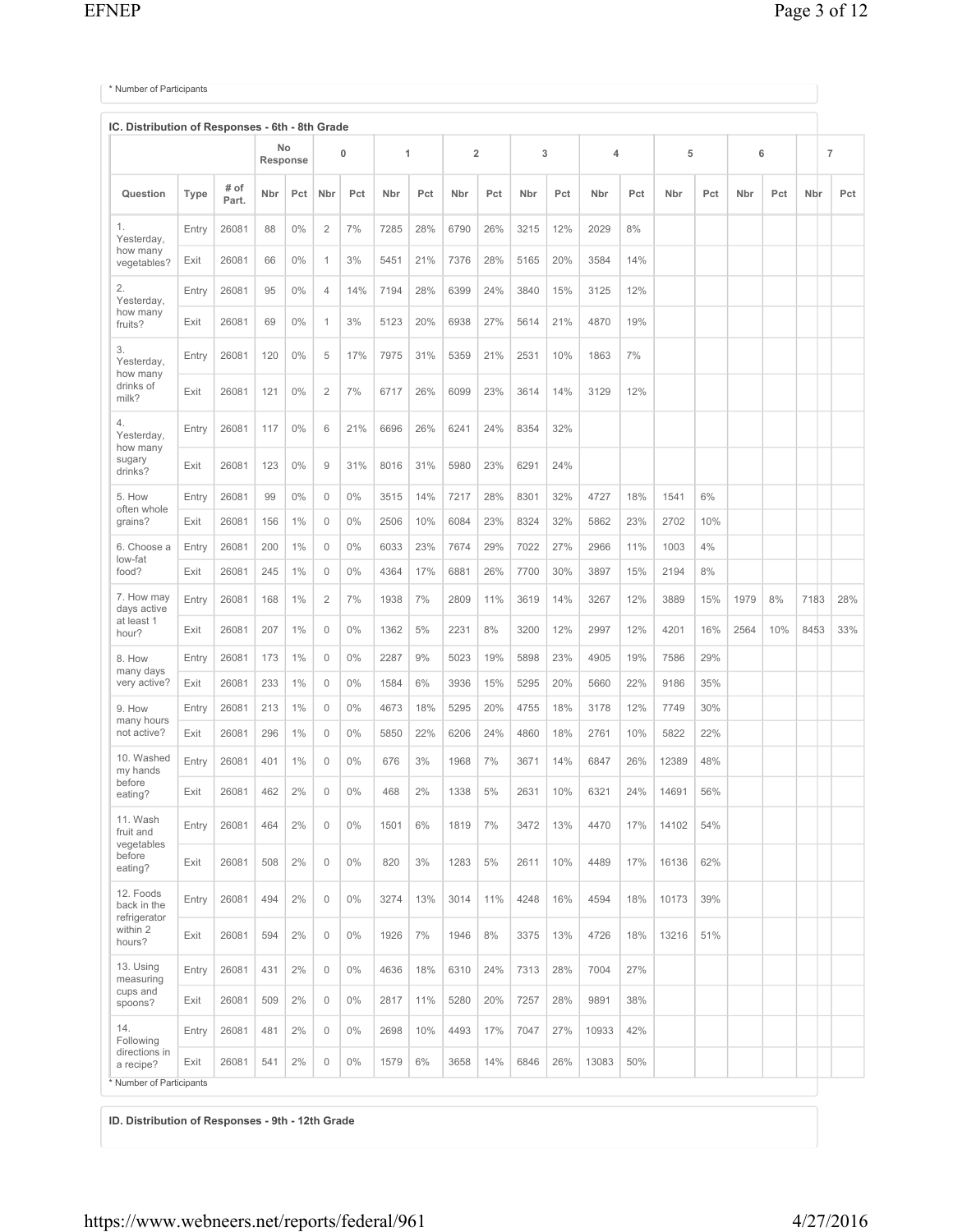\* Number of Participants

### IC. Distribution of Responses - 6th - 8th Grade

| | | | No Response | | 0 | | 1 | | 2 | | 3 | | 4 | | 5 | | 6 | | 7 | |
|---|---|---|---|---|---|---|---|---|---|---|---|---|---|---|---|---|---|---|---|---|
| Question | Type | # of Part. | Nbr | Pct | Nbr | Pct | Nbr | Pct | Nbr | Pct | Nbr | Pct | Nbr | Pct | Nbr | Pct | Nbr | Pct | Nbr | Pct |
| 1. Yesterday, how many vegetables? | Entry | 26081 | 88 | 0% | 2 | 7% | 7285 | 28% | 6790 | 26% | 3215 | 12% | 2029 | 8% | | | | | | |
| | Exit | 26081 | 66 | 0% | 1 | 3% | 5451 | 21% | 7376 | 28% | 5165 | 20% | 3584 | 14% | | | | | | |
| 2. Yesterday, how many fruits? | Entry | 26081 | 95 | 0% | 4 | 14% | 7194 | 28% | 6399 | 24% | 3840 | 15% | 3125 | 12% | | | | | | |
| | Exit | 26081 | 69 | 0% | 1 | 3% | 5123 | 20% | 6938 | 27% | 5614 | 21% | 4870 | 19% | | | | | | |
| 3. Yesterday, how many drinks of milk? | Entry | 26081 | 120 | 0% | 5 | 17% | 7975 | 31% | 5359 | 21% | 2531 | 10% | 1863 | 7% | | | | | | |
| | Exit | 26081 | 121 | 0% | 2 | 7% | 6717 | 26% | 6099 | 23% | 3614 | 14% | 3129 | 12% | | | | | | |
| 4. Yesterday, how many sugary drinks? | Entry | 26081 | 117 | 0% | 6 | 21% | 6696 | 26% | 6241 | 24% | 8354 | 32% | | | | | | | | |
| | Exit | 26081 | 123 | 0% | 9 | 31% | 8016 | 31% | 5980 | 23% | 6291 | 24% | | | | | | | | |
| 5. How often whole grains? | Entry | 26081 | 99 | 0% | 0 | 0% | 3515 | 14% | 7217 | 28% | 8301 | 32% | 4727 | 18% | 1541 | 6% | | | | |
| | Exit | 26081 | 156 | 1% | 0 | 0% | 2506 | 10% | 6084 | 23% | 8324 | 32% | 5862 | 23% | 2702 | 10% | | | | |
| 6. Choose a low-fat food? | Entry | 26081 | 200 | 1% | 0 | 0% | 6033 | 23% | 7674 | 29% | 7022 | 27% | 2966 | 11% | 1003 | 4% | | | | |
| | Exit | 26081 | 245 | 1% | 0 | 0% | 4364 | 17% | 6881 | 26% | 7700 | 30% | 3897 | 15% | 2194 | 8% | | | | |
| 7. How may days active at least 1 hour? | Entry | 26081 | 168 | 1% | 2 | 7% | 1938 | 7% | 2809 | 11% | 3619 | 14% | 3267 | 12% | 3889 | 15% | 1979 | 8% | 7183 | 28% |
| | Exit | 26081 | 207 | 1% | 0 | 0% | 1362 | 5% | 2231 | 8% | 3200 | 12% | 2997 | 12% | 4201 | 16% | 2564 | 10% | 8453 | 33% |
| 8. How many days very active? | Entry | 26081 | 173 | 1% | 0 | 0% | 2287 | 9% | 5023 | 19% | 5898 | 23% | 4905 | 19% | 7586 | 29% | | | | |
| | Exit | 26081 | 233 | 1% | 0 | 0% | 1584 | 6% | 3936 | 15% | 5295 | 20% | 5660 | 22% | 9186 | 35% | | | | |
| 9. How many hours not active? | Entry | 26081 | 213 | 1% | 0 | 0% | 4673 | 18% | 5295 | 20% | 4755 | 18% | 3178 | 12% | 7749 | 30% | | | | |
| | Exit | 26081 | 296 | 1% | 0 | 0% | 5850 | 22% | 6206 | 24% | 4860 | 18% | 2761 | 10% | 5822 | 22% | | | | |
| 10. Washed my hands before eating? | Entry | 26081 | 401 | 1% | 0 | 0% | 676 | 3% | 1968 | 7% | 3671 | 14% | 6847 | 26% | 12389 | 48% | | | | |
| | Exit | 26081 | 462 | 2% | 0 | 0% | 468 | 2% | 1338 | 5% | 2631 | 10% | 6321 | 24% | 14691 | 56% | | | | |
| 11. Wash fruit and vegetables before eating? | Entry | 26081 | 464 | 2% | 0 | 0% | 1501 | 6% | 1819 | 7% | 3472 | 13% | 4470 | 17% | 14102 | 54% | | | | |
| | Exit | 26081 | 508 | 2% | 0 | 0% | 820 | 3% | 1283 | 5% | 2611 | 10% | 4489 | 17% | 16136 | 62% | | | | |
| 12. Foods back in the refrigerator within 2 hours? | Entry | 26081 | 494 | 2% | 0 | 0% | 3274 | 13% | 3014 | 11% | 4248 | 16% | 4594 | 18% | 10173 | 39% | | | | |
| | Exit | 26081 | 594 | 2% | 0 | 0% | 1926 | 7% | 1946 | 8% | 3375 | 13% | 4726 | 18% | 13216 | 51% | | | | |
| 13. Using measuring cups and spoons? | Entry | 26081 | 431 | 2% | 0 | 0% | 4636 | 18% | 6310 | 24% | 7313 | 28% | 7004 | 27% | | | | | | |
| | Exit | 26081 | 509 | 2% | 0 | 0% | 2817 | 11% | 5280 | 20% | 7257 | 28% | 9891 | 38% | | | | | | |
| 14. Following directions in a recipe? | Entry | 26081 | 481 | 2% | 0 | 0% | 2698 | 10% | 4493 | 17% | 7047 | 27% | 10933 | 42% | | | | | | |
| | Exit | 26081 | 541 | 2% | 0 | 0% | 1579 | 6% | 3658 | 14% | 6846 | 26% | 13083 | 50% | | | | | | |

\* Number of Participants

### ID. Distribution of Responses - 9th - 12th Grade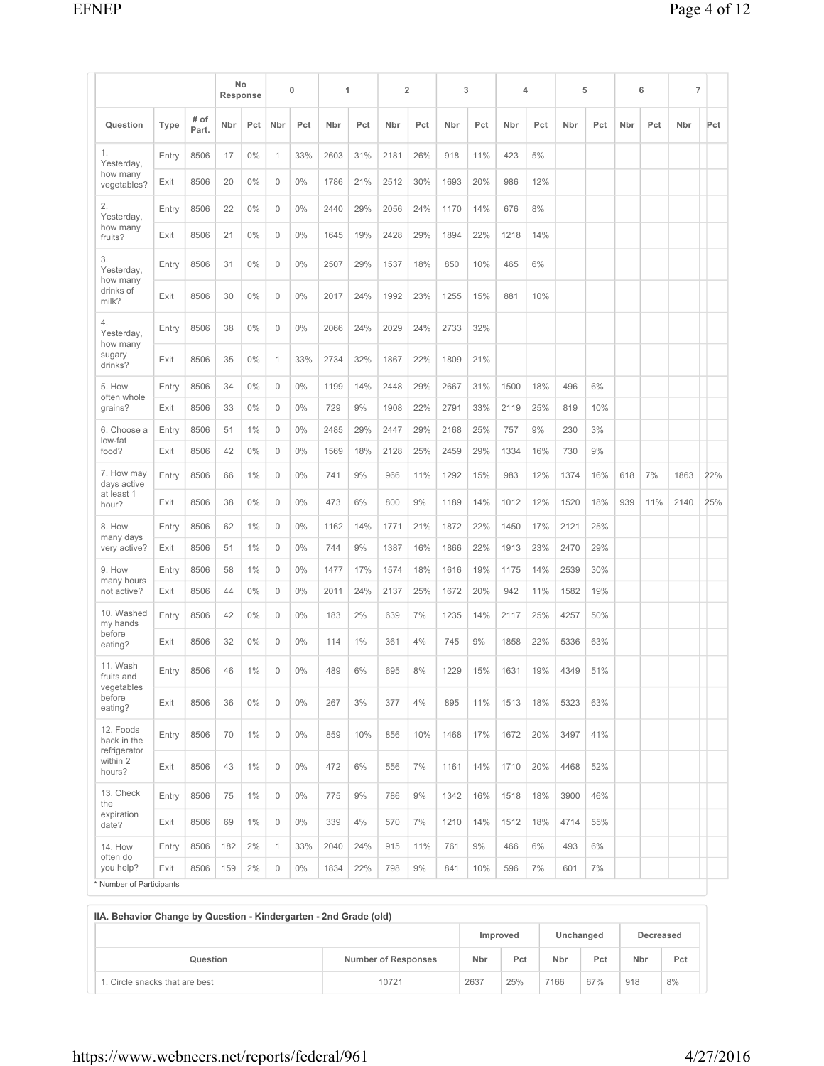| Question | Type | # of Part. | No Response | | 0 | | 1 | | 2 | | 3 | | 4 | | 5 | | 6 | | 7 | |
|---|---|---|---|---|---|---|---|---|---|---|---|---|---|---|---|---|---|---|---|---|
| | | | Nbr | Pct | Nbr | Pct | Nbr | Pct | Nbr | Pct | Nbr | Pct | Nbr | Pct | Nbr | Pct | Nbr | Pct | Nbr | Pct |
| 1. Yesterday, how many vegetables? | Entry | 8506 | 17 | 0% | 1 | 33% | 2603 | 31% | 2181 | 26% | 918 | 11% | 423 | 5% | | | | | | |
| | Exit | 8506 | 20 | 0% | 0 | 0% | 1786 | 21% | 2512 | 30% | 1693 | 20% | 986 | 12% | | | | | | |
| 2. Yesterday, how many fruits? | Entry | 8506 | 22 | 0% | 0 | 0% | 2440 | 29% | 2056 | 24% | 1170 | 14% | 676 | 8% | | | | | | |
| | Exit | 8506 | 21 | 0% | 0 | 0% | 1645 | 19% | 2428 | 29% | 1894 | 22% | 1218 | 14% | | | | | | |
| 3. Yesterday, how many drinks of milk? | Entry | 8506 | 31 | 0% | 0 | 0% | 2507 | 29% | 1537 | 18% | 850 | 10% | 465 | 6% | | | | | | |
| | Exit | 8506 | 30 | 0% | 0 | 0% | 2017 | 24% | 1992 | 23% | 1255 | 15% | 881 | 10% | | | | | | |
| 4. Yesterday, how many sugary drinks? | Entry | 8506 | 38 | 0% | 0 | 0% | 2066 | 24% | 2029 | 24% | 2733 | 32% | | | | | | | | |
| | Exit | 8506 | 35 | 0% | 1 | 33% | 2734 | 32% | 1867 | 22% | 1809 | 21% | | | | | | | | |
| 5. How often whole grains? | Entry | 8506 | 34 | 0% | 0 | 0% | 1199 | 14% | 2448 | 29% | 2667 | 31% | 1500 | 18% | 496 | 6% | | | | |
| | Exit | 8506 | 33 | 0% | 0 | 0% | 729 | 9% | 1908 | 22% | 2791 | 33% | 2119 | 25% | 819 | 10% | | | | |
| 6. Choose a low-fat food? | Entry | 8506 | 51 | 1% | 0 | 0% | 2485 | 29% | 2447 | 29% | 2168 | 25% | 757 | 9% | 230 | 3% | | | | |
| | Exit | 8506 | 42 | 0% | 0 | 0% | 1569 | 18% | 2128 | 25% | 2459 | 29% | 1334 | 16% | 730 | 9% | | | | |
| 7. How may days active at least 1 hour? | Entry | 8506 | 66 | 1% | 0 | 0% | 741 | 9% | 966 | 11% | 1292 | 15% | 983 | 12% | 1374 | 16% | 618 | 7% | 1863 | 22% |
| | Exit | 8506 | 38 | 0% | 0 | 0% | 473 | 6% | 800 | 9% | 1189 | 14% | 1012 | 12% | 1520 | 18% | 939 | 11% | 2140 | 25% |
| 8. How many days very active? | Entry | 8506 | 62 | 1% | 0 | 0% | 1162 | 14% | 1771 | 21% | 1872 | 22% | 1450 | 17% | 2121 | 25% | | | | |
| | Exit | 8506 | 51 | 1% | 0 | 0% | 744 | 9% | 1387 | 16% | 1866 | 22% | 1913 | 23% | 2470 | 29% | | | | |
| 9. How many hours not active? | Entry | 8506 | 58 | 1% | 0 | 0% | 1477 | 17% | 1574 | 18% | 1616 | 19% | 1175 | 14% | 2539 | 30% | | | | |
| | Exit | 8506 | 44 | 0% | 0 | 0% | 2011 | 24% | 2137 | 25% | 1672 | 20% | 942 | 11% | 1582 | 19% | | | | |
| 10. Washed my hands before eating? | Entry | 8506 | 42 | 0% | 0 | 0% | 183 | 2% | 639 | 7% | 1235 | 14% | 2117 | 25% | 4257 | 50% | | | | |
| | Exit | 8506 | 32 | 0% | 0 | 0% | 114 | 1% | 361 | 4% | 745 | 9% | 1858 | 22% | 5336 | 63% | | | | |
| 11. Wash fruits and vegetables before eating? | Entry | 8506 | 46 | 1% | 0 | 0% | 489 | 6% | 695 | 8% | 1229 | 15% | 1631 | 19% | 4349 | 51% | | | | |
| | Exit | 8506 | 36 | 0% | 0 | 0% | 267 | 3% | 377 | 4% | 895 | 11% | 1513 | 18% | 5323 | 63% | | | | |
| 12. Foods back in the refrigerator within 2 hours? | Entry | 8506 | 70 | 1% | 0 | 0% | 859 | 10% | 856 | 10% | 1468 | 17% | 1672 | 20% | 3497 | 41% | | | | |
| | Exit | 8506 | 43 | 1% | 0 | 0% | 472 | 6% | 556 | 7% | 1161 | 14% | 1710 | 20% | 4468 | 52% | | | | |
| 13. Check the expiration date? | Entry | 8506 | 75 | 1% | 0 | 0% | 775 | 9% | 786 | 9% | 1342 | 16% | 1518 | 18% | 3900 | 46% | | | | |
| | Exit | 8506 | 69 | 1% | 0 | 0% | 339 | 4% | 570 | 7% | 1210 | 14% | 1512 | 18% | 4714 | 55% | | | | |
| 14. How often do you help? | Entry | 8506 | 182 | 2% | 1 | 33% | 2040 | 24% | 915 | 11% | 761 | 9% | 466 | 6% | 493 | 6% | | | | |
| | Exit | 8506 | 159 | 2% | 0 | 0% | 1834 | 22% | 798 | 9% | 841 | 10% | 596 | 7% | 601 | 7% | | | | |

* Number of Participants

**IIA. Behavior Change by Question - Kindergarten - 2nd Grade (old)**

| Question | Number of Responses | Improved | | Unchanged | | Decreased | |
|---|---|---|---|---|---|---|---|
| | | Nbr | Pct | Nbr | Pct | Nbr | Pct |
| 1. Circle snacks that are best | 10721 | 2637 | 25% | 7166 | 67% | 918 | 8% |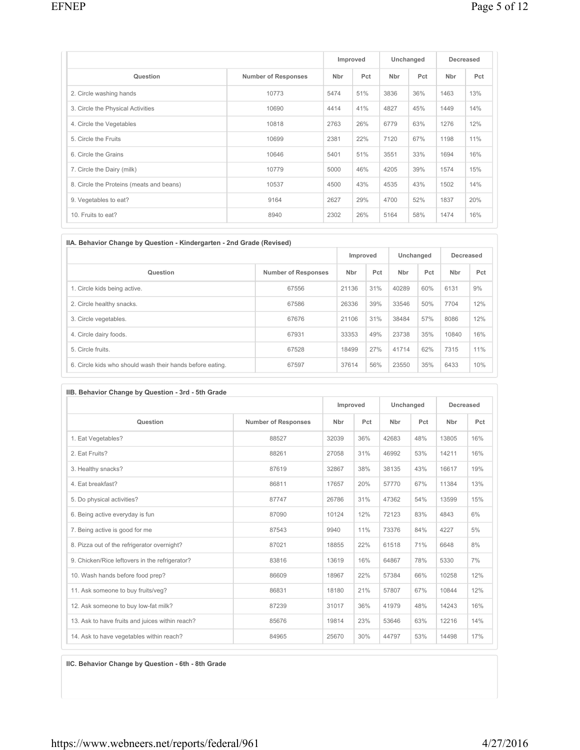| Question | Number of Responses | Improved | | Unchanged | | Decreased | |
|---|---|---|---|---|---|---|---|
| | | Nbr | Pct | Nbr | Pct | Nbr | Pct |
| 2. Circle washing hands | 10773 | 5474 | 51% | 3836 | 36% | 1463 | 13% |
| 3. Circle the Physical Activities | 10690 | 4414 | 41% | 4827 | 45% | 1449 | 14% |
| 4. Circle the Vegetables | 10818 | 2763 | 26% | 6779 | 63% | 1276 | 12% |
| 5. Circle the Fruits | 10699 | 2381 | 22% | 7120 | 67% | 1198 | 11% |
| 6. Circle the Grains | 10646 | 5401 | 51% | 3551 | 33% | 1694 | 16% |
| 7. Circle the Dairy (milk) | 10779 | 5000 | 46% | 4205 | 39% | 1574 | 15% |
| 8. Circle the Proteins (meats and beans) | 10537 | 4500 | 43% | 4535 | 43% | 1502 | 14% |
| 9. Vegetables to eat? | 9164 | 2627 | 29% | 4700 | 52% | 1837 | 20% |
| 10. Fruits to eat? | 8940 | 2302 | 26% | 5164 | 58% | 1474 | 16% |

**IIA. Behavior Change by Question - Kindergarten - 2nd Grade (Revised)**

| Question | Number of Responses | Improved | | Unchanged | | Decreased | |
|---|---|---|---|---|---|---|---|
| | | Nbr | Pct | Nbr | Pct | Nbr | Pct |
| 1. Circle kids being active. | 67556 | 21136 | 31% | 40289 | 60% | 6131 | 9% |
| 2. Circle healthy snacks. | 67586 | 26336 | 39% | 33546 | 50% | 7704 | 12% |
| 3. Circle vegetables. | 67676 | 21106 | 31% | 38484 | 57% | 8086 | 12% |
| 4. Circle dairy foods. | 67931 | 33353 | 49% | 23738 | 35% | 10840 | 16% |
| 5. Circle fruits. | 67528 | 18499 | 27% | 41714 | 62% | 7315 | 11% |
| 6. Circle kids who should wash their hands before eating. | 67597 | 37614 | 56% | 23550 | 35% | 6433 | 10% |

**IIB. Behavior Change by Question - 3rd - 5th Grade**

| Question | Number of Responses | Improved | | Unchanged | | Decreased | |
|---|---|---|---|---|---|---|---|
| | | Nbr | Pct | Nbr | Pct | Nbr | Pct |
| 1. Eat Vegetables? | 88527 | 32039 | 36% | 42683 | 48% | 13805 | 16% |
| 2. Eat Fruits? | 88261 | 27058 | 31% | 46992 | 53% | 14211 | 16% |
| 3. Healthy snacks? | 87619 | 32867 | 38% | 38135 | 43% | 16617 | 19% |
| 4. Eat breakfast? | 86811 | 17657 | 20% | 57770 | 67% | 11384 | 13% |
| 5. Do physical activities? | 87747 | 26786 | 31% | 47362 | 54% | 13599 | 15% |
| 6. Being active everyday is fun | 87090 | 10124 | 12% | 72123 | 83% | 4843 | 6% |
| 7. Being active is good for me | 87543 | 9940 | 11% | 73376 | 84% | 4227 | 5% |
| 8. Pizza out of the refrigerator overnight? | 87021 | 18855 | 22% | 61518 | 71% | 6648 | 8% |
| 9. Chicken/Rice leftovers in the refrigerator? | 83816 | 13619 | 16% | 64867 | 78% | 5330 | 7% |
| 10. Wash hands before food prep? | 86609 | 18967 | 22% | 57384 | 66% | 10258 | 12% |
| 11. Ask someone to buy fruits/veg? | 86831 | 18180 | 21% | 57807 | 67% | 10844 | 12% |
| 12. Ask someone to buy low-fat milk? | 87239 | 31017 | 36% | 41979 | 48% | 14243 | 16% |
| 13. Ask to have fruits and juices within reach? | 85676 | 19814 | 23% | 53646 | 63% | 12216 | 14% |
| 14. Ask to have vegetables within reach? | 84965 | 25670 | 30% | 44797 | 53% | 14498 | 17% |

**IIC. Behavior Change by Question - 6th - 8th Grade**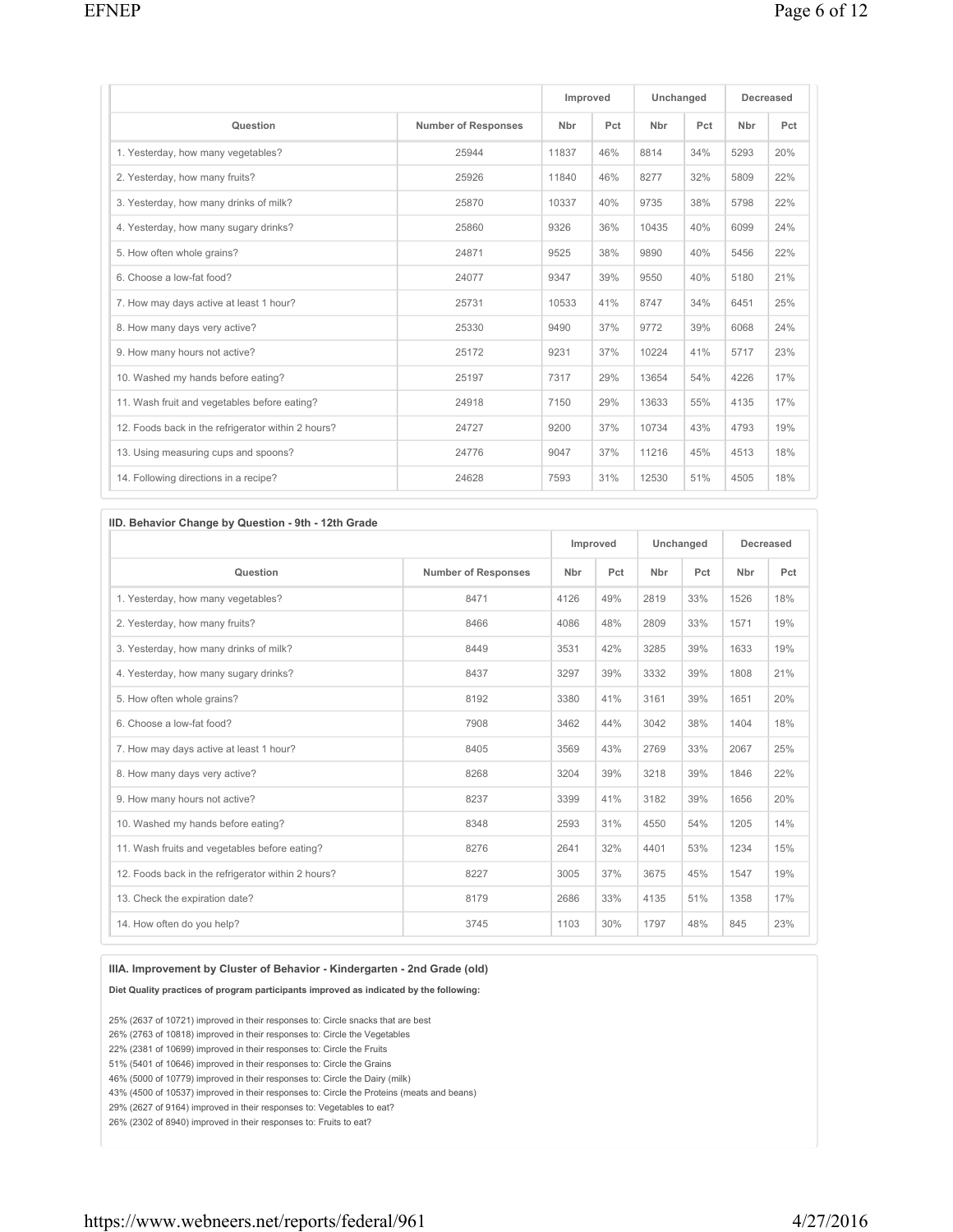| Question | Number of Responses | Improved | | Unchanged | | Decreased | |
|---|---|---|---|---|---|---|---|
| | | Nbr | Pct | Nbr | Pct | Nbr | Pct |
| 1. Yesterday, how many vegetables? | 25944 | 11837 | 46% | 8814 | 34% | 5293 | 20% |
| 2. Yesterday, how many fruits? | 25926 | 11840 | 46% | 8277 | 32% | 5809 | 22% |
| 3. Yesterday, how many drinks of milk? | 25870 | 10337 | 40% | 9735 | 38% | 5798 | 22% |
| 4. Yesterday, how many sugary drinks? | 25860 | 9326 | 36% | 10435 | 40% | 6099 | 24% |
| 5. How often whole grains? | 24871 | 9525 | 38% | 9890 | 40% | 5456 | 22% |
| 6. Choose a low-fat food? | 24077 | 9347 | 39% | 9550 | 40% | 5180 | 21% |
| 7. How may days active at least 1 hour? | 25731 | 10533 | 41% | 8747 | 34% | 6451 | 25% |
| 8. How many days very active? | 25330 | 9490 | 37% | 9772 | 39% | 6068 | 24% |
| 9. How many hours not active? | 25172 | 9231 | 37% | 10224 | 41% | 5717 | 23% |
| 10. Washed my hands before eating? | 25197 | 7317 | 29% | 13654 | 54% | 4226 | 17% |
| 11. Wash fruit and vegetables before eating? | 24918 | 7150 | 29% | 13633 | 55% | 4135 | 17% |
| 12. Foods back in the refrigerator within 2 hours? | 24727 | 9200 | 37% | 10734 | 43% | 4793 | 19% |
| 13. Using measuring cups and spoons? | 24776 | 9047 | 37% | 11216 | 45% | 4513 | 18% |
| 14. Following directions in a recipe? | 24628 | 7593 | 31% | 12530 | 51% | 4505 | 18% |

### IID. Behavior Change by Question - 9th - 12th Grade

| Question | Number of Responses | Improved | | Unchanged | | Decreased | |
|---|---|---|---|---|---|---|---|
| | | Nbr | Pct | Nbr | Pct | Nbr | Pct |
| 1. Yesterday, how many vegetables? | 8471 | 4126 | 49% | 2819 | 33% | 1526 | 18% |
| 2. Yesterday, how many fruits? | 8466 | 4086 | 48% | 2809 | 33% | 1571 | 19% |
| 3. Yesterday, how many drinks of milk? | 8449 | 3531 | 42% | 3285 | 39% | 1633 | 19% |
| 4. Yesterday, how many sugary drinks? | 8437 | 3297 | 39% | 3332 | 39% | 1808 | 21% |
| 5. How often whole grains? | 8192 | 3380 | 41% | 3161 | 39% | 1651 | 20% |
| 6. Choose a low-fat food? | 7908 | 3462 | 44% | 3042 | 38% | 1404 | 18% |
| 7. How may days active at least 1 hour? | 8405 | 3569 | 43% | 2769 | 33% | 2067 | 25% |
| 8. How many days very active? | 8268 | 3204 | 39% | 3218 | 39% | 1846 | 22% |
| 9. How many hours not active? | 8237 | 3399 | 41% | 3182 | 39% | 1656 | 20% |
| 10. Washed my hands before eating? | 8348 | 2593 | 31% | 4550 | 54% | 1205 | 14% |
| 11. Wash fruits and vegetables before eating? | 8276 | 2641 | 32% | 4401 | 53% | 1234 | 15% |
| 12. Foods back in the refrigerator within 2 hours? | 8227 | 3005 | 37% | 3675 | 45% | 1547 | 19% |
| 13. Check the expiration date? | 8179 | 2686 | 33% | 4135 | 51% | 1358 | 17% |
| 14. How often do you help? | 3745 | 1103 | 30% | 1797 | 48% | 845 | 23% |

### IIIA. Improvement by Cluster of Behavior - Kindergarten - 2nd Grade (old)

**Diet Quality practices of program participants improved as indicated by the following:**

25% (2637 of 10721) improved in their responses to: Circle snacks that are best
26% (2763 of 10818) improved in their responses to: Circle the Vegetables
22% (2381 of 10699) improved in their responses to: Circle the Fruits
51% (5401 of 10646) improved in their responses to: Circle the Grains
46% (5000 of 10779) improved in their responses to: Circle the Dairy (milk)
43% (4500 of 10537) improved in their responses to: Circle the Proteins (meats and beans)
29% (2627 of 9164) improved in their responses to: Vegetables to eat?
26% (2302 of 8940) improved in their responses to: Fruits to eat?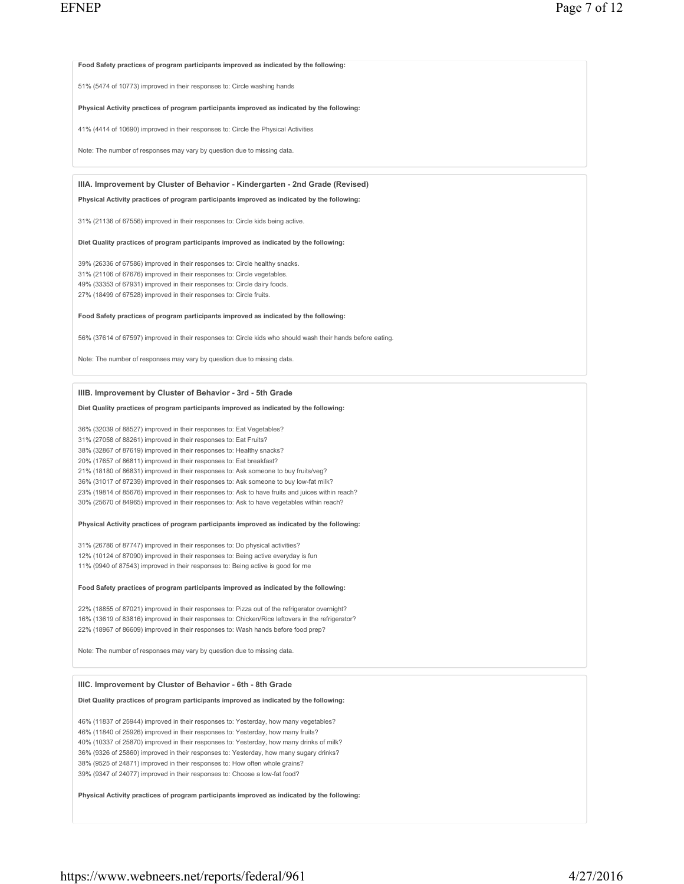**Food Safety practices of program participants improved as indicated by the following:**

51% (5474 of 10773) improved in their responses to: Circle washing hands

**Physical Activity practices of program participants improved as indicated by the following:**

41% (4414 of 10690) improved in their responses to: Circle the Physical Activities

Note: The number of responses may vary by question due to missing data.

### IIIA. Improvement by Cluster of Behavior - Kindergarten - 2nd Grade (Revised)

**Physical Activity practices of program participants improved as indicated by the following:**

31% (21136 of 67556) improved in their responses to: Circle kids being active.

**Diet Quality practices of program participants improved as indicated by the following:**

39% (26336 of 67586) improved in their responses to: Circle healthy snacks.
31% (21106 of 67676) improved in their responses to: Circle vegetables.
49% (33353 of 67931) improved in their responses to: Circle dairy foods.
27% (18499 of 67528) improved in their responses to: Circle fruits.

**Food Safety practices of program participants improved as indicated by the following:**

56% (37614 of 67597) improved in their responses to: Circle kids who should wash their hands before eating.

Note: The number of responses may vary by question due to missing data.

### IIIB. Improvement by Cluster of Behavior - 3rd - 5th Grade

**Diet Quality practices of program participants improved as indicated by the following:**

36% (32039 of 88527) improved in their responses to: Eat Vegetables?
31% (27058 of 88261) improved in their responses to: Eat Fruits?
38% (32867 of 87619) improved in their responses to: Healthy snacks?
20% (17657 of 86811) improved in their responses to: Eat breakfast?
21% (18180 of 86831) improved in their responses to: Ask someone to buy fruits/veg?
36% (31017 of 87239) improved in their responses to: Ask someone to buy low-fat milk?
23% (19814 of 85676) improved in their responses to: Ask to have fruits and juices within reach?
30% (25670 of 84965) improved in their responses to: Ask to have vegetables within reach?

**Physical Activity practices of program participants improved as indicated by the following:**

31% (26786 of 87747) improved in their responses to: Do physical activities?
12% (10124 of 87090) improved in their responses to: Being active everyday is fun
11% (9940 of 87543) improved in their responses to: Being active is good for me

**Food Safety practices of program participants improved as indicated by the following:**

22% (18855 of 87021) improved in their responses to: Pizza out of the refrigerator overnight?
16% (13619 of 83816) improved in their responses to: Chicken/Rice leftovers in the refrigerator?
22% (18967 of 86609) improved in their responses to: Wash hands before food prep?

Note: The number of responses may vary by question due to missing data.

### IIIC. Improvement by Cluster of Behavior - 6th - 8th Grade

**Diet Quality practices of program participants improved as indicated by the following:**

46% (11837 of 25944) improved in their responses to: Yesterday, how many vegetables?
46% (11840 of 25926) improved in their responses to: Yesterday, how many fruits?
40% (10337 of 25870) improved in their responses to: Yesterday, how many drinks of milk?
36% (9326 of 25860) improved in their responses to: Yesterday, how many sugary drinks?
38% (9525 of 24871) improved in their responses to: How often whole grains?
39% (9347 of 24077) improved in their responses to: Choose a low-fat food?

**Physical Activity practices of program participants improved as indicated by the following:**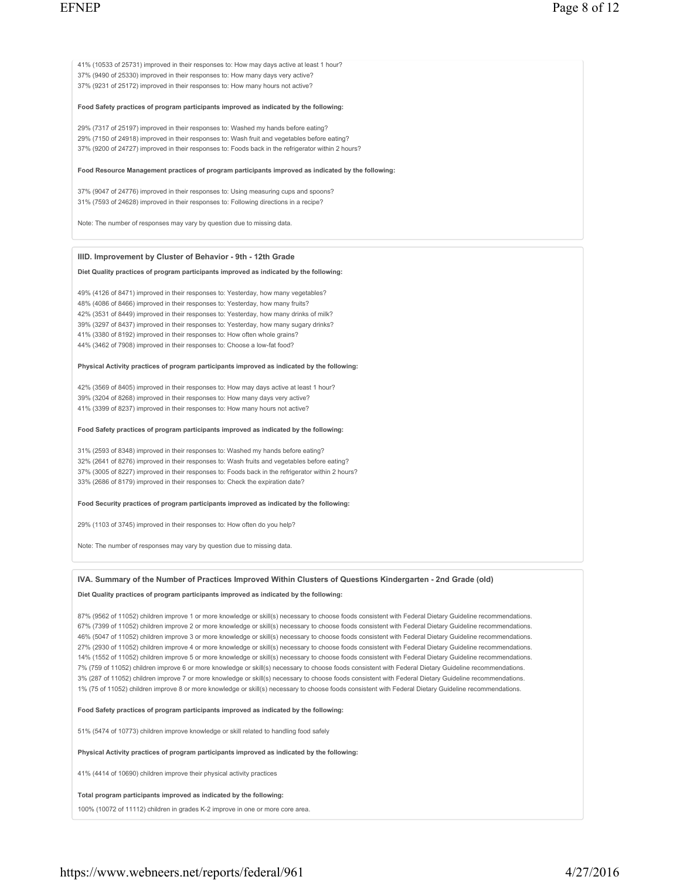41% (10533 of 25731) improved in their responses to: How may days active at least 1 hour?
37% (9490 of 25330) improved in their responses to: How many days very active?
37% (9231 of 25172) improved in their responses to: How many hours not active?

**Food Safety practices of program participants improved as indicated by the following:**

29% (7317 of 25197) improved in their responses to: Washed my hands before eating?
29% (7150 of 24918) improved in their responses to: Wash fruit and vegetables before eating?
37% (9200 of 24727) improved in their responses to: Foods back in the refrigerator within 2 hours?

**Food Resource Management practices of program participants improved as indicated by the following:**

37% (9047 of 24776) improved in their responses to: Using measuring cups and spoons?
31% (7593 of 24628) improved in their responses to: Following directions in a recipe?

Note: The number of responses may vary by question due to missing data.

### IIID. Improvement by Cluster of Behavior - 9th - 12th Grade

**Diet Quality practices of program participants improved as indicated by the following:**

49% (4126 of 8471) improved in their responses to: Yesterday, how many vegetables?
48% (4086 of 8466) improved in their responses to: Yesterday, how many fruits?
42% (3531 of 8449) improved in their responses to: Yesterday, how many drinks of milk?
39% (3297 of 8437) improved in their responses to: Yesterday, how many sugary drinks?
41% (3380 of 8192) improved in their responses to: How often whole grains?
44% (3462 of 7908) improved in their responses to: Choose a low-fat food?

**Physical Activity practices of program participants improved as indicated by the following:**

42% (3569 of 8405) improved in their responses to: How may days active at least 1 hour?
39% (3204 of 8268) improved in their responses to: How many days very active?
41% (3399 of 8237) improved in their responses to: How many hours not active?

**Food Safety practices of program participants improved as indicated by the following:**

31% (2593 of 8348) improved in their responses to: Washed my hands before eating?
32% (2641 of 8276) improved in their responses to: Wash fruits and vegetables before eating?
37% (3005 of 8227) improved in their responses to: Foods back in the refrigerator within 2 hours?
33% (2686 of 8179) improved in their responses to: Check the expiration date?

**Food Security practices of program participants improved as indicated by the following:**

29% (1103 of 3745) improved in their responses to: How often do you help?

Note: The number of responses may vary by question due to missing data.

### IVA. Summary of the Number of Practices Improved Within Clusters of Questions Kindergarten - 2nd Grade (old)

**Diet Quality practices of program participants improved as indicated by the following:**

87% (9562 of 11052) children improve 1 or more knowledge or skill(s) necessary to choose foods consistent with Federal Dietary Guideline recommendations.
67% (7399 of 11052) children improve 2 or more knowledge or skill(s) necessary to choose foods consistent with Federal Dietary Guideline recommendations.
46% (5047 of 11052) children improve 3 or more knowledge or skill(s) necessary to choose foods consistent with Federal Dietary Guideline recommendations.
27% (2930 of 11052) children improve 4 or more knowledge or skill(s) necessary to choose foods consistent with Federal Dietary Guideline recommendations.
14% (1552 of 11052) children improve 5 or more knowledge or skill(s) necessary to choose foods consistent with Federal Dietary Guideline recommendations.
7% (759 of 11052) children improve 6 or more knowledge or skill(s) necessary to choose foods consistent with Federal Dietary Guideline recommendations.
3% (287 of 11052) children improve 7 or more knowledge or skill(s) necessary to choose foods consistent with Federal Dietary Guideline recommendations.
1% (75 of 11052) children improve 8 or more knowledge or skill(s) necessary to choose foods consistent with Federal Dietary Guideline recommendations.

**Food Safety practices of program participants improved as indicated by the following:**

51% (5474 of 10773) children improve knowledge or skill related to handling food safely

**Physical Activity practices of program participants improved as indicated by the following:**

41% (4414 of 10690) children improve their physical activity practices

**Total program participants improved as indicated by the following:**

100% (10072 of 11112) children in grades K-2 improve in one or more core area.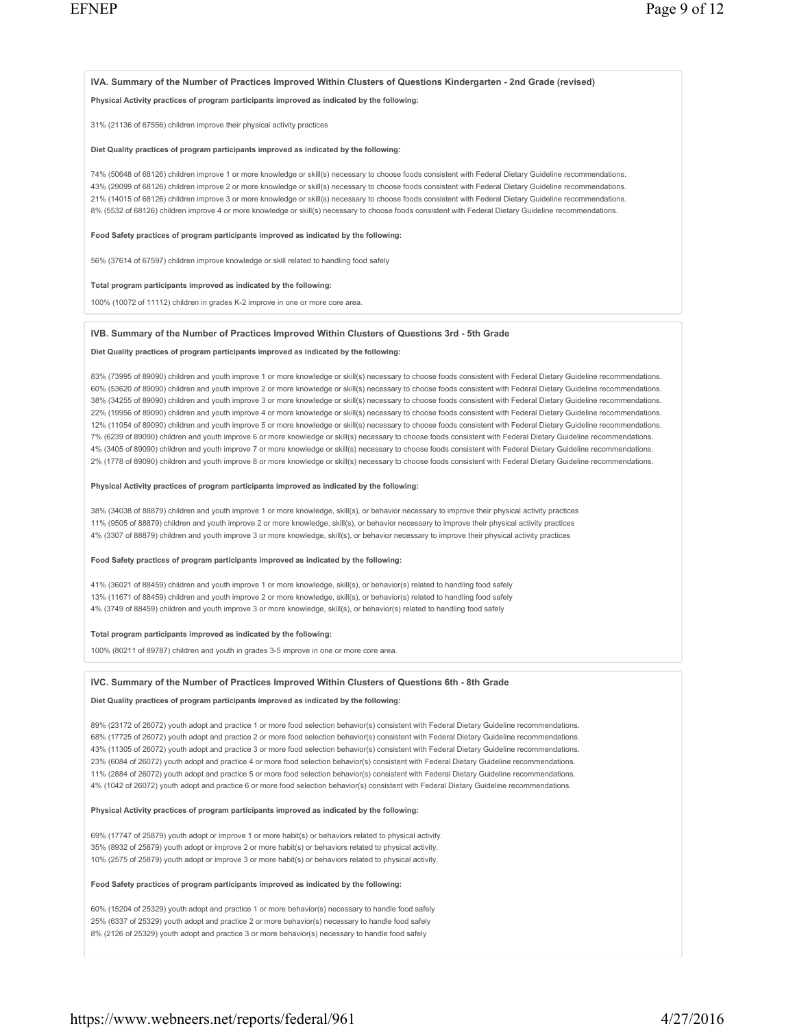### IVA. Summary of the Number of Practices Improved Within Clusters of Questions Kindergarten - 2nd Grade (revised)

**Physical Activity practices of program participants improved as indicated by the following:**

31% (21136 of 67556) children improve their physical activity practices

**Diet Quality practices of program participants improved as indicated by the following:**

74% (50648 of 68126) children improve 1 or more knowledge or skill(s) necessary to choose foods consistent with Federal Dietary Guideline recommendations.
43% (29099 of 68126) children improve 2 or more knowledge or skill(s) necessary to choose foods consistent with Federal Dietary Guideline recommendations.
21% (14015 of 68126) children improve 3 or more knowledge or skill(s) necessary to choose foods consistent with Federal Dietary Guideline recommendations.
8% (5532 of 68126) children improve 4 or more knowledge or skill(s) necessary to choose foods consistent with Federal Dietary Guideline recommendations.

**Food Safety practices of program participants improved as indicated by the following:**

56% (37614 of 67597) children improve knowledge or skill related to handling food safely

**Total program participants improved as indicated by the following:**

100% (10072 of 11112) children in grades K-2 improve in one or more core area.

### IVB. Summary of the Number of Practices Improved Within Clusters of Questions 3rd - 5th Grade

**Diet Quality practices of program participants improved as indicated by the following:**

83% (73995 of 89090) children and youth improve 1 or more knowledge or skill(s) necessary to choose foods consistent with Federal Dietary Guideline recommendations.
60% (53620 of 89090) children and youth improve 2 or more knowledge or skill(s) necessary to choose foods consistent with Federal Dietary Guideline recommendations.
38% (34255 of 89090) children and youth improve 3 or more knowledge or skill(s) necessary to choose foods consistent with Federal Dietary Guideline recommendations.
22% (19956 of 89090) children and youth improve 4 or more knowledge or skill(s) necessary to choose foods consistent with Federal Dietary Guideline recommendations.
12% (11054 of 89090) children and youth improve 5 or more knowledge or skill(s) necessary to choose foods consistent with Federal Dietary Guideline recommendations.
7% (6239 of 89090) children and youth improve 6 or more knowledge or skill(s) necessary to choose foods consistent with Federal Dietary Guideline recommendations.
4% (3405 of 89090) children and youth improve 7 or more knowledge or skill(s) necessary to choose foods consistent with Federal Dietary Guideline recommendations.
2% (1778 of 89090) children and youth improve 8 or more knowledge or skill(s) necessary to choose foods consistent with Federal Dietary Guideline recommendations.

**Physical Activity practices of program participants improved as indicated by the following:**

38% (34038 of 88879) children and youth improve 1 or more knowledge, skill(s), or behavior necessary to improve their physical activity practices
11% (9505 of 88879) children and youth improve 2 or more knowledge, skill(s), or behavior necessary to improve their physical activity practices
4% (3307 of 88879) children and youth improve 3 or more knowledge, skill(s), or behavior necessary to improve their physical activity practices

**Food Safety practices of program participants improved as indicated by the following:**

41% (36021 of 88459) children and youth improve 1 or more knowledge, skill(s), or behavior(s) related to handling food safely
13% (11671 of 88459) children and youth improve 2 or more knowledge, skill(s), or behavior(s) related to handling food safely
4% (3749 of 88459) children and youth improve 3 or more knowledge, skill(s), or behavior(s) related to handling food safely

**Total program participants improved as indicated by the following:**

100% (80211 of 89787) children and youth in grades 3-5 improve in one or more core area.

### IVC. Summary of the Number of Practices Improved Within Clusters of Questions 6th - 8th Grade

**Diet Quality practices of program participants improved as indicated by the following:**

89% (23172 of 26072) youth adopt and practice 1 or more food selection behavior(s) consistent with Federal Dietary Guideline recommendations.
68% (17725 of 26072) youth adopt and practice 2 or more food selection behavior(s) consistent with Federal Dietary Guideline recommendations.
43% (11305 of 26072) youth adopt and practice 3 or more food selection behavior(s) consistent with Federal Dietary Guideline recommendations.
23% (6084 of 26072) youth adopt and practice 4 or more food selection behavior(s) consistent with Federal Dietary Guideline recommendations.
11% (2884 of 26072) youth adopt and practice 5 or more food selection behavior(s) consistent with Federal Dietary Guideline recommendations.
4% (1042 of 26072) youth adopt and practice 6 or more food selection behavior(s) consistent with Federal Dietary Guideline recommendations.

**Physical Activity practices of program participants improved as indicated by the following:**

69% (17747 of 25879) youth adopt or improve 1 or more habit(s) or behaviors related to physical activity.
35% (8932 of 25879) youth adopt or improve 2 or more habit(s) or behaviors related to physical activity.
10% (2575 of 25879) youth adopt or improve 3 or more habit(s) or behaviors related to physical activity.

**Food Safety practices of program participants improved as indicated by the following:**

60% (15204 of 25329) youth adopt and practice 1 or more behavior(s) necessary to handle food safely
25% (6337 of 25329) youth adopt and practice 2 or more behavior(s) necessary to handle food safely
8% (2126 of 25329) youth adopt and practice 3 or more behavior(s) necessary to handle food safely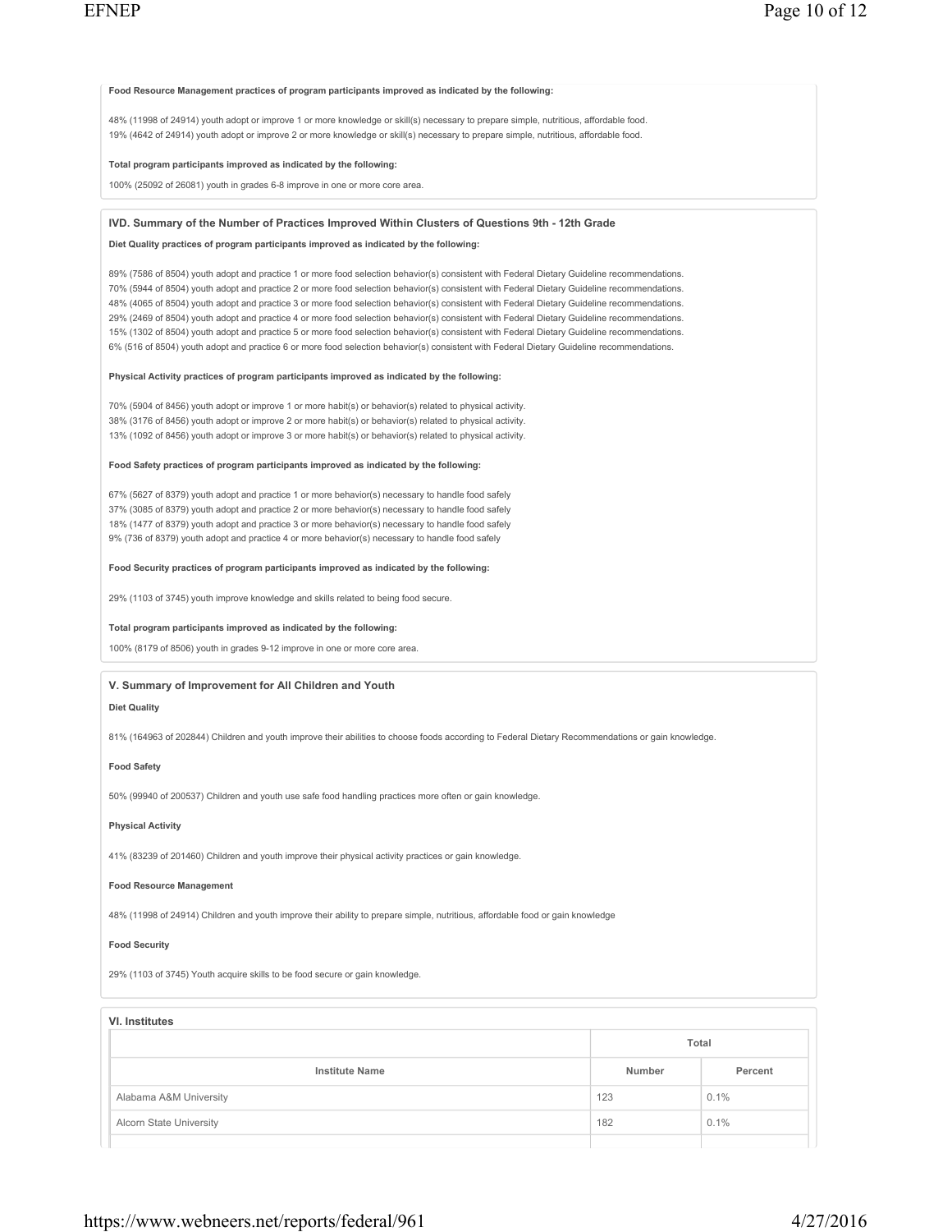**Food Resource Management practices of program participants improved as indicated by the following:**

48% (11998 of 24914) youth adopt or improve 1 or more knowledge or skill(s) necessary to prepare simple, nutritious, affordable food.
19% (4642 of 24914) youth adopt or improve 2 or more knowledge or skill(s) necessary to prepare simple, nutritious, affordable food.

**Total program participants improved as indicated by the following:**

100% (25092 of 26081) youth in grades 6-8 improve in one or more core area.

### IVD. Summary of the Number of Practices Improved Within Clusters of Questions 9th - 12th Grade

**Diet Quality practices of program participants improved as indicated by the following:**

89% (7586 of 8504) youth adopt and practice 1 or more food selection behavior(s) consistent with Federal Dietary Guideline recommendations.
70% (5944 of 8504) youth adopt and practice 2 or more food selection behavior(s) consistent with Federal Dietary Guideline recommendations.
48% (4065 of 8504) youth adopt and practice 3 or more food selection behavior(s) consistent with Federal Dietary Guideline recommendations.
29% (2469 of 8504) youth adopt and practice 4 or more food selection behavior(s) consistent with Federal Dietary Guideline recommendations.
15% (1302 of 8504) youth adopt and practice 5 or more food selection behavior(s) consistent with Federal Dietary Guideline recommendations.
6% (516 of 8504) youth adopt and practice 6 or more food selection behavior(s) consistent with Federal Dietary Guideline recommendations.

**Physical Activity practices of program participants improved as indicated by the following:**

70% (5904 of 8456) youth adopt or improve 1 or more habit(s) or behavior(s) related to physical activity.
38% (3176 of 8456) youth adopt or improve 2 or more habit(s) or behavior(s) related to physical activity.
13% (1092 of 8456) youth adopt or improve 3 or more habit(s) or behavior(s) related to physical activity.

**Food Safety practices of program participants improved as indicated by the following:**

67% (5627 of 8379) youth adopt and practice 1 or more behavior(s) necessary to handle food safely
37% (3085 of 8379) youth adopt and practice 2 or more behavior(s) necessary to handle food safely
18% (1477 of 8379) youth adopt and practice 3 or more behavior(s) necessary to handle food safely
9% (736 of 8379) youth adopt and practice 4 or more behavior(s) necessary to handle food safely

**Food Security practices of program participants improved as indicated by the following:**

29% (1103 of 3745) youth improve knowledge and skills related to being food secure.

**Total program participants improved as indicated by the following:**

100% (8179 of 8506) youth in grades 9-12 improve in one or more core area.

### V. Summary of Improvement for All Children and Youth

**Diet Quality**

81% (164963 of 202844) Children and youth improve their abilities to choose foods according to Federal Dietary Recommendations or gain knowledge.

**Food Safety**

50% (99940 of 200537) Children and youth use safe food handling practices more often or gain knowledge.

**Physical Activity**

41% (83239 of 201460) Children and youth improve their physical activity practices or gain knowledge.

**Food Resource Management**

48% (11998 of 24914) Children and youth improve their ability to prepare simple, nutritious, affordable food or gain knowledge

**Food Security**

29% (1103 of 3745) Youth acquire skills to be food secure or gain knowledge.

### VI. Institutes

| | Total | |
|---|---|---|
| Institute Name | Number | Percent |
| Alabama A&M University | 123 | 0.1% |
| Alcorn State University | 182 | 0.1% |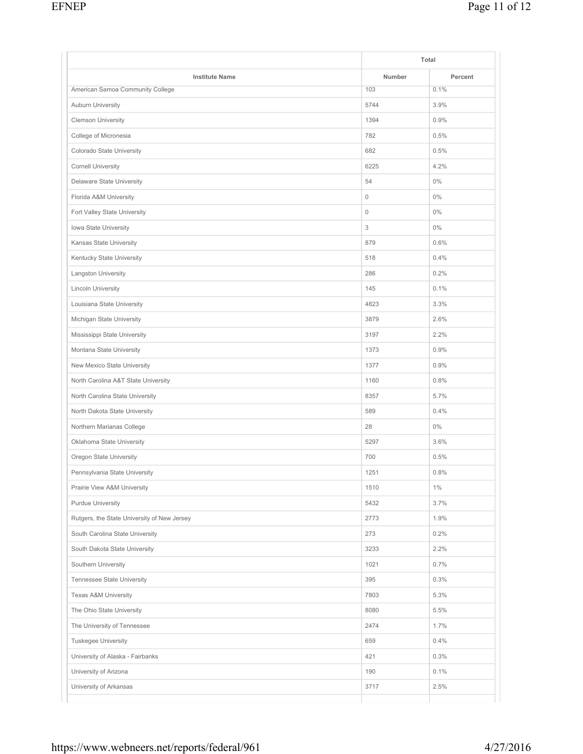| Institute Name | Total | |
|---|---|---|
| | Number | Percent |
| American Samoa Community College | 103 | 0.1% |
| Auburn University | 5744 | 3.9% |
| Clemson University | 1394 | 0.9% |
| College of Micronesia | 782 | 0.5% |
| Colorado State University | 682 | 0.5% |
| Cornell University | 6225 | 4.2% |
| Delaware State University | 54 | 0% |
| Florida A&M University | 0 | 0% |
| Fort Valley State University | 0 | 0% |
| Iowa State University | 3 | 0% |
| Kansas State University | 879 | 0.6% |
| Kentucky State University | 518 | 0.4% |
| Langston University | 286 | 0.2% |
| Lincoln University | 145 | 0.1% |
| Louisiana State University | 4823 | 3.3% |
| Michigan State University | 3879 | 2.6% |
| Mississippi State University | 3197 | 2.2% |
| Montana State University | 1373 | 0.9% |
| New Mexico State University | 1377 | 0.9% |
| North Carolina A&T State University | 1160 | 0.8% |
| North Carolina State University | 8357 | 5.7% |
| North Dakota State University | 589 | 0.4% |
| Northern Marianas College | 28 | 0% |
| Oklahoma State University | 5297 | 3.6% |
| Oregon State University | 700 | 0.5% |
| Pennsylvania State University | 1251 | 0.8% |
| Prairie View A&M University | 1510 | 1% |
| Purdue University | 5432 | 3.7% |
| Rutgers, the State University of New Jersey | 2773 | 1.9% |
| South Carolina State University | 273 | 0.2% |
| South Dakota State University | 3233 | 2.2% |
| Southern University | 1021 | 0.7% |
| Tennessee State University | 395 | 0.3% |
| Texas A&M University | 7803 | 5.3% |
| The Ohio State University | 8080 | 5.5% |
| The University of Tennessee | 2474 | 1.7% |
| Tuskegee University | 659 | 0.4% |
| University of Alaska - Fairbanks | 421 | 0.3% |
| University of Arizona | 190 | 0.1% |
| University of Arkansas | 3717 | 2.5% |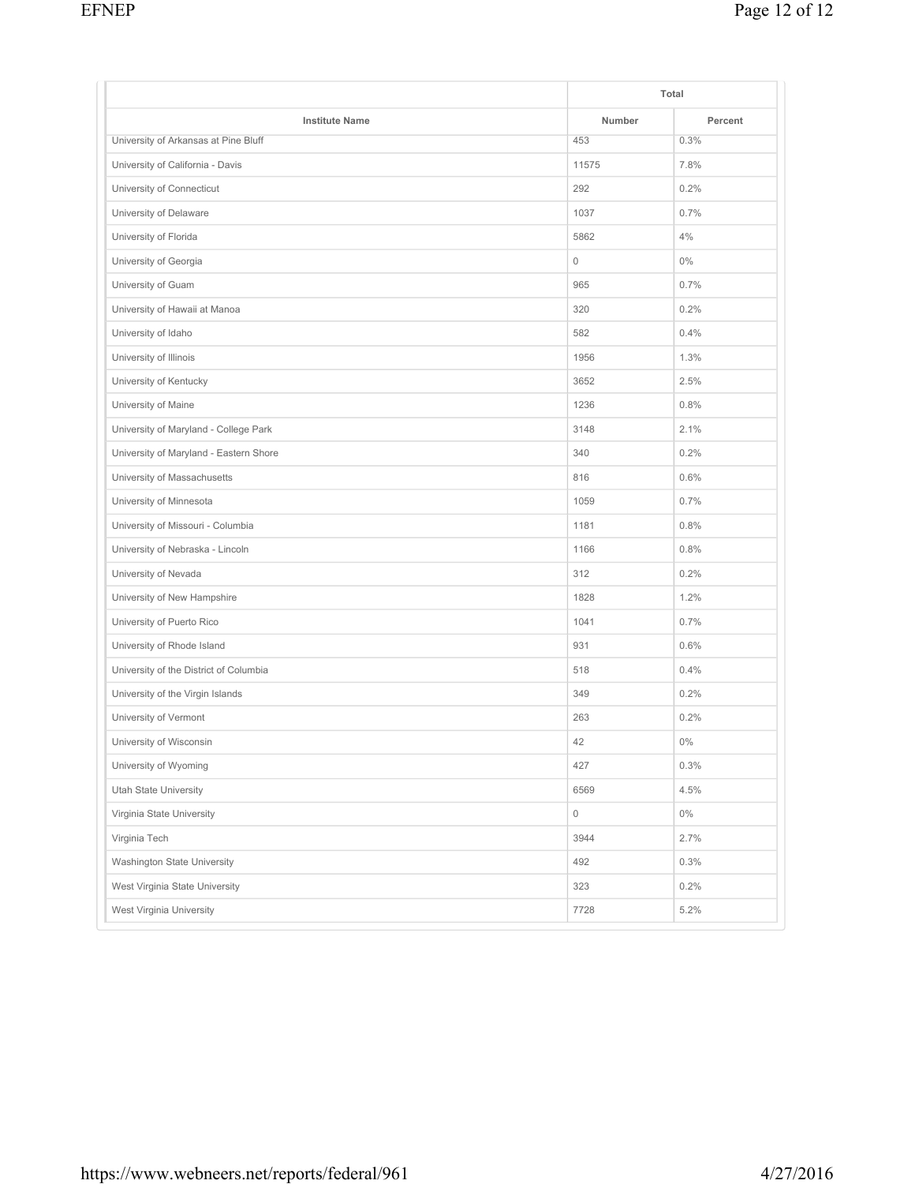| | Total | |
|---|---|---|
| Institute Name | Number | Percent |
| University of Arkansas at Pine Bluff | 453 | 0.3% |
| University of California - Davis | 11575 | 7.8% |
| University of Connecticut | 292 | 0.2% |
| University of Delaware | 1037 | 0.7% |
| University of Florida | 5862 | 4% |
| University of Georgia | 0 | 0% |
| University of Guam | 965 | 0.7% |
| University of Hawaii at Manoa | 320 | 0.2% |
| University of Idaho | 582 | 0.4% |
| University of Illinois | 1956 | 1.3% |
| University of Kentucky | 3652 | 2.5% |
| University of Maine | 1236 | 0.8% |
| University of Maryland - College Park | 3148 | 2.1% |
| University of Maryland - Eastern Shore | 340 | 0.2% |
| University of Massachusetts | 816 | 0.6% |
| University of Minnesota | 1059 | 0.7% |
| University of Missouri - Columbia | 1181 | 0.8% |
| University of Nebraska - Lincoln | 1166 | 0.8% |
| University of Nevada | 312 | 0.2% |
| University of New Hampshire | 1828 | 1.2% |
| University of Puerto Rico | 1041 | 0.7% |
| University of Rhode Island | 931 | 0.6% |
| University of the District of Columbia | 518 | 0.4% |
| University of the Virgin Islands | 349 | 0.2% |
| University of Vermont | 263 | 0.2% |
| University of Wisconsin | 42 | 0% |
| University of Wyoming | 427 | 0.3% |
| Utah State University | 6569 | 4.5% |
| Virginia State University | 0 | 0% |
| Virginia Tech | 3944 | 2.7% |
| Washington State University | 492 | 0.3% |
| West Virginia State University | 323 | 0.2% |
| West Virginia University | 7728 | 5.2% |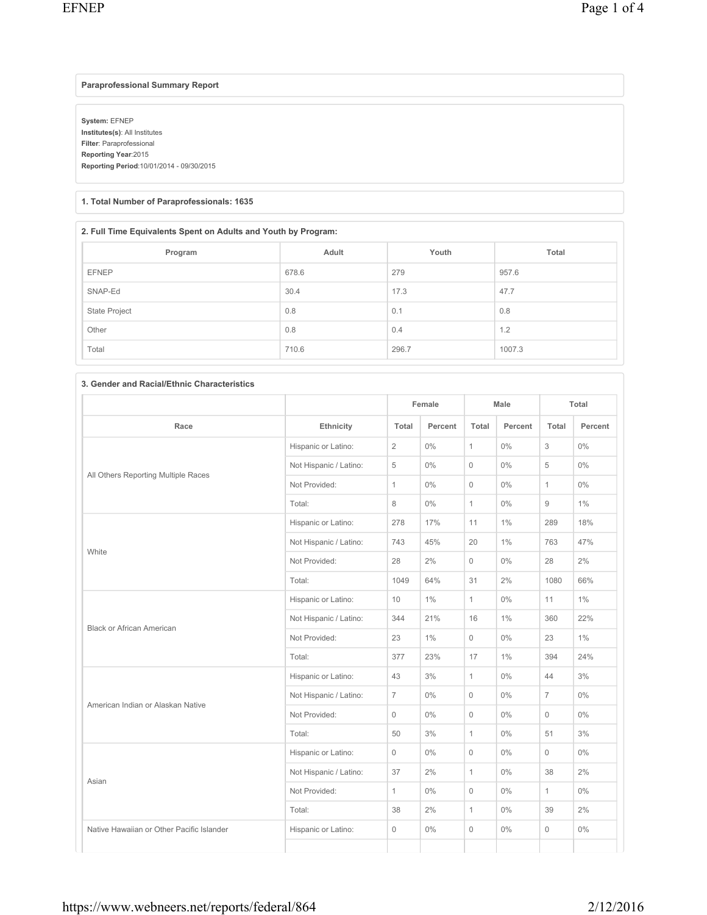## Paraprofessional Summary Report

**System:** EFNEP
**Institutes(s)**: All Institutes
**Filter**: Paraprofessional
**Reporting Year**:2015
**Reporting Period**:10/01/2014 - 09/30/2015

### 1. Total Number of Paraprofessionals: 1635

### 2. Full Time Equivalents Spent on Adults and Youth by Program:

| Program | Adult | Youth | Total |
|---|---|---|---|
| EFNEP | 678.6 | 279 | 957.6 |
| SNAP-Ed | 30.4 | 17.3 | 47.7 |
| State Project | 0.8 | 0.1 | 0.8 |
| Other | 0.8 | 0.4 | 1.2 |
| Total | 710.6 | 296.7 | 1007.3 |

### 3. Gender and Racial/Ethnic Characteristics

| | | Female | | Male | | Total | |
|---|---|---|---|---|---|---|---|
| Race | Ethnicity | Total | Percent | Total | Percent | Total | Percent |
| All Others Reporting Multiple Races | Hispanic or Latino: | 2 | 0% | 1 | 0% | 3 | 0% |
| | Not Hispanic / Latino: | 5 | 0% | 0 | 0% | 5 | 0% |
| | Not Provided: | 1 | 0% | 0 | 0% | 1 | 0% |
| | Total: | 8 | 0% | 1 | 0% | 9 | 1% |
| White | Hispanic or Latino: | 278 | 17% | 11 | 1% | 289 | 18% |
| | Not Hispanic / Latino: | 743 | 45% | 20 | 1% | 763 | 47% |
| | Not Provided: | 28 | 2% | 0 | 0% | 28 | 2% |
| | Total: | 1049 | 64% | 31 | 2% | 1080 | 66% |
| Black or African American | Hispanic or Latino: | 10 | 1% | 1 | 0% | 11 | 1% |
| | Not Hispanic / Latino: | 344 | 21% | 16 | 1% | 360 | 22% |
| | Not Provided: | 23 | 1% | 0 | 0% | 23 | 1% |
| | Total: | 377 | 23% | 17 | 1% | 394 | 24% |
| American Indian or Alaskan Native | Hispanic or Latino: | 43 | 3% | 1 | 0% | 44 | 3% |
| | Not Hispanic / Latino: | 7 | 0% | 0 | 0% | 7 | 0% |
| | Not Provided: | 0 | 0% | 0 | 0% | 0 | 0% |
| | Total: | 50 | 3% | 1 | 0% | 51 | 3% |
| Asian | Hispanic or Latino: | 0 | 0% | 0 | 0% | 0 | 0% |
| | Not Hispanic / Latino: | 37 | 2% | 1 | 0% | 38 | 2% |
| | Not Provided: | 1 | 0% | 0 | 0% | 1 | 0% |
| | Total: | 38 | 2% | 1 | 0% | 39 | 2% |
| Native Hawaiian or Other Pacific Islander | Hispanic or Latino: | 0 | 0% | 0 | 0% | 0 | 0% |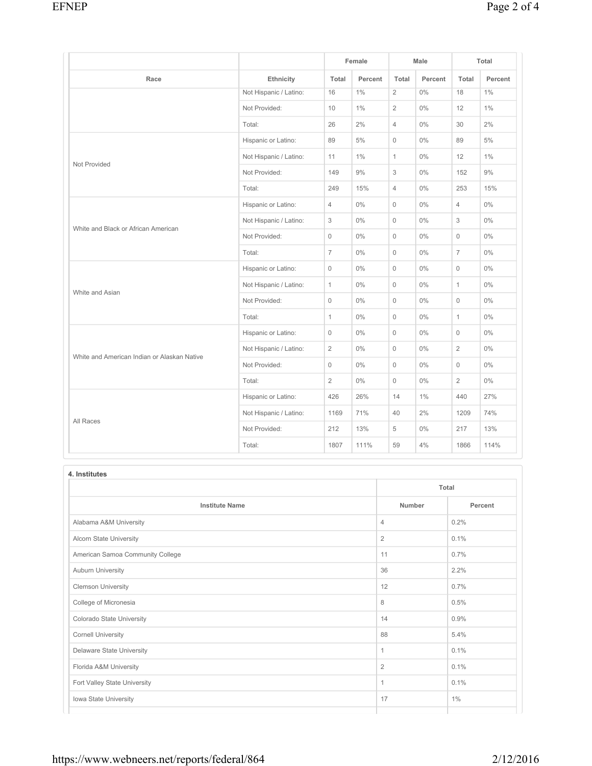| Race | Ethnicity | Female | | Male | | Total | |
|---|---|---|---|---|---|---|---|
| | | Total | Percent | Total | Percent | Total | Percent |
| | Not Hispanic / Latino: | 16 | 1% | 2 | 0% | 18 | 1% |
| | Not Provided: | 10 | 1% | 2 | 0% | 12 | 1% |
| | Total: | 26 | 2% | 4 | 0% | 30 | 2% |
| Not Provided | Hispanic or Latino: | 89 | 5% | 0 | 0% | 89 | 5% |
| | Not Hispanic / Latino: | 11 | 1% | 1 | 0% | 12 | 1% |
| | Not Provided: | 149 | 9% | 3 | 0% | 152 | 9% |
| | Total: | 249 | 15% | 4 | 0% | 253 | 15% |
| White and Black or African American | Hispanic or Latino: | 4 | 0% | 0 | 0% | 4 | 0% |
| | Not Hispanic / Latino: | 3 | 0% | 0 | 0% | 3 | 0% |
| | Not Provided: | 0 | 0% | 0 | 0% | 0 | 0% |
| | Total: | 7 | 0% | 0 | 0% | 7 | 0% |
| White and Asian | Hispanic or Latino: | 0 | 0% | 0 | 0% | 0 | 0% |
| | Not Hispanic / Latino: | 1 | 0% | 0 | 0% | 1 | 0% |
| | Not Provided: | 0 | 0% | 0 | 0% | 0 | 0% |
| | Total: | 1 | 0% | 0 | 0% | 1 | 0% |
| White and American Indian or Alaskan Native | Hispanic or Latino: | 0 | 0% | 0 | 0% | 0 | 0% |
| | Not Hispanic / Latino: | 2 | 0% | 0 | 0% | 2 | 0% |
| | Not Provided: | 0 | 0% | 0 | 0% | 0 | 0% |
| | Total: | 2 | 0% | 0 | 0% | 2 | 0% |
| All Races | Hispanic or Latino: | 426 | 26% | 14 | 1% | 440 | 27% |
| | Not Hispanic / Latino: | 1169 | 71% | 40 | 2% | 1209 | 74% |
| | Not Provided: | 212 | 13% | 5 | 0% | 217 | 13% |
| | Total: | 1807 | 111% | 59 | 4% | 1866 | 114% |

**4. Institutes**

| Institute Name | Total | |
|---|---|---|
| | Number | Percent |
| Alabama A&M University | 4 | 0.2% |
| Alcorn State University | 2 | 0.1% |
| American Samoa Community College | 11 | 0.7% |
| Auburn University | 36 | 2.2% |
| Clemson University | 12 | 0.7% |
| College of Micronesia | 8 | 0.5% |
| Colorado State University | 14 | 0.9% |
| Cornell University | 88 | 5.4% |
| Delaware State University | 1 | 0.1% |
| Florida A&M University | 2 | 0.1% |
| Fort Valley State University | 1 | 0.1% |
| Iowa State University | 17 | 1% |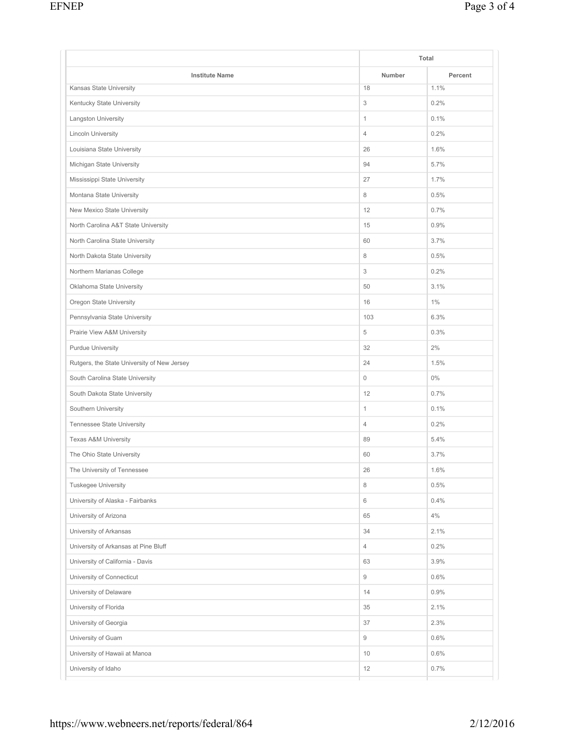| Institute Name | Total | |
|---|---|---|
| | Number | Percent |
| Kansas State University | 18 | 1.1% |
| Kentucky State University | 3 | 0.2% |
| Langston University | 1 | 0.1% |
| Lincoln University | 4 | 0.2% |
| Louisiana State University | 26 | 1.6% |
| Michigan State University | 94 | 5.7% |
| Mississippi State University | 27 | 1.7% |
| Montana State University | 8 | 0.5% |
| New Mexico State University | 12 | 0.7% |
| North Carolina A&T State University | 15 | 0.9% |
| North Carolina State University | 60 | 3.7% |
| North Dakota State University | 8 | 0.5% |
| Northern Marianas College | 3 | 0.2% |
| Oklahoma State University | 50 | 3.1% |
| Oregon State University | 16 | 1% |
| Pennsylvania State University | 103 | 6.3% |
| Prairie View A&M University | 5 | 0.3% |
| Purdue University | 32 | 2% |
| Rutgers, the State University of New Jersey | 24 | 1.5% |
| South Carolina State University | 0 | 0% |
| South Dakota State University | 12 | 0.7% |
| Southern University | 1 | 0.1% |
| Tennessee State University | 4 | 0.2% |
| Texas A&M University | 89 | 5.4% |
| The Ohio State University | 60 | 3.7% |
| The University of Tennessee | 26 | 1.6% |
| Tuskegee University | 8 | 0.5% |
| University of Alaska - Fairbanks | 6 | 0.4% |
| University of Arizona | 65 | 4% |
| University of Arkansas | 34 | 2.1% |
| University of Arkansas at Pine Bluff | 4 | 0.2% |
| University of California - Davis | 63 | 3.9% |
| University of Connecticut | 9 | 0.6% |
| University of Delaware | 14 | 0.9% |
| University of Florida | 35 | 2.1% |
| University of Georgia | 37 | 2.3% |
| University of Guam | 9 | 0.6% |
| University of Hawaii at Manoa | 10 | 0.6% |
| University of Idaho | 12 | 0.7% |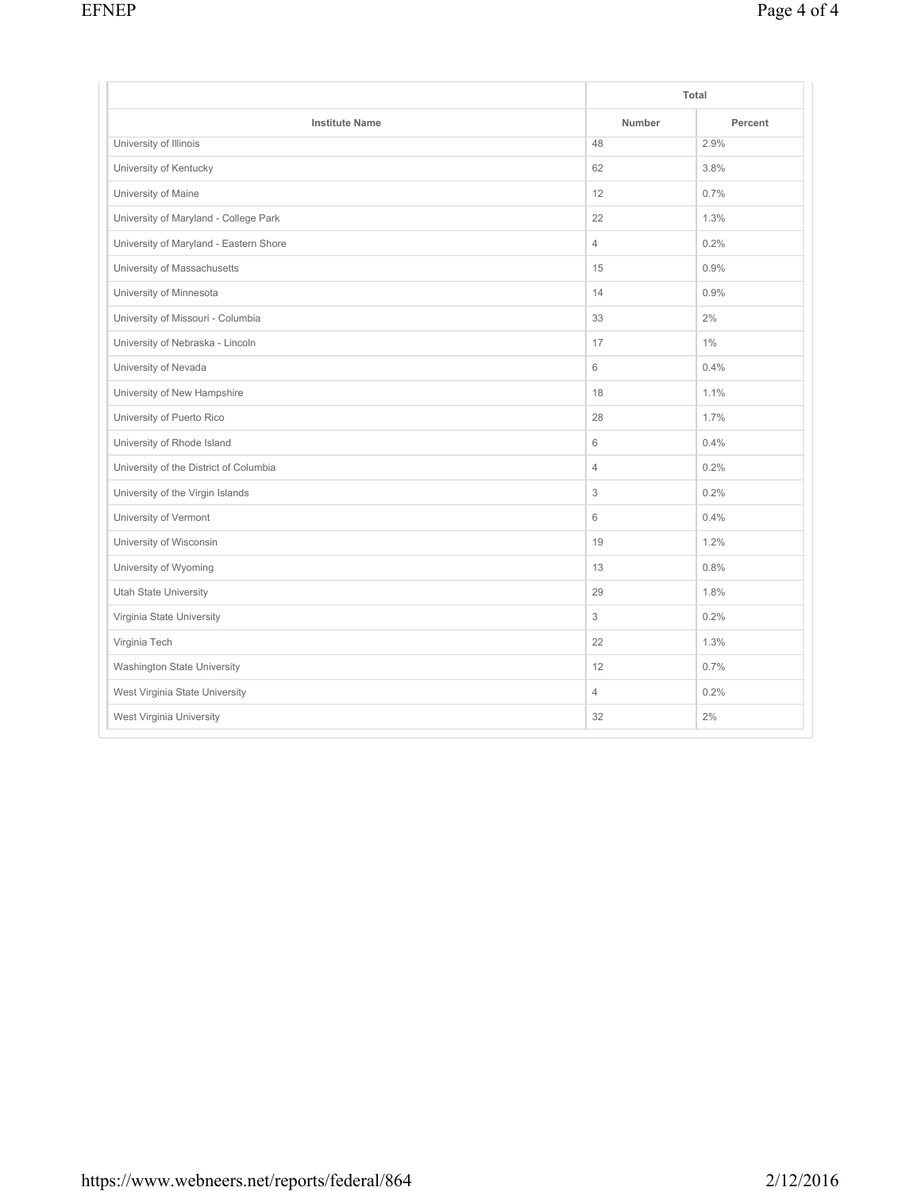| Institute Name | Total | |
|---|---|---|
| | Number | Percent |
| University of Illinois | 48 | 2.9% |
| University of Kentucky | 62 | 3.8% |
| University of Maine | 12 | 0.7% |
| University of Maryland - College Park | 22 | 1.3% |
| University of Maryland - Eastern Shore | 4 | 0.2% |
| University of Massachusetts | 15 | 0.9% |
| University of Minnesota | 14 | 0.9% |
| University of Missouri - Columbia | 33 | 2% |
| University of Nebraska - Lincoln | 17 | 1% |
| University of Nevada | 6 | 0.4% |
| University of New Hampshire | 18 | 1.1% |
| University of Puerto Rico | 28 | 1.7% |
| University of Rhode Island | 6 | 0.4% |
| University of the District of Columbia | 4 | 0.2% |
| University of the Virgin Islands | 3 | 0.2% |
| University of Vermont | 6 | 0.4% |
| University of Wisconsin | 19 | 1.2% |
| University of Wyoming | 13 | 0.8% |
| Utah State University | 29 | 1.8% |
| Virginia State University | 3 | 0.2% |
| Virginia Tech | 22 | 1.3% |
| Washington State University | 12 | 0.7% |
| West Virginia State University | 4 | 0.2% |
| West Virginia University | 32 | 2% |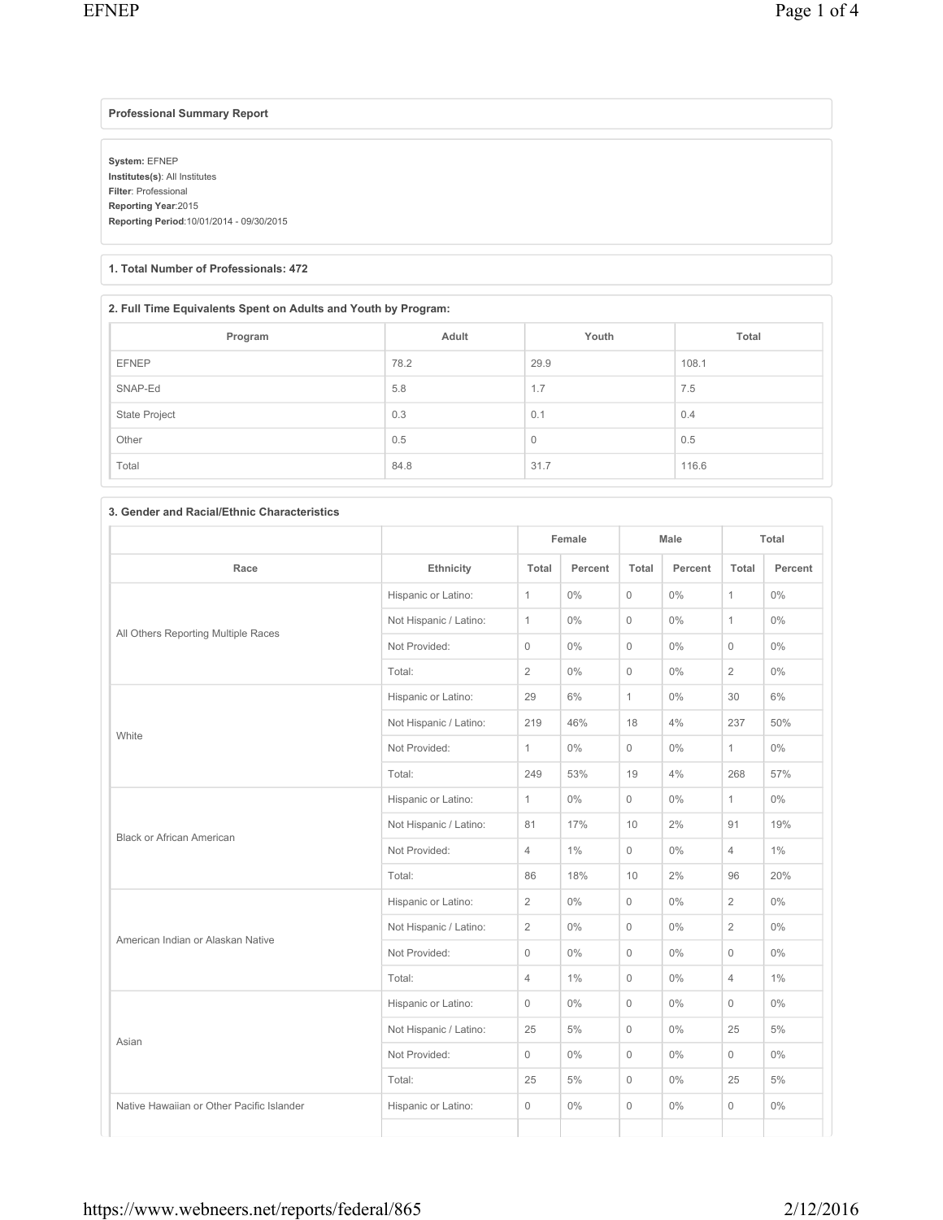**Professional Summary Report**

**System:** EFNEP
**Institutes(s)**: All Institutes
**Filter**: Professional
**Reporting Year**:2015
**Reporting Period**:10/01/2014 - 09/30/2015

**1. Total Number of Professionals: 472**

**2. Full Time Equivalents Spent on Adults and Youth by Program:**

| Program | Adult | Youth | Total |
|---|---|---|---|
| EFNEP | 78.2 | 29.9 | 108.1 |
| SNAP-Ed | 5.8 | 1.7 | 7.5 |
| State Project | 0.3 | 0.1 | 0.4 |
| Other | 0.5 | 0 | 0.5 |
| Total | 84.8 | 31.7 | 116.6 |

**3. Gender and Racial/Ethnic Characteristics**

| | | Female | | Male | | Total | |
|---|---|---|---|---|---|---|---|
| Race | Ethnicity | Total | Percent | Total | Percent | Total | Percent |
| All Others Reporting Multiple Races | Hispanic or Latino: | 1 | 0% | 0 | 0% | 1 | 0% |
| | Not Hispanic / Latino: | 1 | 0% | 0 | 0% | 1 | 0% |
| | Not Provided: | 0 | 0% | 0 | 0% | 0 | 0% |
| | Total: | 2 | 0% | 0 | 0% | 2 | 0% |
| White | Hispanic or Latino: | 29 | 6% | 1 | 0% | 30 | 6% |
| | Not Hispanic / Latino: | 219 | 46% | 18 | 4% | 237 | 50% |
| | Not Provided: | 1 | 0% | 0 | 0% | 1 | 0% |
| | Total: | 249 | 53% | 19 | 4% | 268 | 57% |
| Black or African American | Hispanic or Latino: | 1 | 0% | 0 | 0% | 1 | 0% |
| | Not Hispanic / Latino: | 81 | 17% | 10 | 2% | 91 | 19% |
| | Not Provided: | 4 | 1% | 0 | 0% | 4 | 1% |
| | Total: | 86 | 18% | 10 | 2% | 96 | 20% |
| American Indian or Alaskan Native | Hispanic or Latino: | 2 | 0% | 0 | 0% | 2 | 0% |
| | Not Hispanic / Latino: | 2 | 0% | 0 | 0% | 2 | 0% |
| | Not Provided: | 0 | 0% | 0 | 0% | 0 | 0% |
| | Total: | 4 | 1% | 0 | 0% | 4 | 1% |
| Asian | Hispanic or Latino: | 0 | 0% | 0 | 0% | 0 | 0% |
| | Not Hispanic / Latino: | 25 | 5% | 0 | 0% | 25 | 5% |
| | Not Provided: | 0 | 0% | 0 | 0% | 0 | 0% |
| | Total: | 25 | 5% | 0 | 0% | 25 | 5% |
| Native Hawaiian or Other Pacific Islander | Hispanic or Latino: | 0 | 0% | 0 | 0% | 0 | 0% |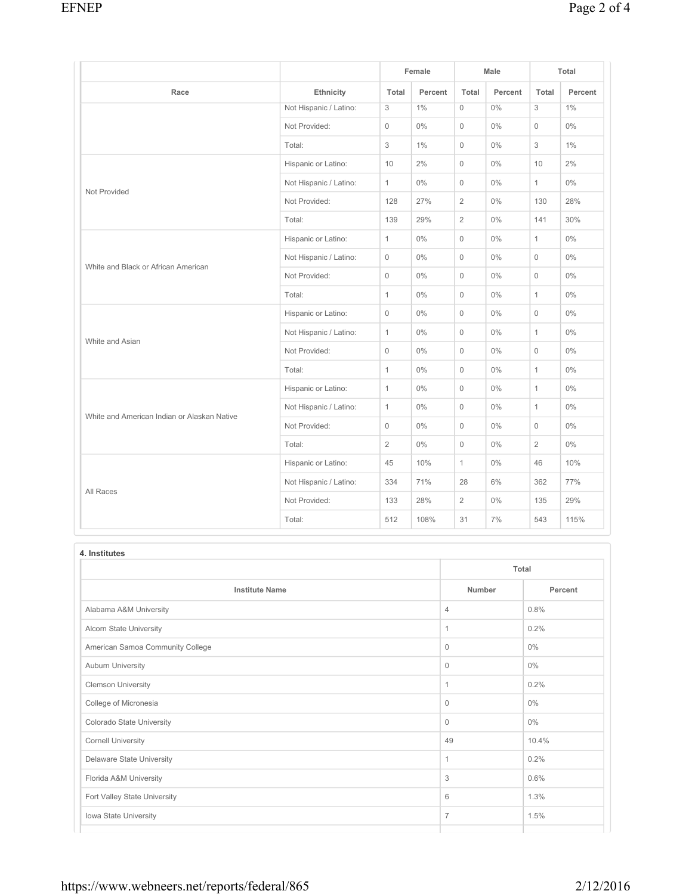| Race | Ethnicity | Female | | Male | | Total | |
|---|---|---|---|---|---|---|---|
| | | Total | Percent | Total | Percent | Total | Percent |
| | Not Hispanic / Latino: | 3 | 1% | 0 | 0% | 3 | 1% |
| | Not Provided: | 0 | 0% | 0 | 0% | 0 | 0% |
| | Total: | 3 | 1% | 0 | 0% | 3 | 1% |
| Not Provided | Hispanic or Latino: | 10 | 2% | 0 | 0% | 10 | 2% |
| | Not Hispanic / Latino: | 1 | 0% | 0 | 0% | 1 | 0% |
| | Not Provided: | 128 | 27% | 2 | 0% | 130 | 28% |
| | Total: | 139 | 29% | 2 | 0% | 141 | 30% |
| White and Black or African American | Hispanic or Latino: | 1 | 0% | 0 | 0% | 1 | 0% |
| | Not Hispanic / Latino: | 0 | 0% | 0 | 0% | 0 | 0% |
| | Not Provided: | 0 | 0% | 0 | 0% | 0 | 0% |
| | Total: | 1 | 0% | 0 | 0% | 1 | 0% |
| White and Asian | Hispanic or Latino: | 0 | 0% | 0 | 0% | 0 | 0% |
| | Not Hispanic / Latino: | 1 | 0% | 0 | 0% | 1 | 0% |
| | Not Provided: | 0 | 0% | 0 | 0% | 0 | 0% |
| | Total: | 1 | 0% | 0 | 0% | 1 | 0% |
| White and American Indian or Alaskan Native | Hispanic or Latino: | 1 | 0% | 0 | 0% | 1 | 0% |
| | Not Hispanic / Latino: | 1 | 0% | 0 | 0% | 1 | 0% |
| | Not Provided: | 0 | 0% | 0 | 0% | 0 | 0% |
| | Total: | 2 | 0% | 0 | 0% | 2 | 0% |
| All Races | Hispanic or Latino: | 45 | 10% | 1 | 0% | 46 | 10% |
| | Not Hispanic / Latino: | 334 | 71% | 28 | 6% | 362 | 77% |
| | Not Provided: | 133 | 28% | 2 | 0% | 135 | 29% |
| | Total: | 512 | 108% | 31 | 7% | 543 | 115% |

**4. Institutes**

| Institute Name | Total | |
|---|---|---|
| | Number | Percent |
| Alabama A&M University | 4 | 0.8% |
| Alcorn State University | 1 | 0.2% |
| American Samoa Community College | 0 | 0% |
| Auburn University | 0 | 0% |
| Clemson University | 1 | 0.2% |
| College of Micronesia | 0 | 0% |
| Colorado State University | 0 | 0% |
| Cornell University | 49 | 10.4% |
| Delaware State University | 1 | 0.2% |
| Florida A&M University | 3 | 0.6% |
| Fort Valley State University | 6 | 1.3% |
| Iowa State University | 7 | 1.5% |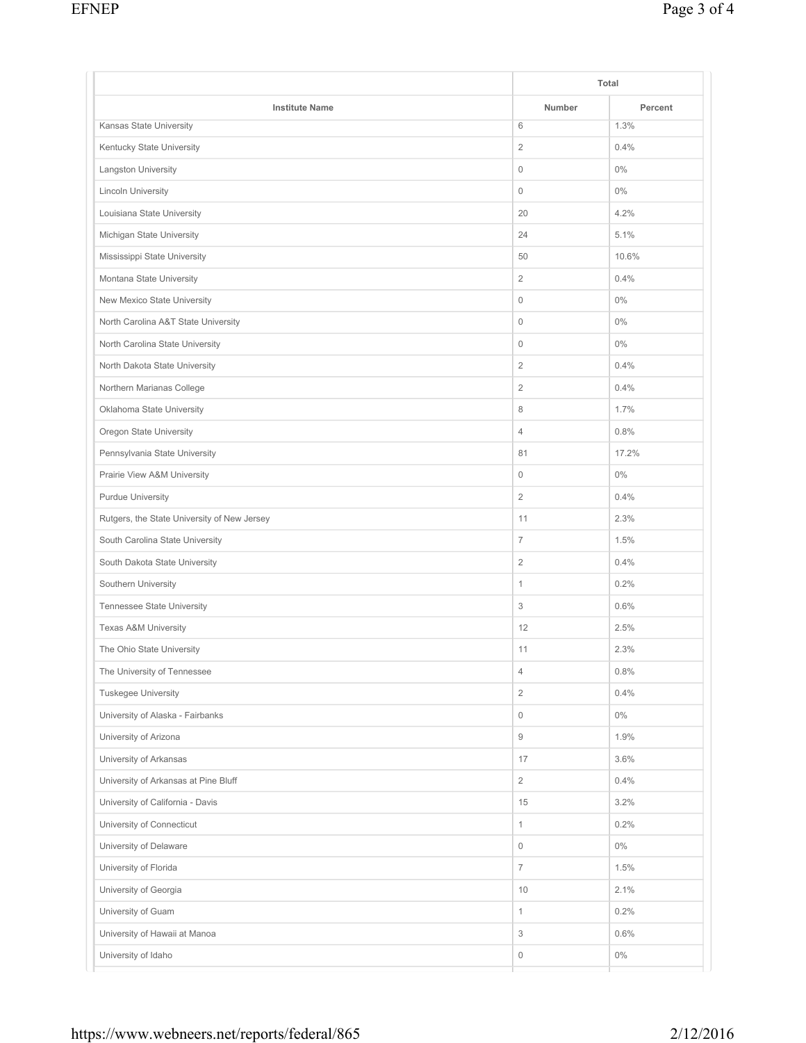| Institute Name | Total | |
|---|---|---|
| | Number | Percent |
| Kansas State University | 6 | 1.3% |
| Kentucky State University | 2 | 0.4% |
| Langston University | 0 | 0% |
| Lincoln University | 0 | 0% |
| Louisiana State University | 20 | 4.2% |
| Michigan State University | 24 | 5.1% |
| Mississippi State University | 50 | 10.6% |
| Montana State University | 2 | 0.4% |
| New Mexico State University | 0 | 0% |
| North Carolina A&T State University | 0 | 0% |
| North Carolina State University | 0 | 0% |
| North Dakota State University | 2 | 0.4% |
| Northern Marianas College | 2 | 0.4% |
| Oklahoma State University | 8 | 1.7% |
| Oregon State University | 4 | 0.8% |
| Pennsylvania State University | 81 | 17.2% |
| Prairie View A&M University | 0 | 0% |
| Purdue University | 2 | 0.4% |
| Rutgers, the State University of New Jersey | 11 | 2.3% |
| South Carolina State University | 7 | 1.5% |
| South Dakota State University | 2 | 0.4% |
| Southern University | 1 | 0.2% |
| Tennessee State University | 3 | 0.6% |
| Texas A&M University | 12 | 2.5% |
| The Ohio State University | 11 | 2.3% |
| The University of Tennessee | 4 | 0.8% |
| Tuskegee University | 2 | 0.4% |
| University of Alaska - Fairbanks | 0 | 0% |
| University of Arizona | 9 | 1.9% |
| University of Arkansas | 17 | 3.6% |
| University of Arkansas at Pine Bluff | 2 | 0.4% |
| University of California - Davis | 15 | 3.2% |
| University of Connecticut | 1 | 0.2% |
| University of Delaware | 0 | 0% |
| University of Florida | 7 | 1.5% |
| University of Georgia | 10 | 2.1% |
| University of Guam | 1 | 0.2% |
| University of Hawaii at Manoa | 3 | 0.6% |
| University of Idaho | 0 | 0% |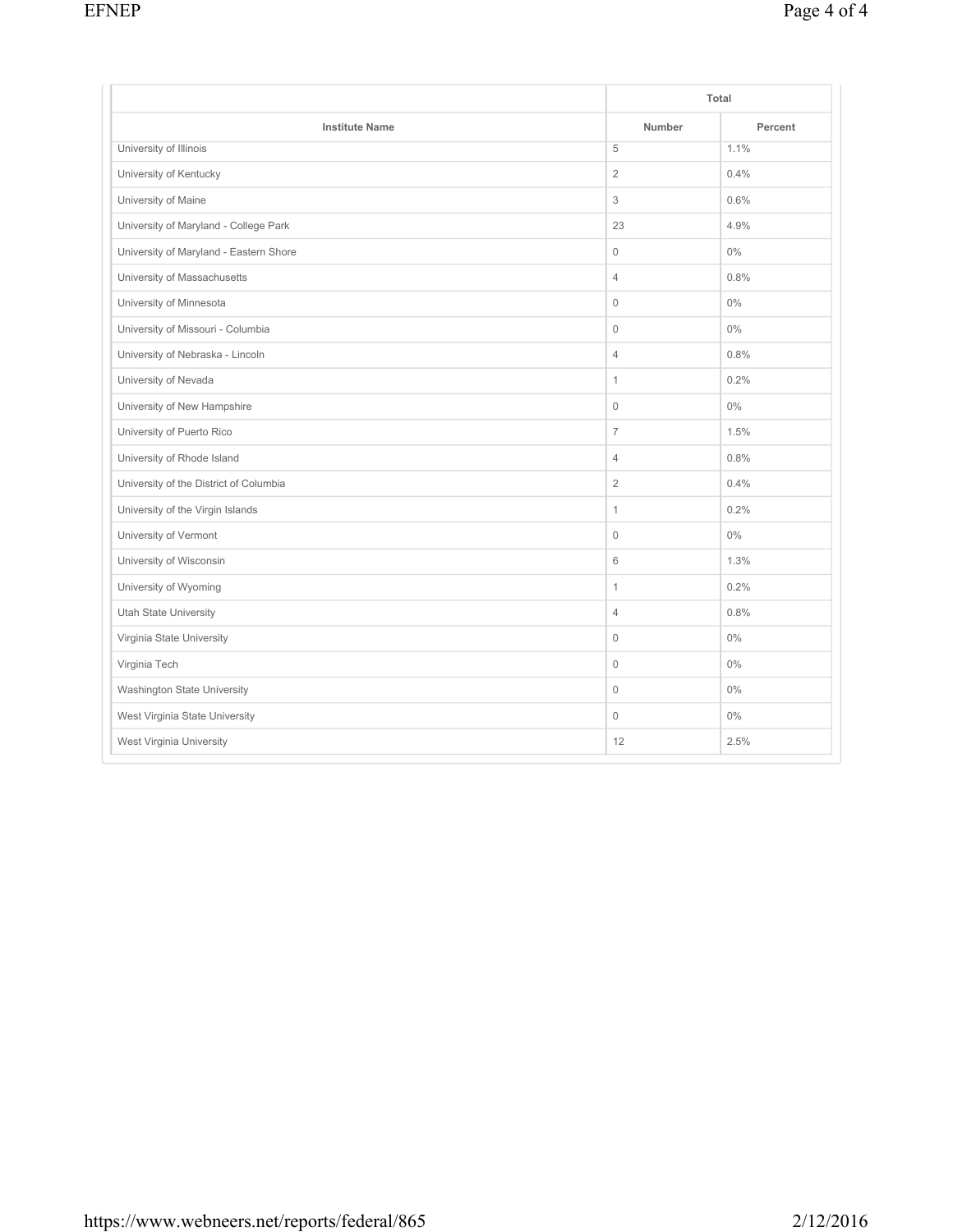| | Total | |
|---|---|---|
| Institute Name | Number | Percent |
| University of Illinois | 5 | 1.1% |
| University of Kentucky | 2 | 0.4% |
| University of Maine | 3 | 0.6% |
| University of Maryland - College Park | 23 | 4.9% |
| University of Maryland - Eastern Shore | 0 | 0% |
| University of Massachusetts | 4 | 0.8% |
| University of Minnesota | 0 | 0% |
| University of Missouri - Columbia | 0 | 0% |
| University of Nebraska - Lincoln | 4 | 0.8% |
| University of Nevada | 1 | 0.2% |
| University of New Hampshire | 0 | 0% |
| University of Puerto Rico | 7 | 1.5% |
| University of Rhode Island | 4 | 0.8% |
| University of the District of Columbia | 2 | 0.4% |
| University of the Virgin Islands | 1 | 0.2% |
| University of Vermont | 0 | 0% |
| University of Wisconsin | 6 | 1.3% |
| University of Wyoming | 1 | 0.2% |
| Utah State University | 4 | 0.8% |
| Virginia State University | 0 | 0% |
| Virginia Tech | 0 | 0% |
| Washington State University | 0 | 0% |
| West Virginia State University | 0 | 0% |
| West Virginia University | 12 | 2.5% |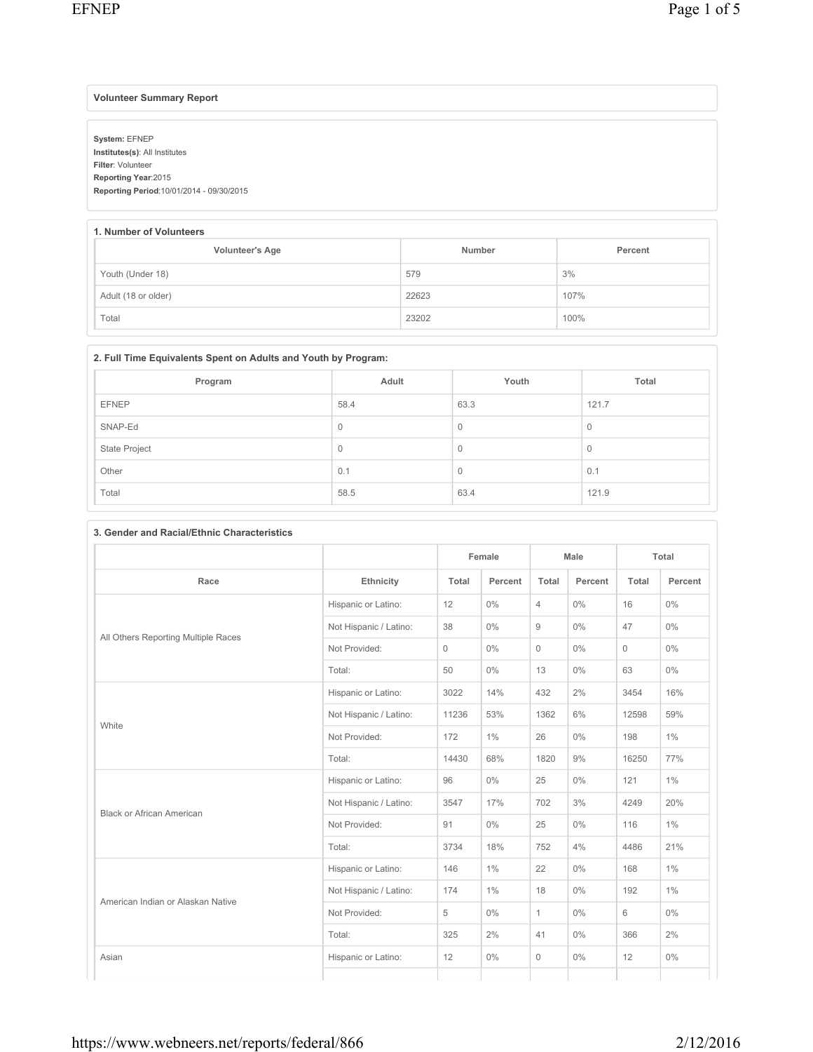### Volunteer Summary Report

**System:** EFNEP
**Institutes(s)**: All Institutes
**Filter**: Volunteer
**Reporting Year**:2015
**Reporting Period**:10/01/2014 - 09/30/2015

### 1. Number of Volunteers

| Volunteer's Age | Number | Percent |
|---|---|---|
| Youth (Under 18) | 579 | 3% |
| Adult (18 or older) | 22623 | 107% |
| Total | 23202 | 100% |

### 2. Full Time Equivalents Spent on Adults and Youth by Program:

| Program | Adult | Youth | Total |
|---|---|---|---|
| EFNEP | 58.4 | 63.3 | 121.7 |
| SNAP-Ed | 0 | 0 | 0 |
| State Project | 0 | 0 | 0 |
| Other | 0.1 | 0 | 0.1 |
| Total | 58.5 | 63.4 | 121.9 |

### 3. Gender and Racial/Ethnic Characteristics

| | | Female | | Male | | Total | |
|---|---|---|---|---|---|---|---|
| Race | Ethnicity | Total | Percent | Total | Percent | Total | Percent |
| All Others Reporting Multiple Races | Hispanic or Latino: | 12 | 0% | 4 | 0% | 16 | 0% |
| | Not Hispanic / Latino: | 38 | 0% | 9 | 0% | 47 | 0% |
| | Not Provided: | 0 | 0% | 0 | 0% | 0 | 0% |
| | Total: | 50 | 0% | 13 | 0% | 63 | 0% |
| White | Hispanic or Latino: | 3022 | 14% | 432 | 2% | 3454 | 16% |
| | Not Hispanic / Latino: | 11236 | 53% | 1362 | 6% | 12598 | 59% |
| | Not Provided: | 172 | 1% | 26 | 0% | 198 | 1% |
| | Total: | 14430 | 68% | 1820 | 9% | 16250 | 77% |
| Black or African American | Hispanic or Latino: | 96 | 0% | 25 | 0% | 121 | 1% |
| | Not Hispanic / Latino: | 3547 | 17% | 702 | 3% | 4249 | 20% |
| | Not Provided: | 91 | 0% | 25 | 0% | 116 | 1% |
| | Total: | 3734 | 18% | 752 | 4% | 4486 | 21% |
| American Indian or Alaskan Native | Hispanic or Latino: | 146 | 1% | 22 | 0% | 168 | 1% |
| | Not Hispanic / Latino: | 174 | 1% | 18 | 0% | 192 | 1% |
| | Not Provided: | 5 | 0% | 1 | 0% | 6 | 0% |
| | Total: | 325 | 2% | 41 | 0% | 366 | 2% |
| Asian | Hispanic or Latino: | 12 | 0% | 0 | 0% | 12 | 0% |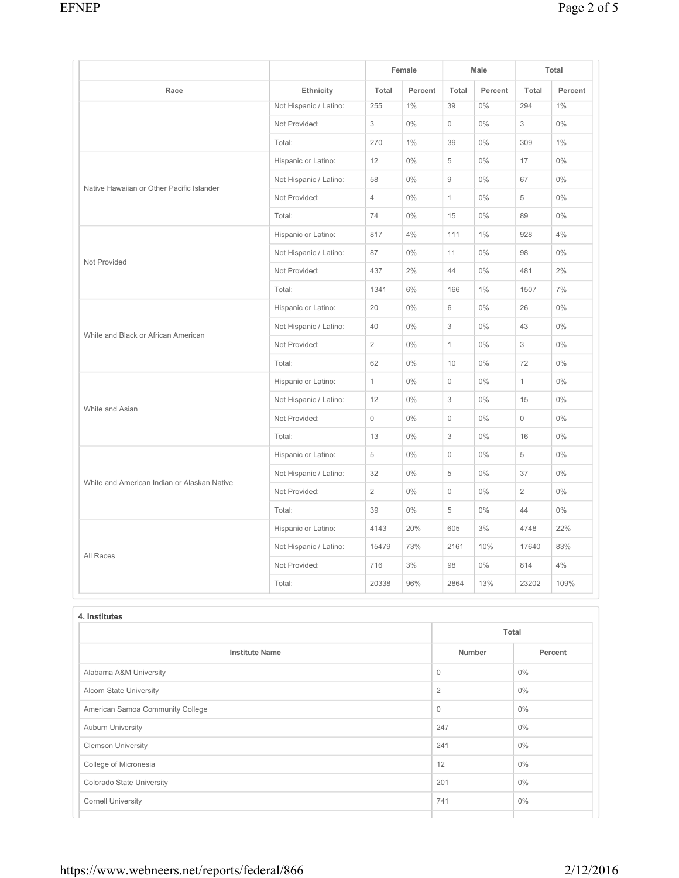| Race | Ethnicity | Female | | Male | | Total | |
|---|---|---|---|---|---|---|---|
| | | Total | Percent | Total | Percent | Total | Percent |
| | Not Hispanic / Latino: | 255 | 1% | 39 | 0% | 294 | 1% |
| | Not Provided: | 3 | 0% | 0 | 0% | 3 | 0% |
| | Total: | 270 | 1% | 39 | 0% | 309 | 1% |
| Native Hawaiian or Other Pacific Islander | Hispanic or Latino: | 12 | 0% | 5 | 0% | 17 | 0% |
| | Not Hispanic / Latino: | 58 | 0% | 9 | 0% | 67 | 0% |
| | Not Provided: | 4 | 0% | 1 | 0% | 5 | 0% |
| | Total: | 74 | 0% | 15 | 0% | 89 | 0% |
| Not Provided | Hispanic or Latino: | 817 | 4% | 111 | 1% | 928 | 4% |
| | Not Hispanic / Latino: | 87 | 0% | 11 | 0% | 98 | 0% |
| | Not Provided: | 437 | 2% | 44 | 0% | 481 | 2% |
| | Total: | 1341 | 6% | 166 | 1% | 1507 | 7% |
| White and Black or African American | Hispanic or Latino: | 20 | 0% | 6 | 0% | 26 | 0% |
| | Not Hispanic / Latino: | 40 | 0% | 3 | 0% | 43 | 0% |
| | Not Provided: | 2 | 0% | 1 | 0% | 3 | 0% |
| | Total: | 62 | 0% | 10 | 0% | 72 | 0% |
| White and Asian | Hispanic or Latino: | 1 | 0% | 0 | 0% | 1 | 0% |
| | Not Hispanic / Latino: | 12 | 0% | 3 | 0% | 15 | 0% |
| | Not Provided: | 0 | 0% | 0 | 0% | 0 | 0% |
| | Total: | 13 | 0% | 3 | 0% | 16 | 0% |
| White and American Indian or Alaskan Native | Hispanic or Latino: | 5 | 0% | 0 | 0% | 5 | 0% |
| | Not Hispanic / Latino: | 32 | 0% | 5 | 0% | 37 | 0% |
| | Not Provided: | 2 | 0% | 0 | 0% | 2 | 0% |
| | Total: | 39 | 0% | 5 | 0% | 44 | 0% |
| All Races | Hispanic or Latino: | 4143 | 20% | 605 | 3% | 4748 | 22% |
| | Not Hispanic / Latino: | 15479 | 73% | 2161 | 10% | 17640 | 83% |
| | Not Provided: | 716 | 3% | 98 | 0% | 814 | 4% |
| | Total: | 20338 | 96% | 2864 | 13% | 23202 | 109% |

**4. Institutes**

| Institute Name | Total | |
|---|---|---|
| | Number | Percent |
| Alabama A&M University | 0 | 0% |
| Alcorn State University | 2 | 0% |
| American Samoa Community College | 0 | 0% |
| Auburn University | 247 | 0% |
| Clemson University | 241 | 0% |
| College of Micronesia | 12 | 0% |
| Colorado State University | 201 | 0% |
| Cornell University | 741 | 0% |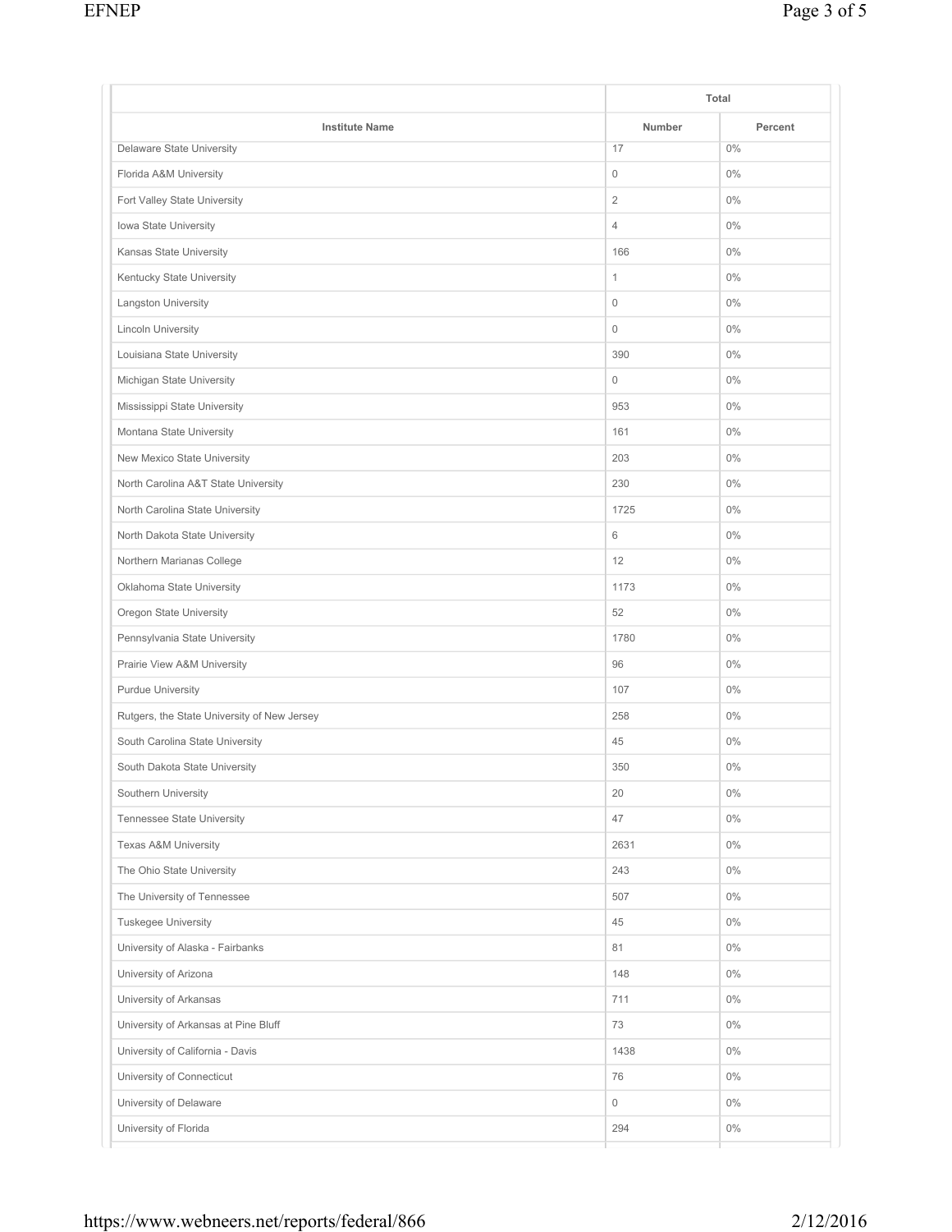| | Total | |
|---|---|---|
| Institute Name | Number | Percent |
| Delaware State University | 17 | 0% |
| Florida A&M University | 0 | 0% |
| Fort Valley State University | 2 | 0% |
| Iowa State University | 4 | 0% |
| Kansas State University | 166 | 0% |
| Kentucky State University | 1 | 0% |
| Langston University | 0 | 0% |
| Lincoln University | 0 | 0% |
| Louisiana State University | 390 | 0% |
| Michigan State University | 0 | 0% |
| Mississippi State University | 953 | 0% |
| Montana State University | 161 | 0% |
| New Mexico State University | 203 | 0% |
| North Carolina A&T State University | 230 | 0% |
| North Carolina State University | 1725 | 0% |
| North Dakota State University | 6 | 0% |
| Northern Marianas College | 12 | 0% |
| Oklahoma State University | 1173 | 0% |
| Oregon State University | 52 | 0% |
| Pennsylvania State University | 1780 | 0% |
| Prairie View A&M University | 96 | 0% |
| Purdue University | 107 | 0% |
| Rutgers, the State University of New Jersey | 258 | 0% |
| South Carolina State University | 45 | 0% |
| South Dakota State University | 350 | 0% |
| Southern University | 20 | 0% |
| Tennessee State University | 47 | 0% |
| Texas A&M University | 2631 | 0% |
| The Ohio State University | 243 | 0% |
| The University of Tennessee | 507 | 0% |
| Tuskegee University | 45 | 0% |
| University of Alaska - Fairbanks | 81 | 0% |
| University of Arizona | 148 | 0% |
| University of Arkansas | 711 | 0% |
| University of Arkansas at Pine Bluff | 73 | 0% |
| University of California - Davis | 1438 | 0% |
| University of Connecticut | 76 | 0% |
| University of Delaware | 0 | 0% |
| University of Florida | 294 | 0% |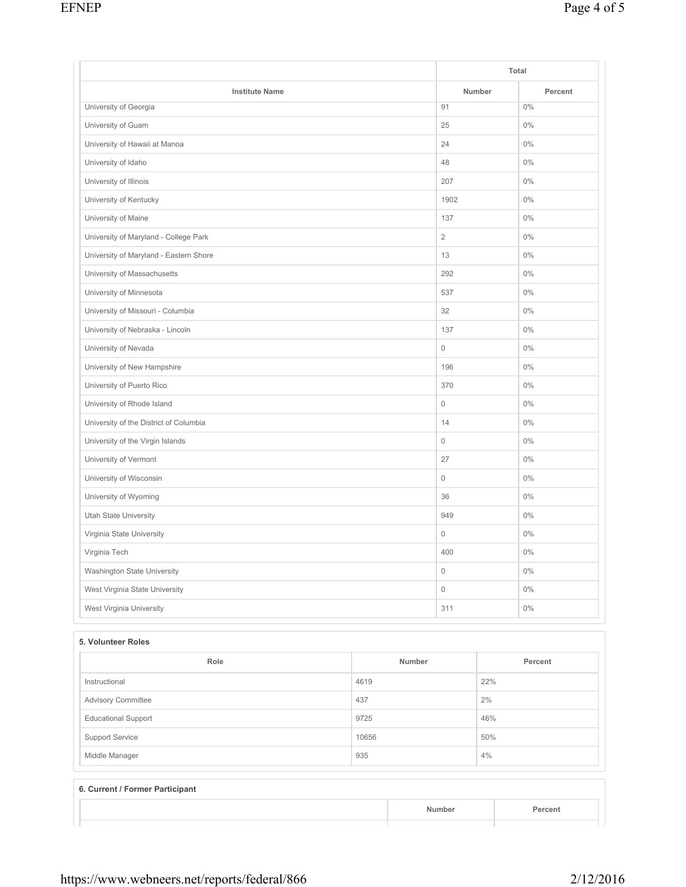| Institute Name | Total | |
|---|---|---|
| | Number | Percent |
| University of Georgia | 91 | 0% |
| University of Guam | 25 | 0% |
| University of Hawaii at Manoa | 24 | 0% |
| University of Idaho | 48 | 0% |
| University of Illinois | 207 | 0% |
| University of Kentucky | 1902 | 0% |
| University of Maine | 137 | 0% |
| University of Maryland - College Park | 2 | 0% |
| University of Maryland - Eastern Shore | 13 | 0% |
| University of Massachusetts | 292 | 0% |
| University of Minnesota | 537 | 0% |
| University of Missouri - Columbia | 32 | 0% |
| University of Nebraska - Lincoln | 137 | 0% |
| University of Nevada | 0 | 0% |
| University of New Hampshire | 196 | 0% |
| University of Puerto Rico | 370 | 0% |
| University of Rhode Island | 0 | 0% |
| University of the District of Columbia | 14 | 0% |
| University of the Virgin Islands | 0 | 0% |
| University of Vermont | 27 | 0% |
| University of Wisconsin | 0 | 0% |
| University of Wyoming | 36 | 0% |
| Utah State University | 949 | 0% |
| Virginia State University | 0 | 0% |
| Virginia Tech | 400 | 0% |
| Washington State University | 0 | 0% |
| West Virginia State University | 0 | 0% |
| West Virginia University | 311 | 0% |

### 5. Volunteer Roles

| Role | Number | Percent |
|---|---|---|
| Instructional | 4619 | 22% |
| Advisory Committee | 437 | 2% |
| Educational Support | 9725 | 46% |
| Support Service | 10656 | 50% |
| Middle Manager | 935 | 4% |

### 6. Current / Former Participant

| | Number | Percent |
|---|---|---|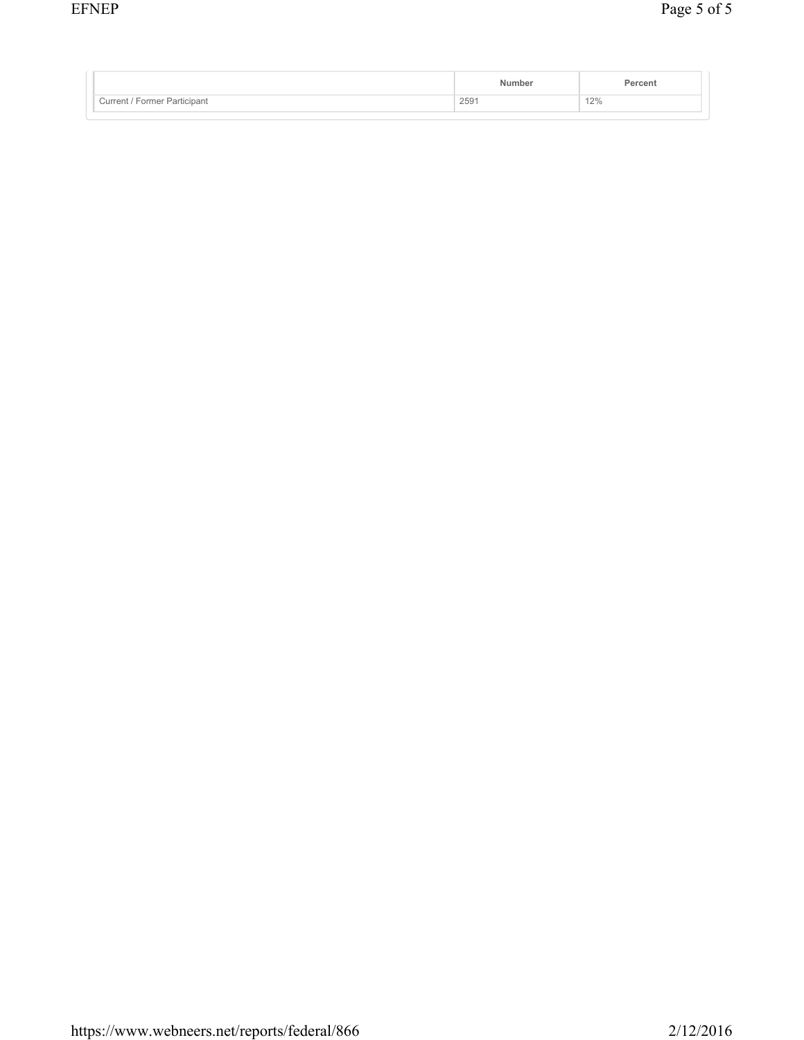| | Number | Percent |
|---|---|---|
| Current / Former Participant | 2591 | 12% |